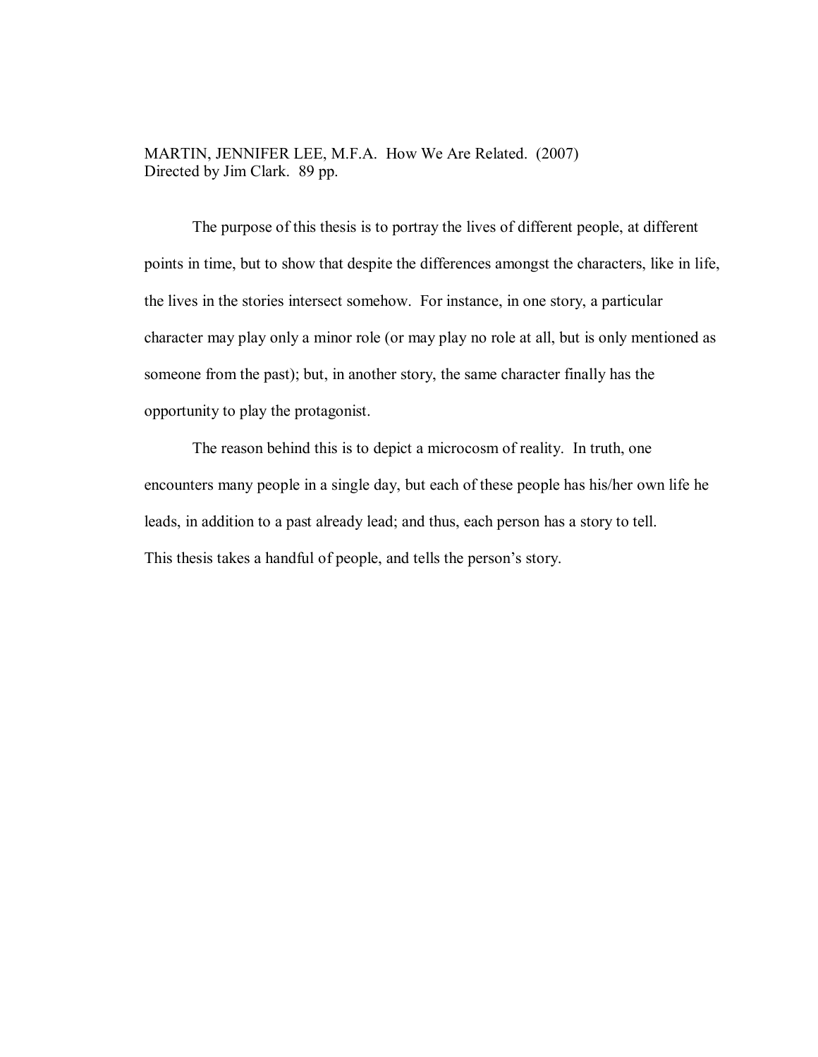MARTIN, JENNIFER LEE, M.F.A. How We Are Related. (2007)
Directed by Jim Clark. 89 pp.

The purpose of this thesis is to portray the lives of different people, at different points in time, but to show that despite the differences amongst the characters, like in life, the lives in the stories intersect somehow. For instance, in one story, a particular character may play only a minor role (or may play no role at all, but is only mentioned as someone from the past); but, in another story, the same character finally has the opportunity to play the protagonist.

The reason behind this is to depict a microcosm of reality. In truth, one encounters many people in a single day, but each of these people has his/her own life he leads, in addition to a past already lead; and thus, each person has a story to tell. This thesis takes a handful of people, and tells the person's story.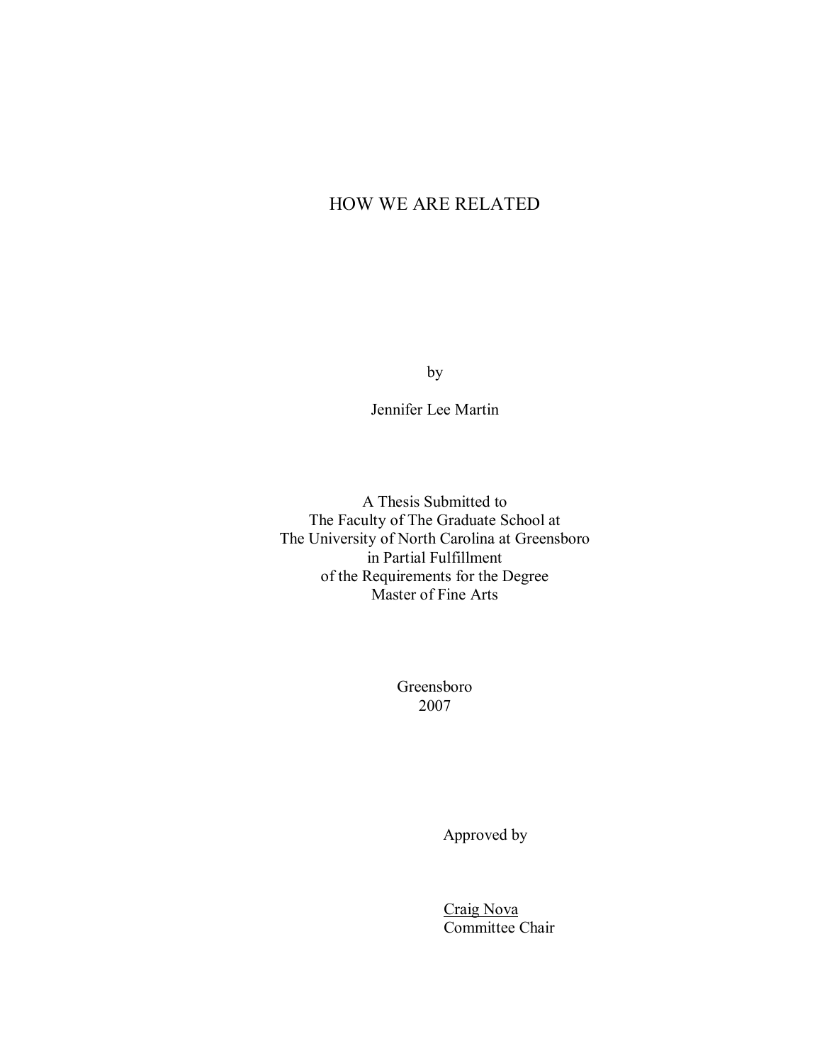# HOW WE ARE RELATED

by

Jennifer Lee Martin

A Thesis Submitted to
The Faculty of The Graduate School at
The University of North Carolina at Greensboro
in Partial Fulfillment
of the Requirements for the Degree
Master of Fine Arts

Greensboro
2007

Approved by

Craig Nova
Committee Chair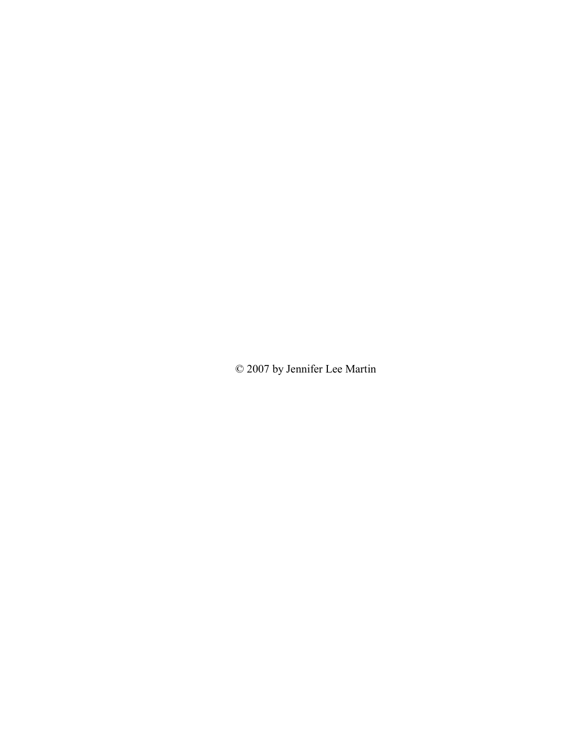© 2007 by Jennifer Lee Martin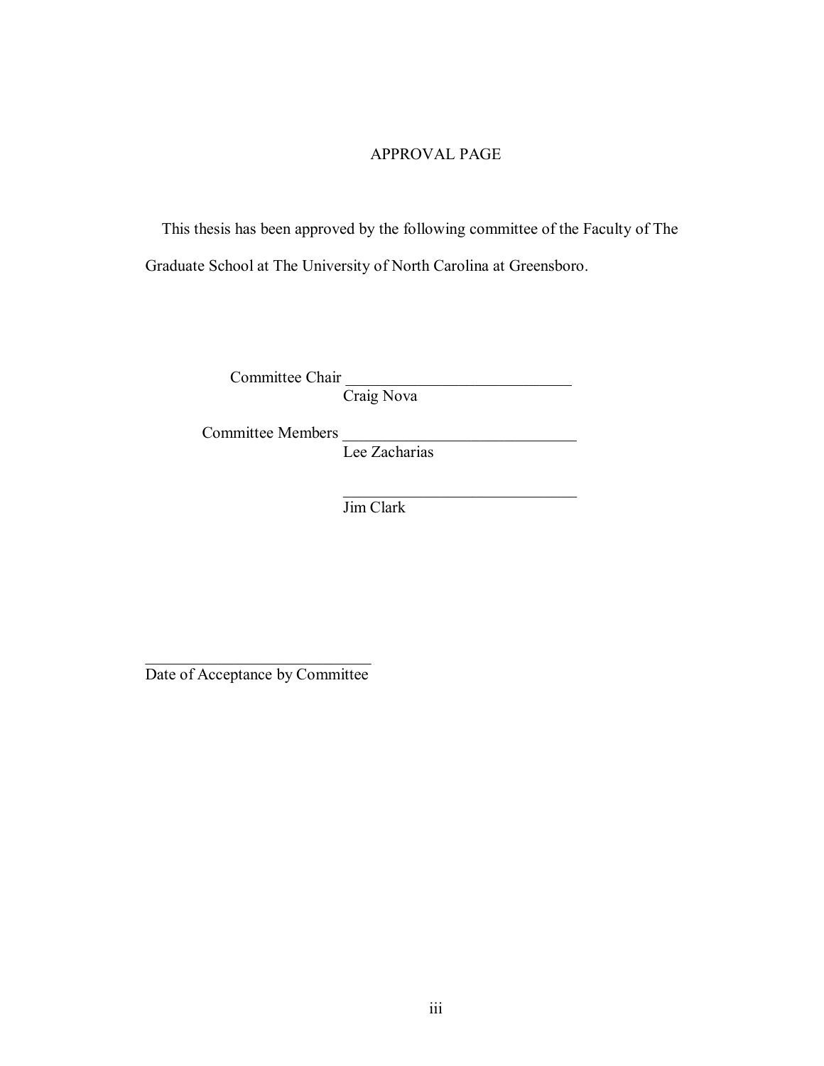# APPROVAL PAGE

This thesis has been approved by the following committee of the Faculty of The Graduate School at The University of North Carolina at Greensboro.

Committee Chair ____________________________
Craig Nova

Committee Members ____________________________
Lee Zacharias

____________________________
Jim Clark

____________________________
Date of Acceptance by Committee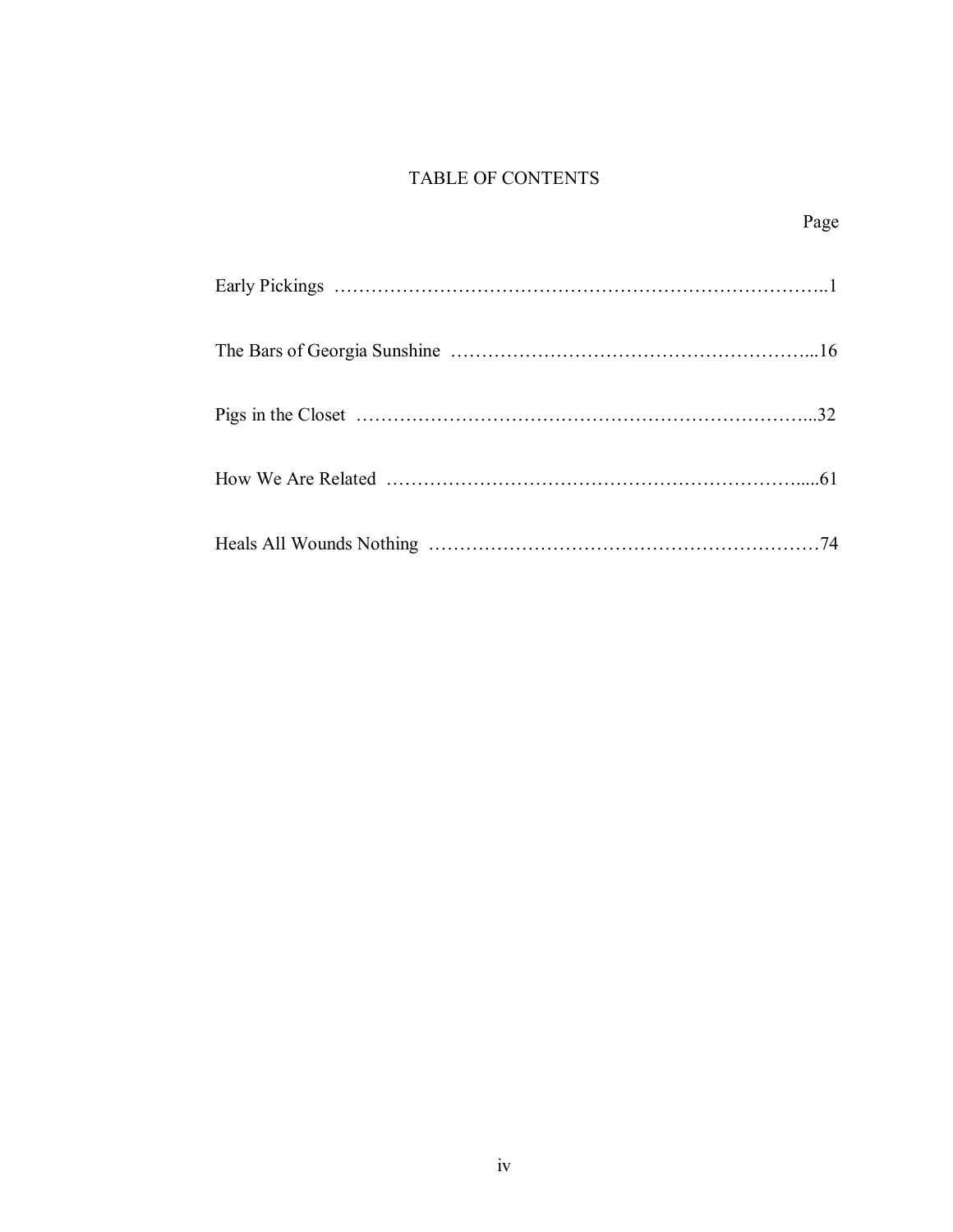# TABLE OF CONTENTS

| | Page |
|---|---|
| Early Pickings | 1 |
| The Bars of Georgia Sunshine | 16 |
| Pigs in the Closet | 32 |
| How We Are Related | 61 |
| Heals All Wounds Nothing | 74 |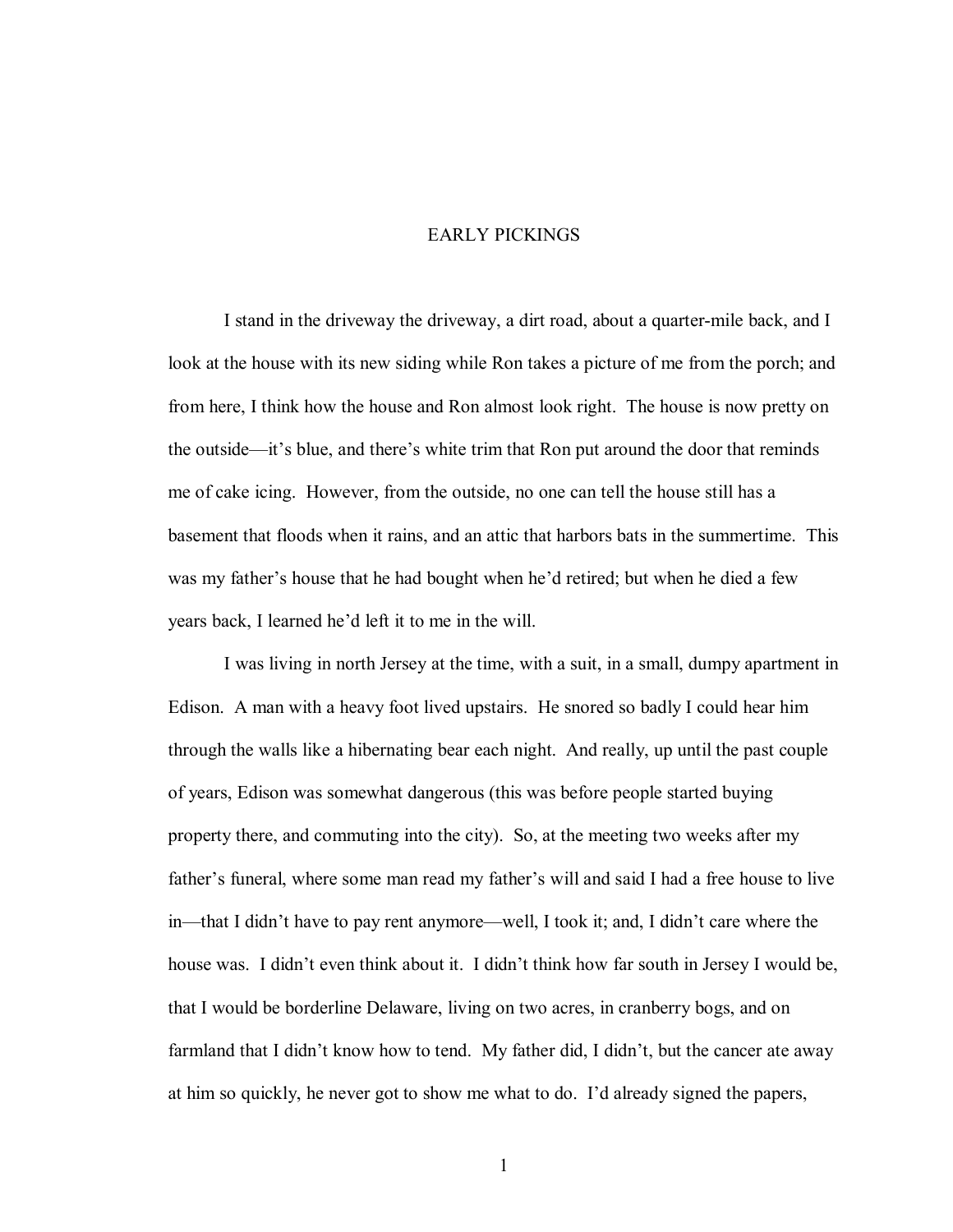# EARLY PICKINGS

I stand in the driveway the driveway, a dirt road, about a quarter-mile back, and I look at the house with its new siding while Ron takes a picture of me from the porch; and from here, I think how the house and Ron almost look right. The house is now pretty on the outside—it's blue, and there's white trim that Ron put around the door that reminds me of cake icing. However, from the outside, no one can tell the house still has a basement that floods when it rains, and an attic that harbors bats in the summertime. This was my father's house that he had bought when he'd retired; but when he died a few years back, I learned he'd left it to me in the will.

I was living in north Jersey at the time, with a suit, in a small, dumpy apartment in Edison. A man with a heavy foot lived upstairs. He snored so badly I could hear him through the walls like a hibernating bear each night. And really, up until the past couple of years, Edison was somewhat dangerous (this was before people started buying property there, and commuting into the city). So, at the meeting two weeks after my father's funeral, where some man read my father's will and said I had a free house to live in—that I didn't have to pay rent anymore—well, I took it; and, I didn't care where the house was. I didn't even think about it. I didn't think how far south in Jersey I would be, that I would be borderline Delaware, living on two acres, in cranberry bogs, and on farmland that I didn't know how to tend. My father did, I didn't, but the cancer ate away at him so quickly, he never got to show me what to do. I'd already signed the papers,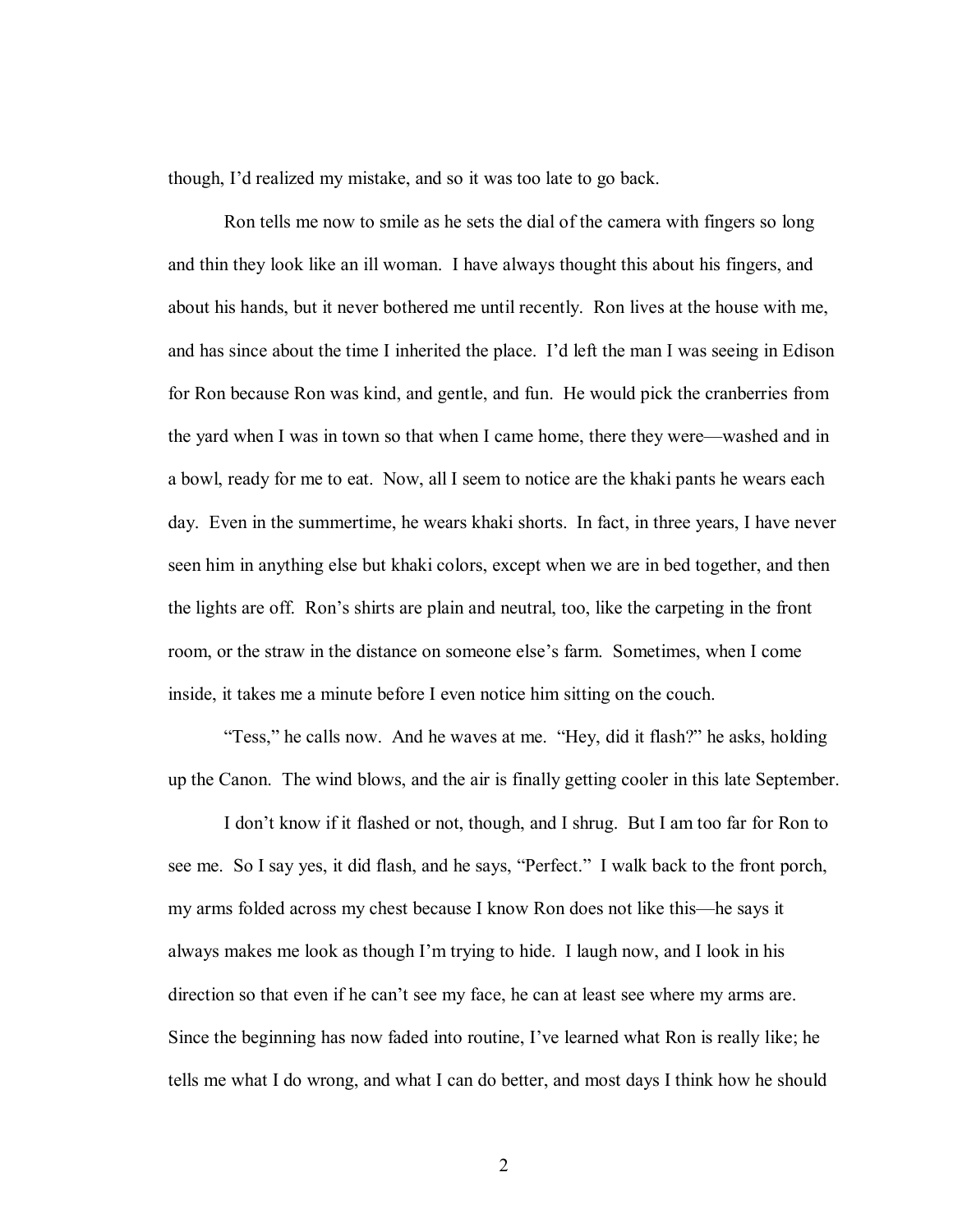though, I'd realized my mistake, and so it was too late to go back.

Ron tells me now to smile as he sets the dial of the camera with fingers so long and thin they look like an ill woman. I have always thought this about his fingers, and about his hands, but it never bothered me until recently. Ron lives at the house with me, and has since about the time I inherited the place. I'd left the man I was seeing in Edison for Ron because Ron was kind, and gentle, and fun. He would pick the cranberries from the yard when I was in town so that when I came home, there they were—washed and in a bowl, ready for me to eat. Now, all I seem to notice are the khaki pants he wears each day. Even in the summertime, he wears khaki shorts. In fact, in three years, I have never seen him in anything else but khaki colors, except when we are in bed together, and then the lights are off. Ron's shirts are plain and neutral, too, like the carpeting in the front room, or the straw in the distance on someone else's farm. Sometimes, when I come inside, it takes me a minute before I even notice him sitting on the couch.

"Tess," he calls now. And he waves at me. "Hey, did it flash?" he asks, holding up the Canon. The wind blows, and the air is finally getting cooler in this late September.

I don't know if it flashed or not, though, and I shrug. But I am too far for Ron to see me. So I say yes, it did flash, and he says, "Perfect." I walk back to the front porch, my arms folded across my chest because I know Ron does not like this—he says it always makes me look as though I'm trying to hide. I laugh now, and I look in his direction so that even if he can't see my face, he can at least see where my arms are. Since the beginning has now faded into routine, I've learned what Ron is really like; he tells me what I do wrong, and what I can do better, and most days I think how he should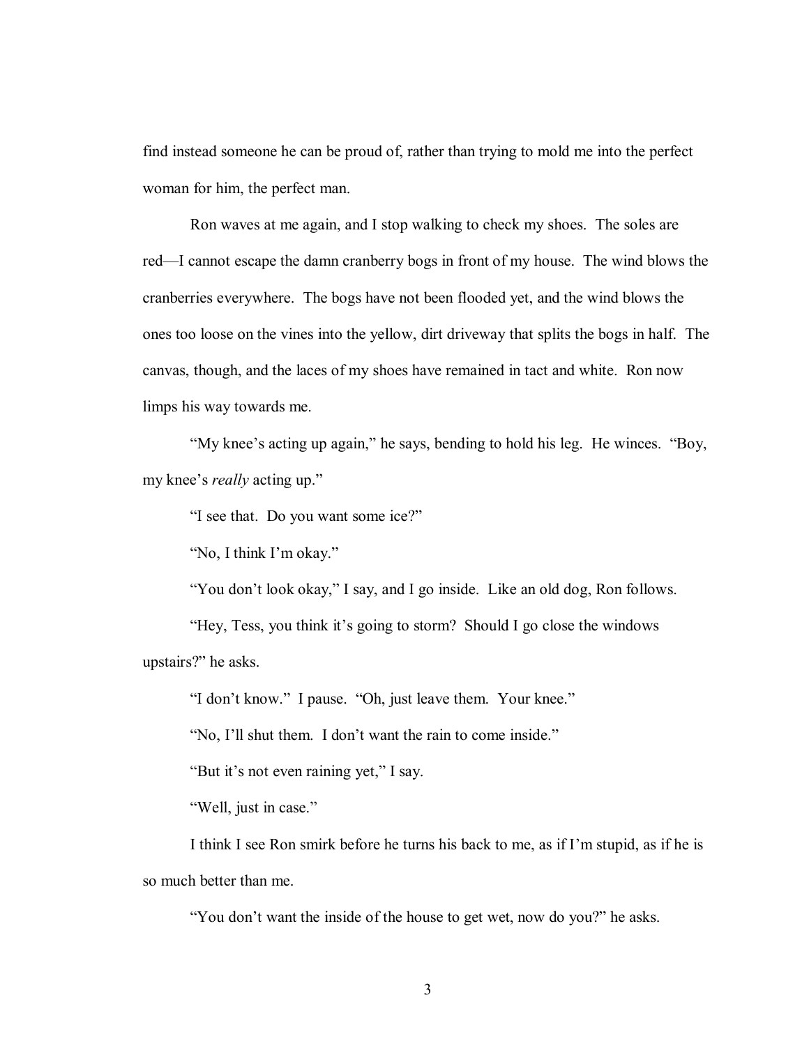find instead someone he can be proud of, rather than trying to mold me into the perfect woman for him, the perfect man.

Ron waves at me again, and I stop walking to check my shoes. The soles are red—I cannot escape the damn cranberry bogs in front of my house. The wind blows the cranberries everywhere. The bogs have not been flooded yet, and the wind blows the ones too loose on the vines into the yellow, dirt driveway that splits the bogs in half. The canvas, though, and the laces of my shoes have remained in tact and white. Ron now limps his way towards me.

"My knee's acting up again," he says, bending to hold his leg. He winces. "Boy, my knee's *really* acting up."

"I see that. Do you want some ice?"

"No, I think I'm okay."

"You don't look okay," I say, and I go inside. Like an old dog, Ron follows.

"Hey, Tess, you think it's going to storm? Should I go close the windows upstairs?" he asks.

"I don't know." I pause. "Oh, just leave them. Your knee."

"No, I'll shut them. I don't want the rain to come inside."

"But it's not even raining yet," I say.

"Well, just in case."

I think I see Ron smirk before he turns his back to me, as if I'm stupid, as if he is so much better than me.

"You don't want the inside of the house to get wet, now do you?" he asks.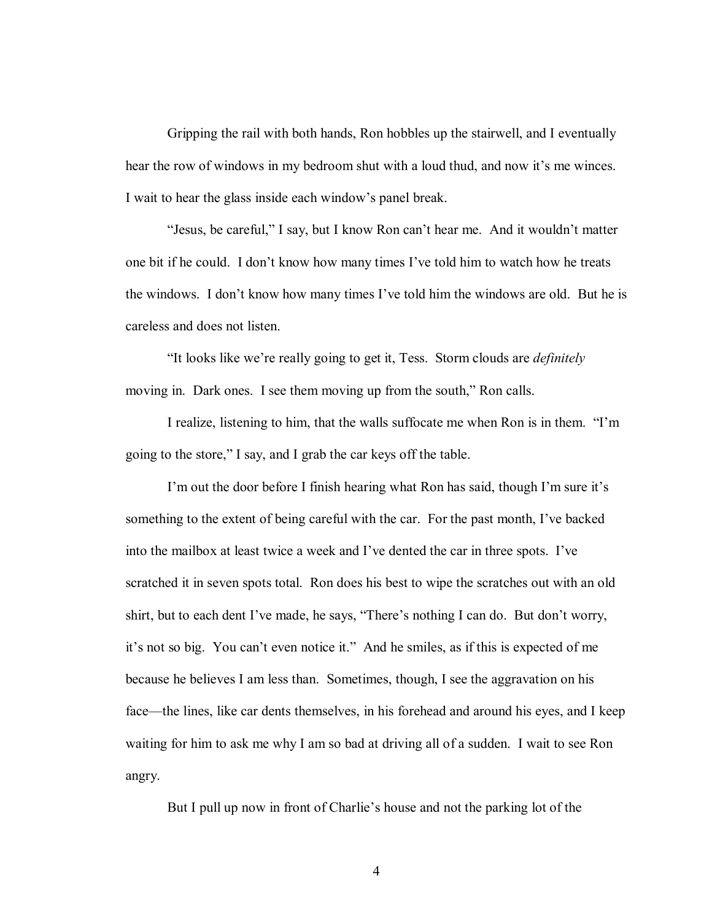Gripping the rail with both hands, Ron hobbles up the stairwell, and I eventually hear the row of windows in my bedroom shut with a loud thud, and now it's me winces. I wait to hear the glass inside each window's panel break.

"Jesus, be careful," I say, but I know Ron can't hear me. And it wouldn't matter one bit if he could. I don't know how many times I've told him to watch how he treats the windows. I don't know how many times I've told him the windows are old. But he is careless and does not listen.

"It looks like we're really going to get it, Tess. Storm clouds are *definitely* moving in. Dark ones. I see them moving up from the south," Ron calls.

I realize, listening to him, that the walls suffocate me when Ron is in them. "I'm going to the store," I say, and I grab the car keys off the table.

I'm out the door before I finish hearing what Ron has said, though I'm sure it's something to the extent of being careful with the car. For the past month, I've backed into the mailbox at least twice a week and I've dented the car in three spots. I've scratched it in seven spots total. Ron does his best to wipe the scratches out with an old shirt, but to each dent I've made, he says, "There's nothing I can do. But don't worry, it's not so big. You can't even notice it." And he smiles, as if this is expected of me because he believes I am less than. Sometimes, though, I see the aggravation on his face—the lines, like car dents themselves, in his forehead and around his eyes, and I keep waiting for him to ask me why I am so bad at driving all of a sudden. I wait to see Ron angry.

But I pull up now in front of Charlie's house and not the parking lot of the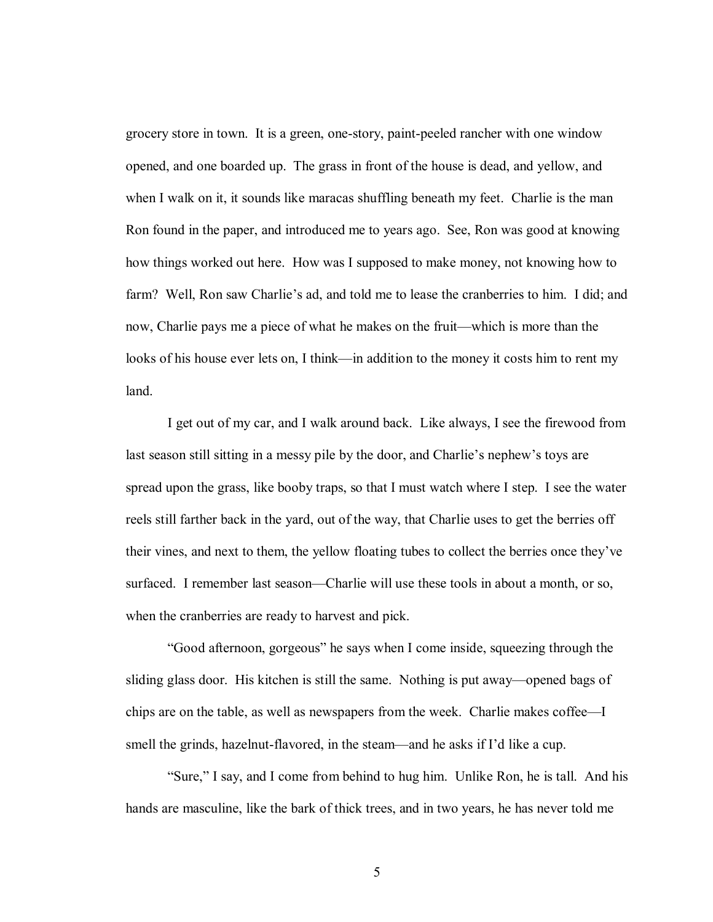grocery store in town. It is a green, one-story, paint-peeled rancher with one window opened, and one boarded up. The grass in front of the house is dead, and yellow, and when I walk on it, it sounds like maracas shuffling beneath my feet. Charlie is the man Ron found in the paper, and introduced me to years ago. See, Ron was good at knowing how things worked out here. How was I supposed to make money, not knowing how to farm? Well, Ron saw Charlie's ad, and told me to lease the cranberries to him. I did; and now, Charlie pays me a piece of what he makes on the fruit—which is more than the looks of his house ever lets on, I think—in addition to the money it costs him to rent my land.

I get out of my car, and I walk around back. Like always, I see the firewood from last season still sitting in a messy pile by the door, and Charlie's nephew's toys are spread upon the grass, like booby traps, so that I must watch where I step. I see the water reels still farther back in the yard, out of the way, that Charlie uses to get the berries off their vines, and next to them, the yellow floating tubes to collect the berries once they've surfaced. I remember last season—Charlie will use these tools in about a month, or so, when the cranberries are ready to harvest and pick.

"Good afternoon, gorgeous" he says when I come inside, squeezing through the sliding glass door. His kitchen is still the same. Nothing is put away—opened bags of chips are on the table, as well as newspapers from the week. Charlie makes coffee—I smell the grinds, hazelnut-flavored, in the steam—and he asks if I'd like a cup.

"Sure," I say, and I come from behind to hug him. Unlike Ron, he is tall. And his hands are masculine, like the bark of thick trees, and in two years, he has never told me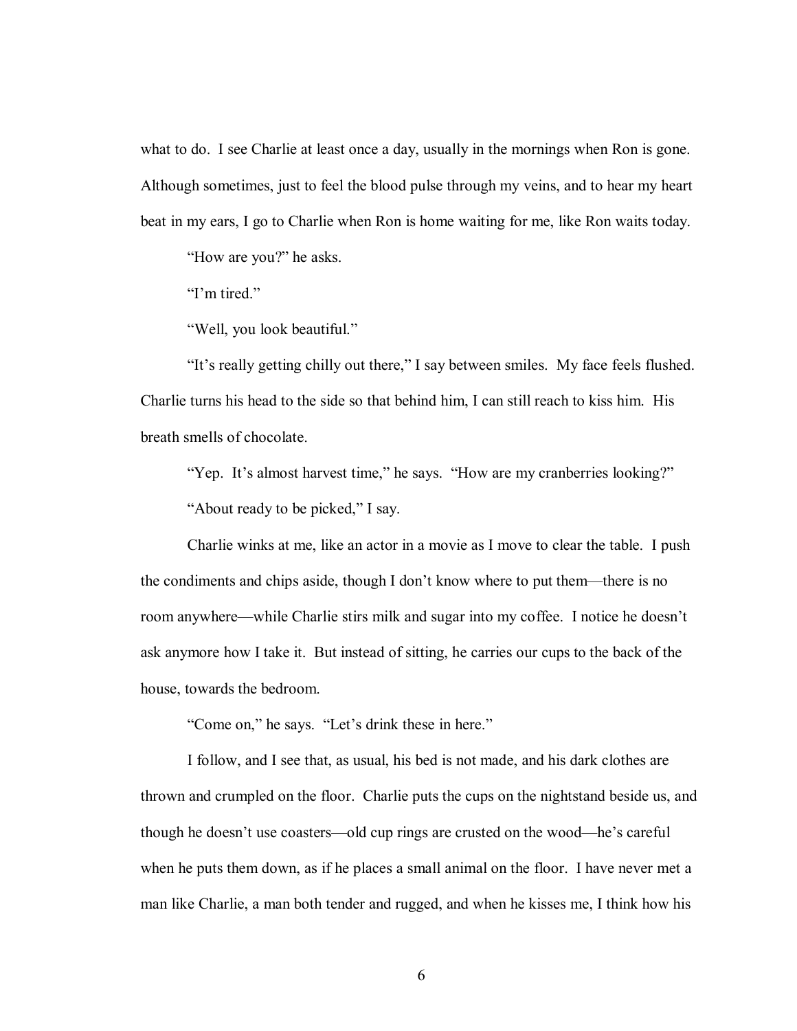what to do. I see Charlie at least once a day, usually in the mornings when Ron is gone. Although sometimes, just to feel the blood pulse through my veins, and to hear my heart beat in my ears, I go to Charlie when Ron is home waiting for me, like Ron waits today.

"How are you?" he asks.

"I'm tired."

"Well, you look beautiful."

"It's really getting chilly out there," I say between smiles. My face feels flushed. Charlie turns his head to the side so that behind him, I can still reach to kiss him. His breath smells of chocolate.

"Yep. It's almost harvest time," he says. "How are my cranberries looking?"

"About ready to be picked," I say.

Charlie winks at me, like an actor in a movie as I move to clear the table. I push the condiments and chips aside, though I don't know where to put them—there is no room anywhere—while Charlie stirs milk and sugar into my coffee. I notice he doesn't ask anymore how I take it. But instead of sitting, he carries our cups to the back of the house, towards the bedroom.

"Come on," he says. "Let's drink these in here."

I follow, and I see that, as usual, his bed is not made, and his dark clothes are thrown and crumpled on the floor. Charlie puts the cups on the nightstand beside us, and though he doesn't use coasters—old cup rings are crusted on the wood—he's careful when he puts them down, as if he places a small animal on the floor. I have never met a man like Charlie, a man both tender and rugged, and when he kisses me, I think how his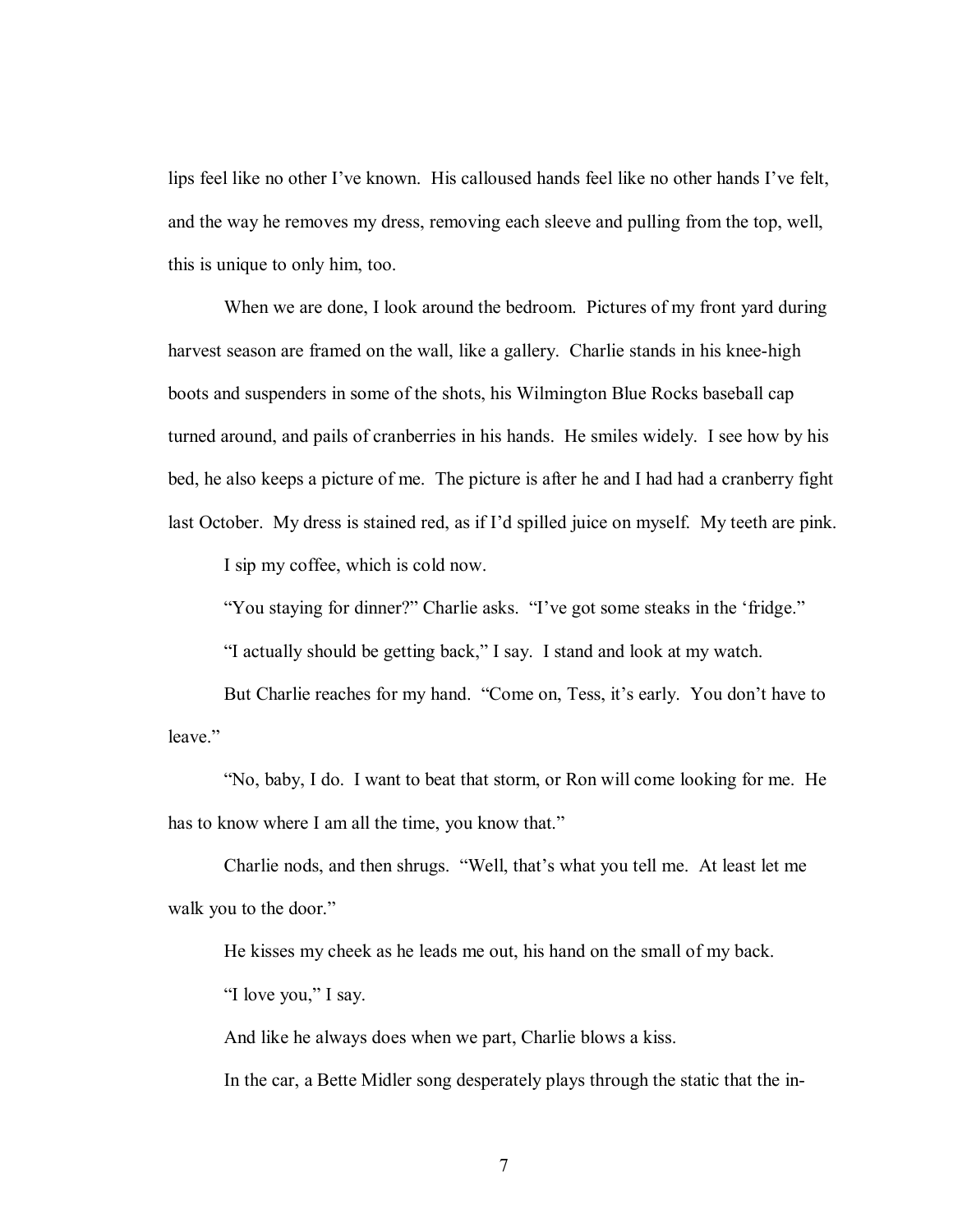lips feel like no other I've known. His calloused hands feel like no other hands I've felt, and the way he removes my dress, removing each sleeve and pulling from the top, well, this is unique to only him, too.

When we are done, I look around the bedroom. Pictures of my front yard during harvest season are framed on the wall, like a gallery. Charlie stands in his knee-high boots and suspenders in some of the shots, his Wilmington Blue Rocks baseball cap turned around, and pails of cranberries in his hands. He smiles widely. I see how by his bed, he also keeps a picture of me. The picture is after he and I had had a cranberry fight last October. My dress is stained red, as if I'd spilled juice on myself. My teeth are pink.

I sip my coffee, which is cold now.

"You staying for dinner?" Charlie asks. "I've got some steaks in the 'fridge."

"I actually should be getting back," I say. I stand and look at my watch.

But Charlie reaches for my hand. "Come on, Tess, it's early. You don't have to leave."

"No, baby, I do. I want to beat that storm, or Ron will come looking for me. He has to know where I am all the time, you know that."

Charlie nods, and then shrugs. "Well, that's what you tell me. At least let me walk you to the door."

He kisses my cheek as he leads me out, his hand on the small of my back.

"I love you," I say.

And like he always does when we part, Charlie blows a kiss.

In the car, a Bette Midler song desperately plays through the static that the in-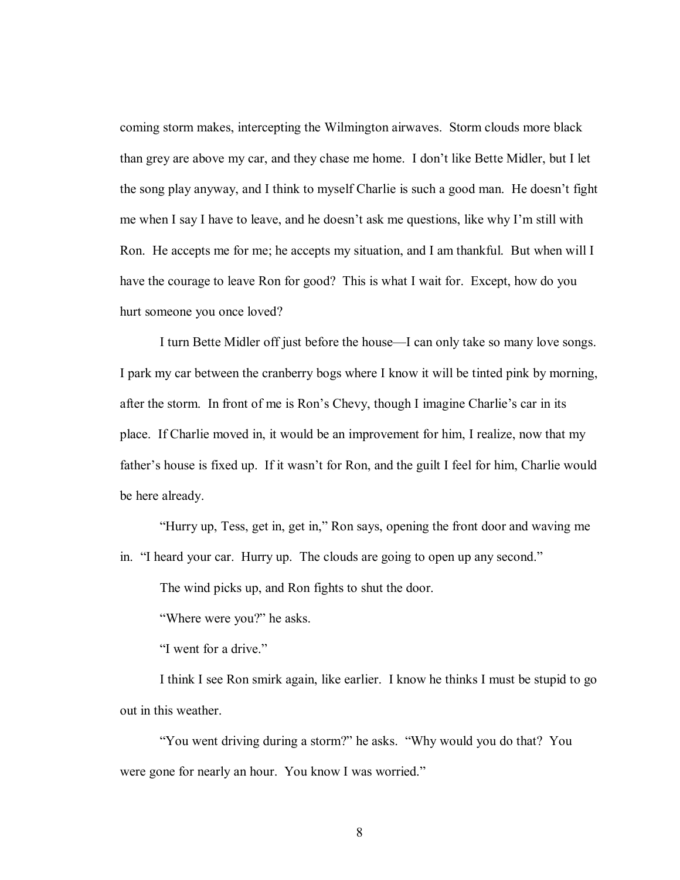coming storm makes, intercepting the Wilmington airwaves. Storm clouds more black than grey are above my car, and they chase me home. I don't like Bette Midler, but I let the song play anyway, and I think to myself Charlie is such a good man. He doesn't fight me when I say I have to leave, and he doesn't ask me questions, like why I'm still with Ron. He accepts me for me; he accepts my situation, and I am thankful. But when will I have the courage to leave Ron for good? This is what I wait for. Except, how do you hurt someone you once loved?

I turn Bette Midler off just before the house—I can only take so many love songs. I park my car between the cranberry bogs where I know it will be tinted pink by morning, after the storm. In front of me is Ron's Chevy, though I imagine Charlie's car in its place. If Charlie moved in, it would be an improvement for him, I realize, now that my father's house is fixed up. If it wasn't for Ron, and the guilt I feel for him, Charlie would be here already.

"Hurry up, Tess, get in, get in," Ron says, opening the front door and waving me in. "I heard your car. Hurry up. The clouds are going to open up any second."

The wind picks up, and Ron fights to shut the door.

"Where were you?" he asks.

"I went for a drive."

I think I see Ron smirk again, like earlier. I know he thinks I must be stupid to go out in this weather.

"You went driving during a storm?" he asks. "Why would you do that? You were gone for nearly an hour. You know I was worried."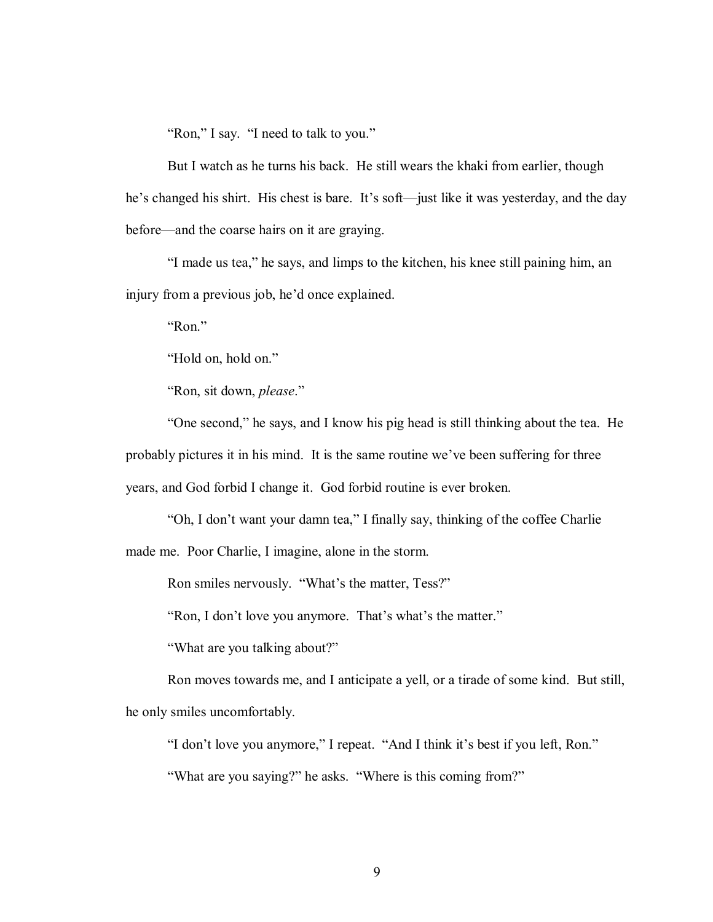"Ron," I say. "I need to talk to you."

But I watch as he turns his back. He still wears the khaki from earlier, though he's changed his shirt. His chest is bare. It's soft—just like it was yesterday, and the day before—and the coarse hairs on it are graying.

"I made us tea," he says, and limps to the kitchen, his knee still paining him, an injury from a previous job, he'd once explained.

"Ron."

"Hold on, hold on."

"Ron, sit down, *please*."

"One second," he says, and I know his pig head is still thinking about the tea. He probably pictures it in his mind. It is the same routine we've been suffering for three years, and God forbid I change it. God forbid routine is ever broken.

"Oh, I don't want your damn tea," I finally say, thinking of the coffee Charlie made me. Poor Charlie, I imagine, alone in the storm.

Ron smiles nervously. "What's the matter, Tess?"

"Ron, I don't love you anymore. That's what's the matter."

"What are you talking about?"

Ron moves towards me, and I anticipate a yell, or a tirade of some kind. But still, he only smiles uncomfortably.

"I don't love you anymore," I repeat. "And I think it's best if you left, Ron."

"What are you saying?" he asks. "Where is this coming from?"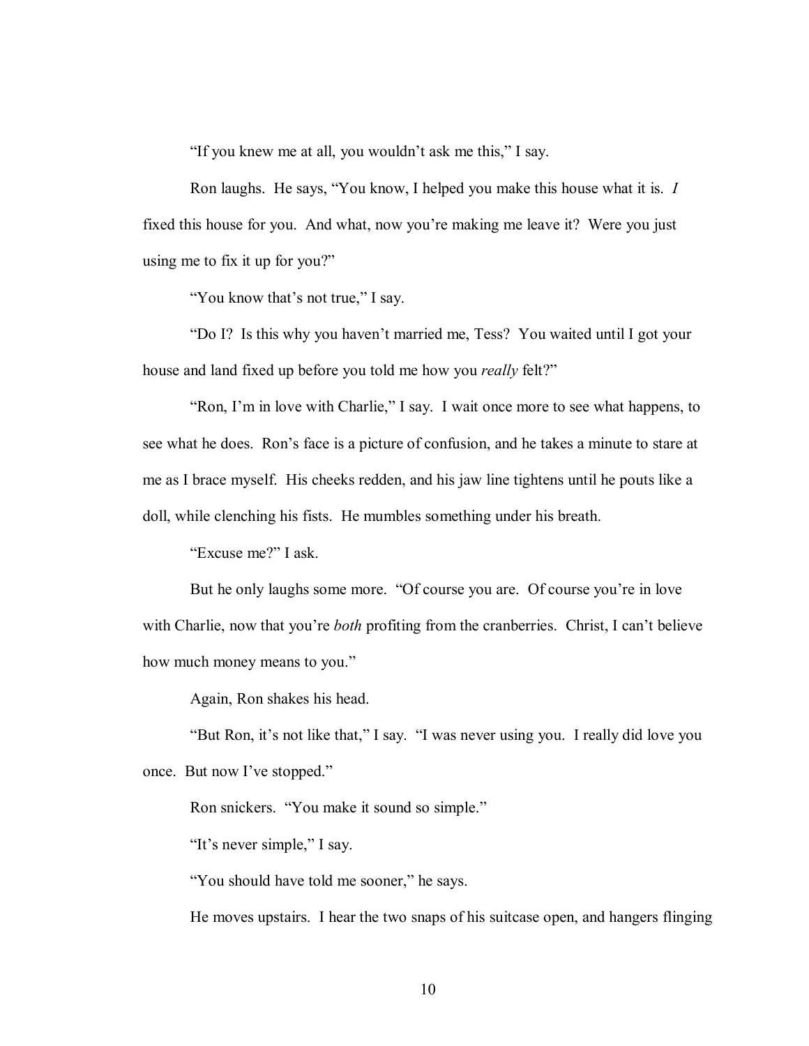"If you knew me at all, you wouldn't ask me this," I say.

Ron laughs. He says, "You know, I helped you make this house what it is. *I* fixed this house for you. And what, now you're making me leave it? Were you just using me to fix it up for you?"

"You know that's not true," I say.

"Do I? Is this why you haven't married me, Tess? You waited until I got your house and land fixed up before you told me how you *really* felt?"

"Ron, I'm in love with Charlie," I say. I wait once more to see what happens, to see what he does. Ron's face is a picture of confusion, and he takes a minute to stare at me as I brace myself. His cheeks redden, and his jaw line tightens until he pouts like a doll, while clenching his fists. He mumbles something under his breath.

"Excuse me?" I ask.

But he only laughs some more. "Of course you are. Of course you're in love with Charlie, now that you're *both* profiting from the cranberries. Christ, I can't believe how much money means to you."

Again, Ron shakes his head.

"But Ron, it's not like that," I say. "I was never using you. I really did love you once. But now I've stopped."

Ron snickers. "You make it sound so simple."

"It's never simple," I say.

"You should have told me sooner," he says.

He moves upstairs. I hear the two snaps of his suitcase open, and hangers flinging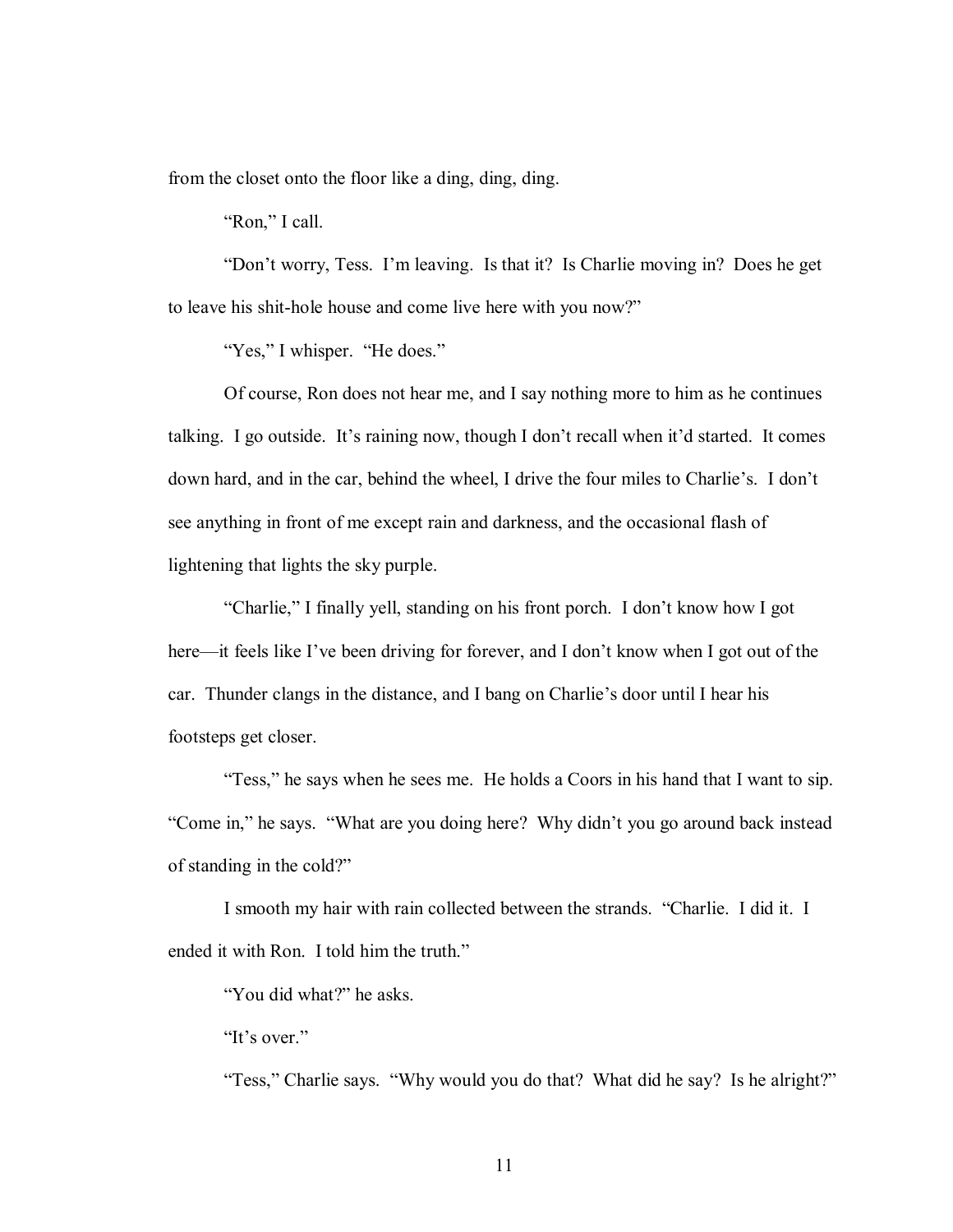from the closet onto the floor like a ding, ding, ding.

"Ron," I call.

"Don't worry, Tess. I'm leaving. Is that it? Is Charlie moving in? Does he get to leave his shit-hole house and come live here with you now?"

"Yes," I whisper. "He does."

Of course, Ron does not hear me, and I say nothing more to him as he continues talking. I go outside. It's raining now, though I don't recall when it'd started. It comes down hard, and in the car, behind the wheel, I drive the four miles to Charlie's. I don't see anything in front of me except rain and darkness, and the occasional flash of lightening that lights the sky purple.

"Charlie," I finally yell, standing on his front porch. I don't know how I got here—it feels like I've been driving for forever, and I don't know when I got out of the car. Thunder clangs in the distance, and I bang on Charlie's door until I hear his footsteps get closer.

"Tess," he says when he sees me. He holds a Coors in his hand that I want to sip. "Come in," he says. "What are you doing here? Why didn't you go around back instead of standing in the cold?"

I smooth my hair with rain collected between the strands. "Charlie. I did it. I ended it with Ron. I told him the truth."

"You did what?" he asks.

"It's over."

"Tess," Charlie says. "Why would you do that? What did he say? Is he alright?"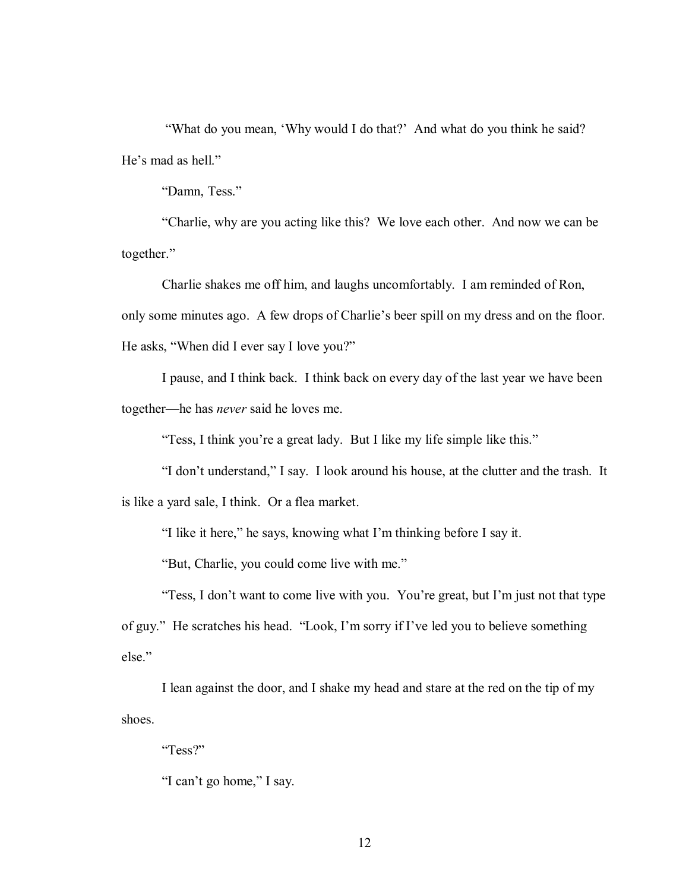"What do you mean, 'Why would I do that?' And what do you think he said? He's mad as hell."

"Damn, Tess."

"Charlie, why are you acting like this? We love each other. And now we can be together."

Charlie shakes me off him, and laughs uncomfortably. I am reminded of Ron, only some minutes ago. A few drops of Charlie's beer spill on my dress and on the floor. He asks, "When did I ever say I love you?"

I pause, and I think back. I think back on every day of the last year we have been together—he has *never* said he loves me.

"Tess, I think you're a great lady. But I like my life simple like this."

"I don't understand," I say. I look around his house, at the clutter and the trash. It is like a yard sale, I think. Or a flea market.

"I like it here," he says, knowing what I'm thinking before I say it.

"But, Charlie, you could come live with me."

"Tess, I don't want to come live with you. You're great, but I'm just not that type of guy." He scratches his head. "Look, I'm sorry if I've led you to believe something else."

I lean against the door, and I shake my head and stare at the red on the tip of my shoes.

"Tess?"

"I can't go home," I say.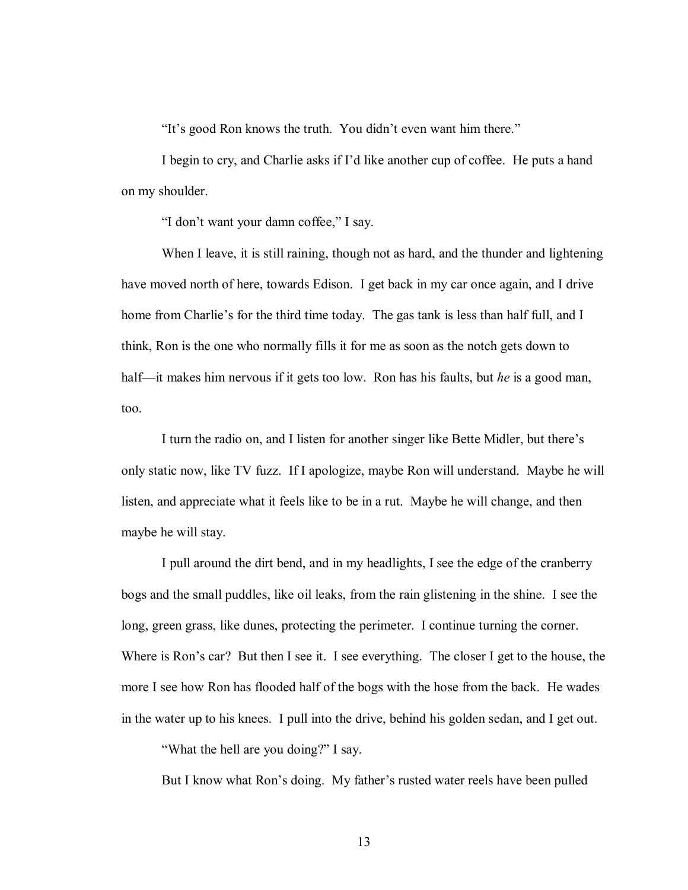"It's good Ron knows the truth. You didn't even want him there."

I begin to cry, and Charlie asks if I'd like another cup of coffee. He puts a hand on my shoulder.

"I don't want your damn coffee," I say.

When I leave, it is still raining, though not as hard, and the thunder and lightening have moved north of here, towards Edison. I get back in my car once again, and I drive home from Charlie's for the third time today. The gas tank is less than half full, and I think, Ron is the one who normally fills it for me as soon as the notch gets down to half—it makes him nervous if it gets too low. Ron has his faults, but *he* is a good man, too.

I turn the radio on, and I listen for another singer like Bette Midler, but there's only static now, like TV fuzz. If I apologize, maybe Ron will understand. Maybe he will listen, and appreciate what it feels like to be in a rut. Maybe he will change, and then maybe he will stay.

I pull around the dirt bend, and in my headlights, I see the edge of the cranberry bogs and the small puddles, like oil leaks, from the rain glistening in the shine. I see the long, green grass, like dunes, protecting the perimeter. I continue turning the corner. Where is Ron's car? But then I see it. I see everything. The closer I get to the house, the more I see how Ron has flooded half of the bogs with the hose from the back. He wades in the water up to his knees. I pull into the drive, behind his golden sedan, and I get out.

"What the hell are you doing?" I say.

But I know what Ron's doing. My father's rusted water reels have been pulled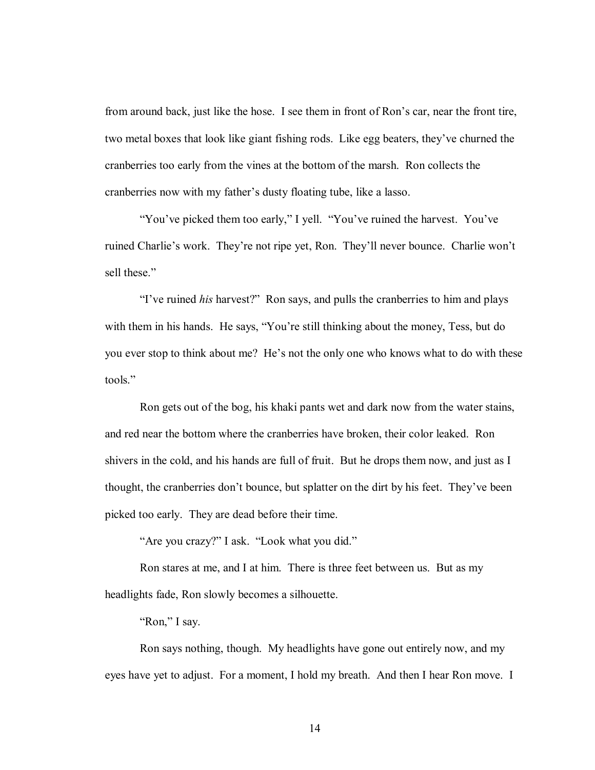from around back, just like the hose. I see them in front of Ron's car, near the front tire, two metal boxes that look like giant fishing rods. Like egg beaters, they've churned the cranberries too early from the vines at the bottom of the marsh. Ron collects the cranberries now with my father's dusty floating tube, like a lasso.

"You've picked them too early," I yell. "You've ruined the harvest. You've ruined Charlie's work. They're not ripe yet, Ron. They'll never bounce. Charlie won't sell these."

"I've ruined *his* harvest?" Ron says, and pulls the cranberries to him and plays with them in his hands. He says, "You're still thinking about the money, Tess, but do you ever stop to think about me? He's not the only one who knows what to do with these tools."

Ron gets out of the bog, his khaki pants wet and dark now from the water stains, and red near the bottom where the cranberries have broken, their color leaked. Ron shivers in the cold, and his hands are full of fruit. But he drops them now, and just as I thought, the cranberries don't bounce, but splatter on the dirt by his feet. They've been picked too early. They are dead before their time.

"Are you crazy?" I ask. "Look what you did."

Ron stares at me, and I at him. There is three feet between us. But as my headlights fade, Ron slowly becomes a silhouette.

"Ron," I say.

Ron says nothing, though. My headlights have gone out entirely now, and my eyes have yet to adjust. For a moment, I hold my breath. And then I hear Ron move. I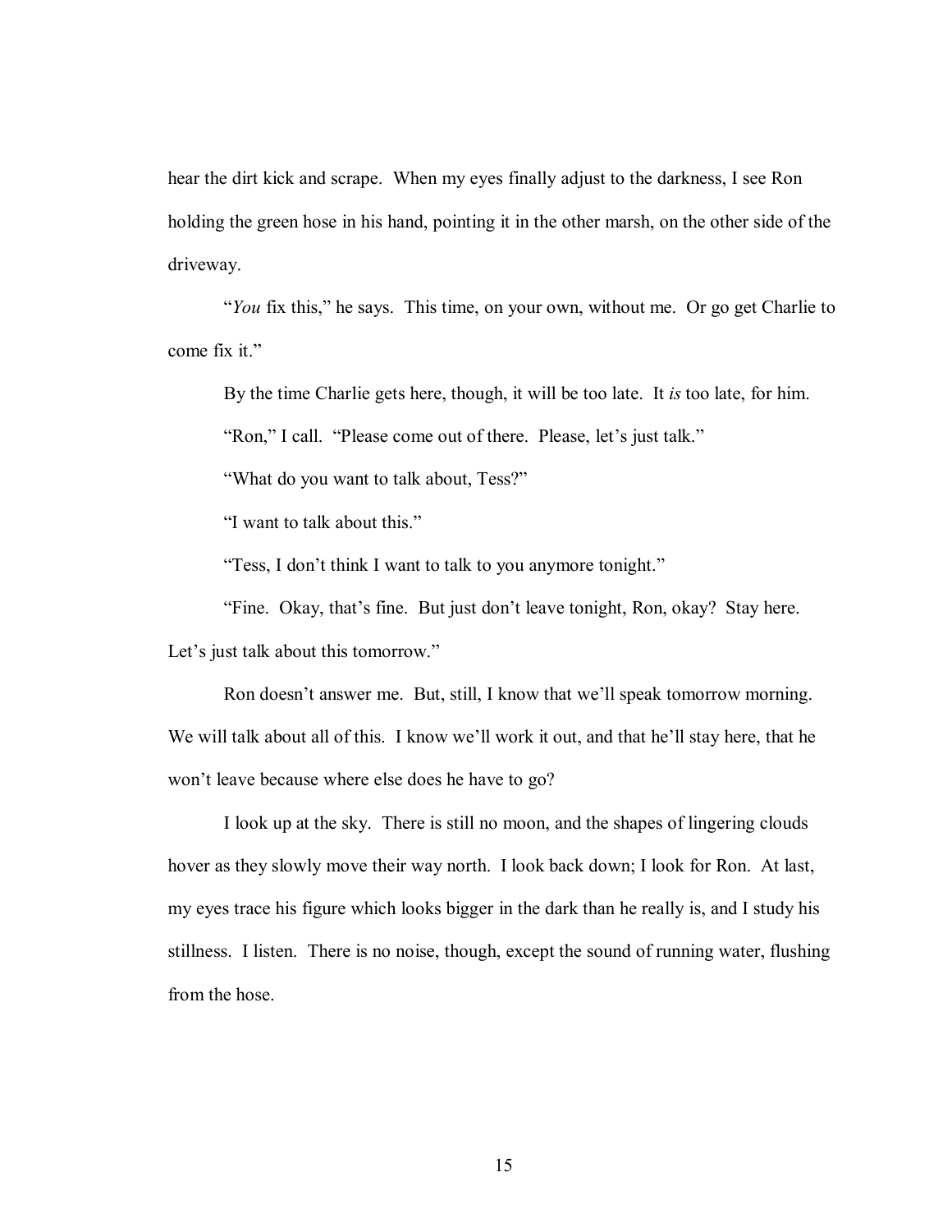hear the dirt kick and scrape. When my eyes finally adjust to the darkness, I see Ron holding the green hose in his hand, pointing it in the other marsh, on the other side of the driveway.

"*You* fix this," he says. This time, on your own, without me. Or go get Charlie to come fix it."

By the time Charlie gets here, though, it will be too late. It *is* too late, for him.

"Ron," I call. "Please come out of there. Please, let's just talk."

"What do you want to talk about, Tess?"

"I want to talk about this."

"Tess, I don't think I want to talk to you anymore tonight."

"Fine. Okay, that's fine. But just don't leave tonight, Ron, okay? Stay here. Let's just talk about this tomorrow."

Ron doesn't answer me. But, still, I know that we'll speak tomorrow morning. We will talk about all of this. I know we'll work it out, and that he'll stay here, that he won't leave because where else does he have to go?

I look up at the sky. There is still no moon, and the shapes of lingering clouds hover as they slowly move their way north. I look back down; I look for Ron. At last, my eyes trace his figure which looks bigger in the dark than he really is, and I study his stillness. I listen. There is no noise, though, except the sound of running water, flushing from the hose.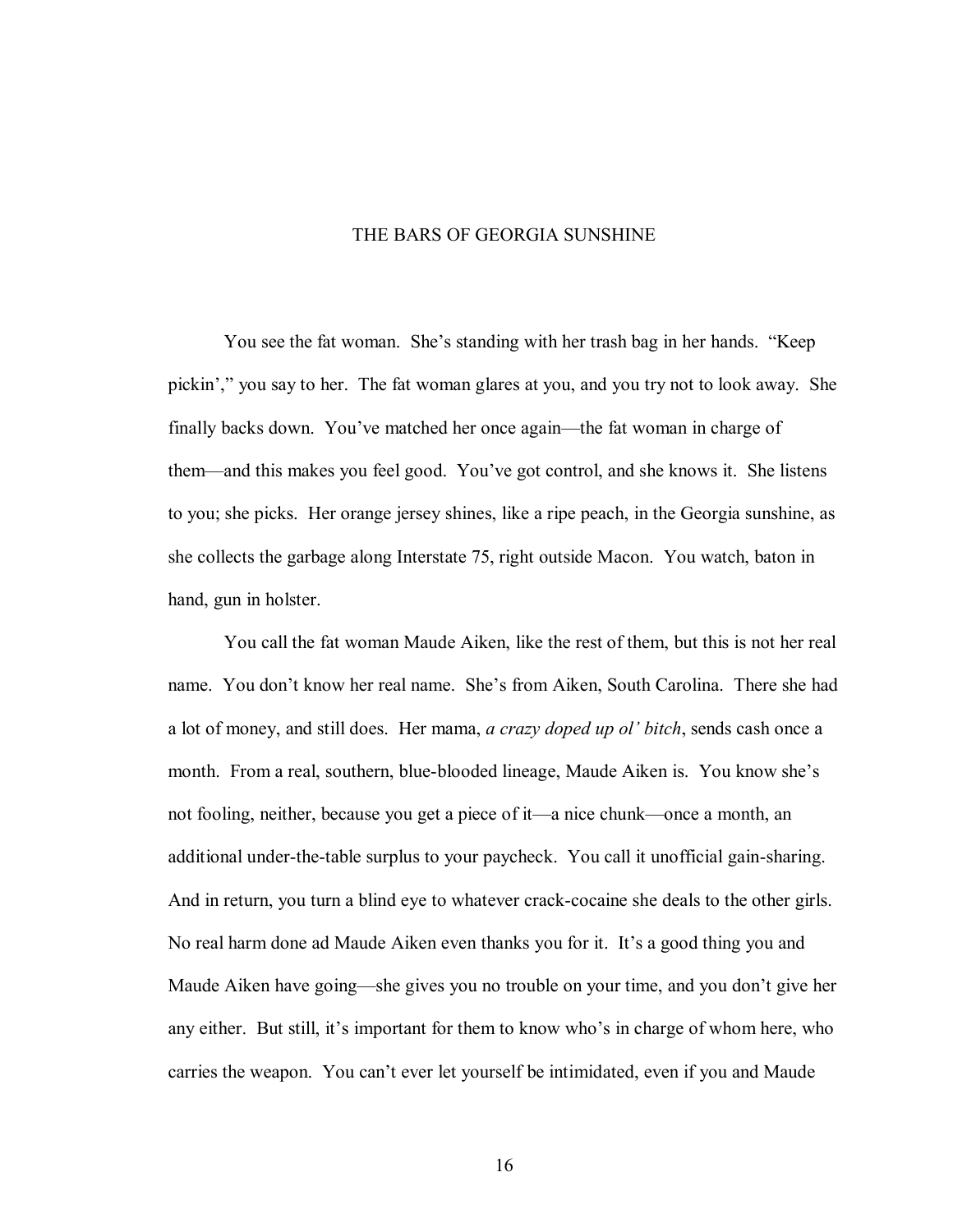# THE BARS OF GEORGIA SUNSHINE

You see the fat woman. She's standing with her trash bag in her hands. "Keep pickin'," you say to her. The fat woman glares at you, and you try not to look away. She finally backs down. You've matched her once again—the fat woman in charge of them—and this makes you feel good. You've got control, and she knows it. She listens to you; she picks. Her orange jersey shines, like a ripe peach, in the Georgia sunshine, as she collects the garbage along Interstate 75, right outside Macon. You watch, baton in hand, gun in holster.

You call the fat woman Maude Aiken, like the rest of them, but this is not her real name. You don't know her real name. She's from Aiken, South Carolina. There she had a lot of money, and still does. Her mama, *a crazy doped up ol' bitch*, sends cash once a month. From a real, southern, blue-blooded lineage, Maude Aiken is. You know she's not fooling, neither, because you get a piece of it—a nice chunk—once a month, an additional under-the-table surplus to your paycheck. You call it unofficial gain-sharing. And in return, you turn a blind eye to whatever crack-cocaine she deals to the other girls. No real harm done ad Maude Aiken even thanks you for it. It's a good thing you and Maude Aiken have going—she gives you no trouble on your time, and you don't give her any either. But still, it's important for them to know who's in charge of whom here, who carries the weapon. You can't ever let yourself be intimidated, even if you and Maude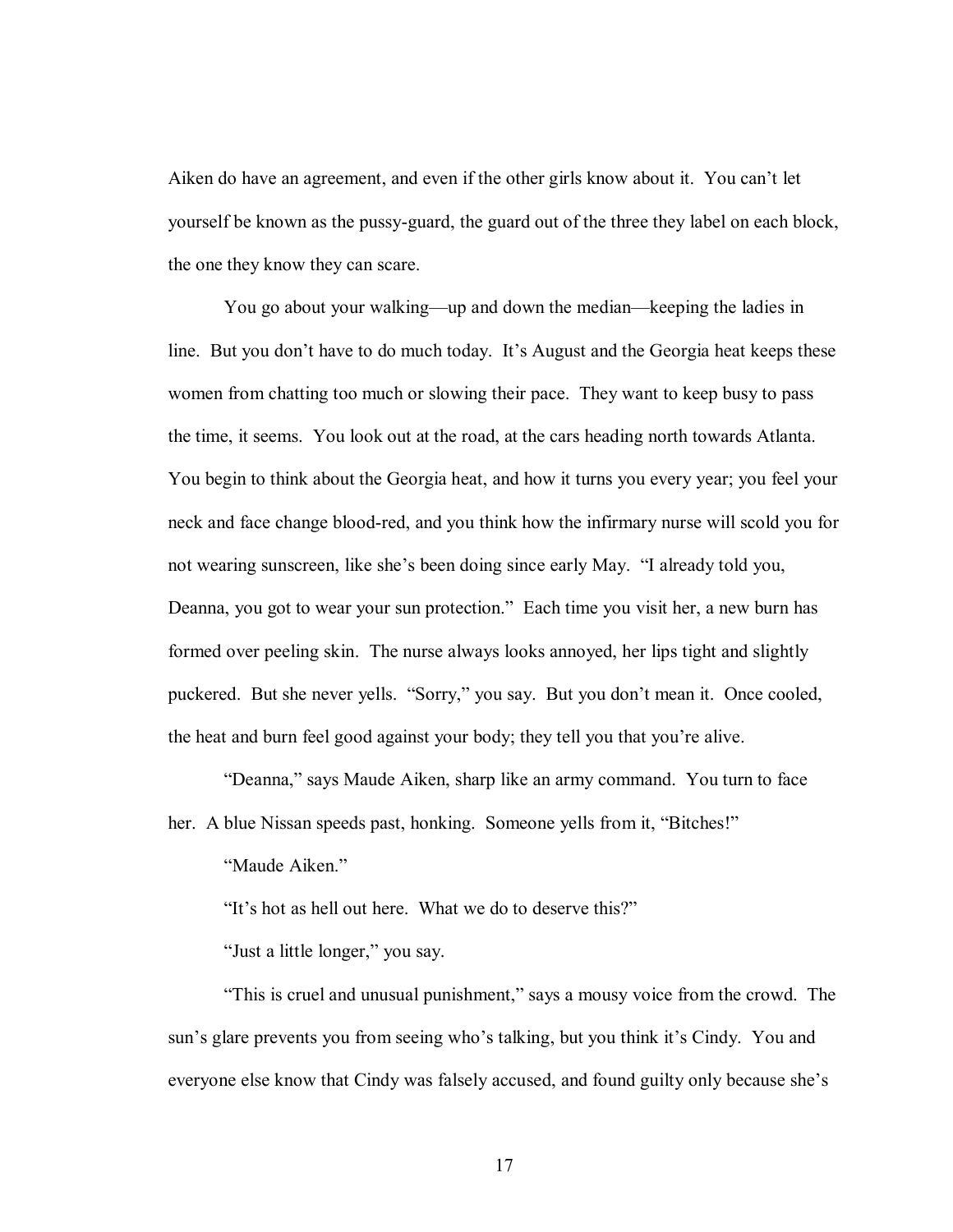Aiken do have an agreement, and even if the other girls know about it. You can't let yourself be known as the pussy-guard, the guard out of the three they label on each block, the one they know they can scare.

You go about your walking—up and down the median—keeping the ladies in line. But you don't have to do much today. It's August and the Georgia heat keeps these women from chatting too much or slowing their pace. They want to keep busy to pass the time, it seems. You look out at the road, at the cars heading north towards Atlanta. You begin to think about the Georgia heat, and how it turns you every year; you feel your neck and face change blood-red, and you think how the infirmary nurse will scold you for not wearing sunscreen, like she's been doing since early May. "I already told you, Deanna, you got to wear your sun protection." Each time you visit her, a new burn has formed over peeling skin. The nurse always looks annoyed, her lips tight and slightly puckered. But she never yells. "Sorry," you say. But you don't mean it. Once cooled, the heat and burn feel good against your body; they tell you that you're alive.

"Deanna," says Maude Aiken, sharp like an army command. You turn to face her. A blue Nissan speeds past, honking. Someone yells from it, "Bitches!"

"Maude Aiken."

"It's hot as hell out here. What we do to deserve this?"

"Just a little longer," you say.

"This is cruel and unusual punishment," says a mousy voice from the crowd. The sun's glare prevents you from seeing who's talking, but you think it's Cindy. You and everyone else know that Cindy was falsely accused, and found guilty only because she's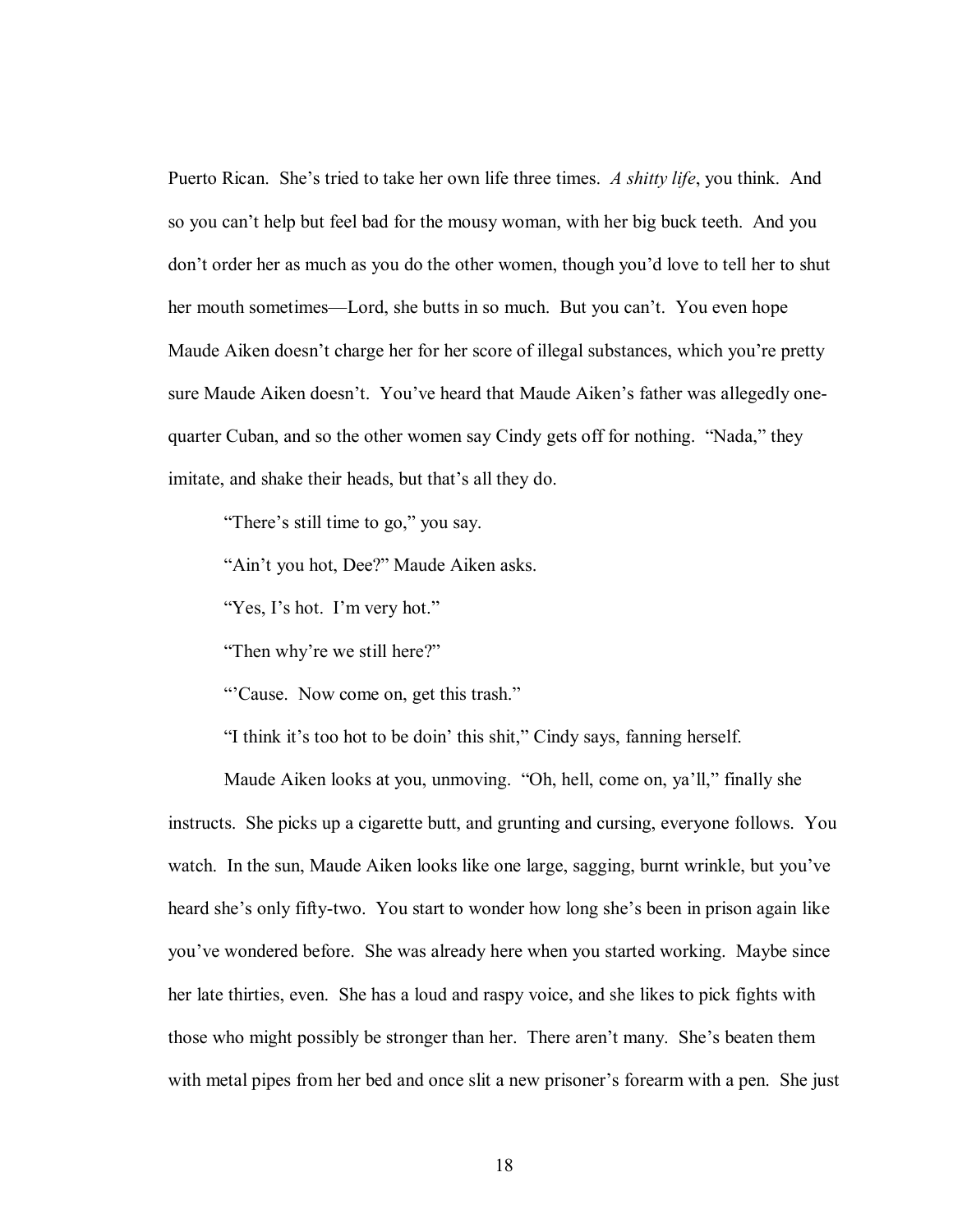Puerto Rican. She's tried to take her own life three times. *A shitty life*, you think. And so you can't help but feel bad for the mousy woman, with her big buck teeth. And you don't order her as much as you do the other women, though you'd love to tell her to shut her mouth sometimes—Lord, she butts in so much. But you can't. You even hope Maude Aiken doesn't charge her for her score of illegal substances, which you're pretty sure Maude Aiken doesn't. You've heard that Maude Aiken's father was allegedly one-quarter Cuban, and so the other women say Cindy gets off for nothing. "Nada," they imitate, and shake their heads, but that's all they do.

"There's still time to go," you say.

"Ain't you hot, Dee?" Maude Aiken asks.

"Yes, I's hot. I'm very hot."

"Then why're we still here?"

"'Cause. Now come on, get this trash."

"I think it's too hot to be doin' this shit," Cindy says, fanning herself.

Maude Aiken looks at you, unmoving. "Oh, hell, come on, ya'll," finally she instructs. She picks up a cigarette butt, and grunting and cursing, everyone follows. You watch. In the sun, Maude Aiken looks like one large, sagging, burnt wrinkle, but you've heard she's only fifty-two. You start to wonder how long she's been in prison again like you've wondered before. She was already here when you started working. Maybe since her late thirties, even. She has a loud and raspy voice, and she likes to pick fights with those who might possibly be stronger than her. There aren't many. She's beaten them with metal pipes from her bed and once slit a new prisoner's forearm with a pen. She just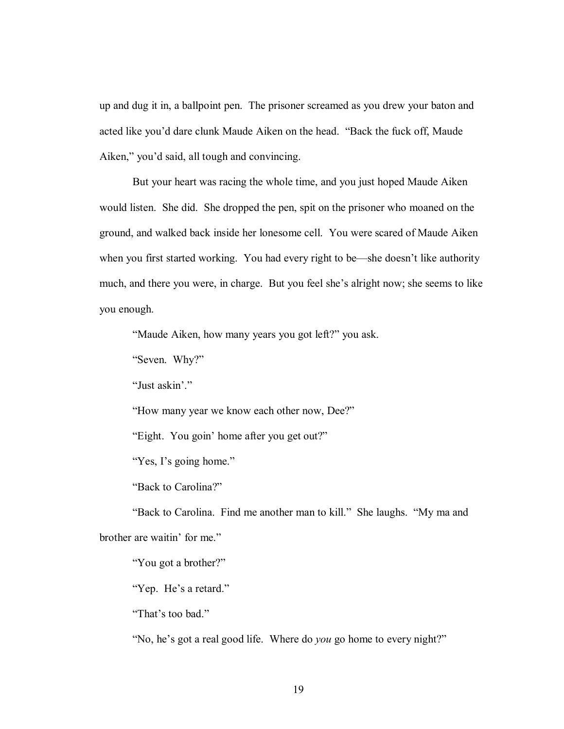up and dug it in, a ballpoint pen. The prisoner screamed as you drew your baton and acted like you'd dare clunk Maude Aiken on the head. "Back the fuck off, Maude Aiken," you'd said, all tough and convincing.

But your heart was racing the whole time, and you just hoped Maude Aiken would listen. She did. She dropped the pen, spit on the prisoner who moaned on the ground, and walked back inside her lonesome cell. You were scared of Maude Aiken when you first started working. You had every right to be—she doesn't like authority much, and there you were, in charge. But you feel she's alright now; she seems to like you enough.

"Maude Aiken, how many years you got left?" you ask.

"Seven. Why?"

"Just askin'."

"How many year we know each other now, Dee?"

"Eight. You goin' home after you get out?"

"Yes, I's going home."

"Back to Carolina?"

"Back to Carolina. Find me another man to kill." She laughs. "My ma and brother are waitin' for me."

"You got a brother?"

"Yep. He's a retard."

"That's too bad."

"No, he's got a real good life. Where do *you* go home to every night?"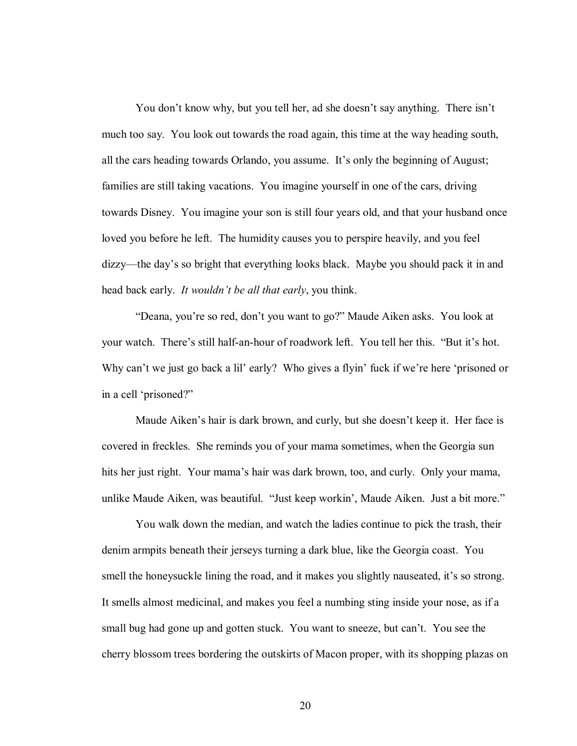You don't know why, but you tell her, ad she doesn't say anything. There isn't much too say. You look out towards the road again, this time at the way heading south, all the cars heading towards Orlando, you assume. It's only the beginning of August; families are still taking vacations. You imagine yourself in one of the cars, driving towards Disney. You imagine your son is still four years old, and that your husband once loved you before he left. The humidity causes you to perspire heavily, and you feel dizzy—the day's so bright that everything looks black. Maybe you should pack it in and head back early. *It wouldn't be all that early*, you think.

"Deana, you're so red, don't you want to go?" Maude Aiken asks. You look at your watch. There's still half-an-hour of roadwork left. You tell her this. "But it's hot. Why can't we just go back a lil' early? Who gives a flyin' fuck if we're here 'prisoned or in a cell 'prisoned?"

Maude Aiken's hair is dark brown, and curly, but she doesn't keep it. Her face is covered in freckles. She reminds you of your mama sometimes, when the Georgia sun hits her just right. Your mama's hair was dark brown, too, and curly. Only your mama, unlike Maude Aiken, was beautiful. "Just keep workin', Maude Aiken. Just a bit more."

You walk down the median, and watch the ladies continue to pick the trash, their denim armpits beneath their jerseys turning a dark blue, like the Georgia coast. You smell the honeysuckle lining the road, and it makes you slightly nauseated, it's so strong. It smells almost medicinal, and makes you feel a numbing sting inside your nose, as if a small bug had gone up and gotten stuck. You want to sneeze, but can't. You see the cherry blossom trees bordering the outskirts of Macon proper, with its shopping plazas on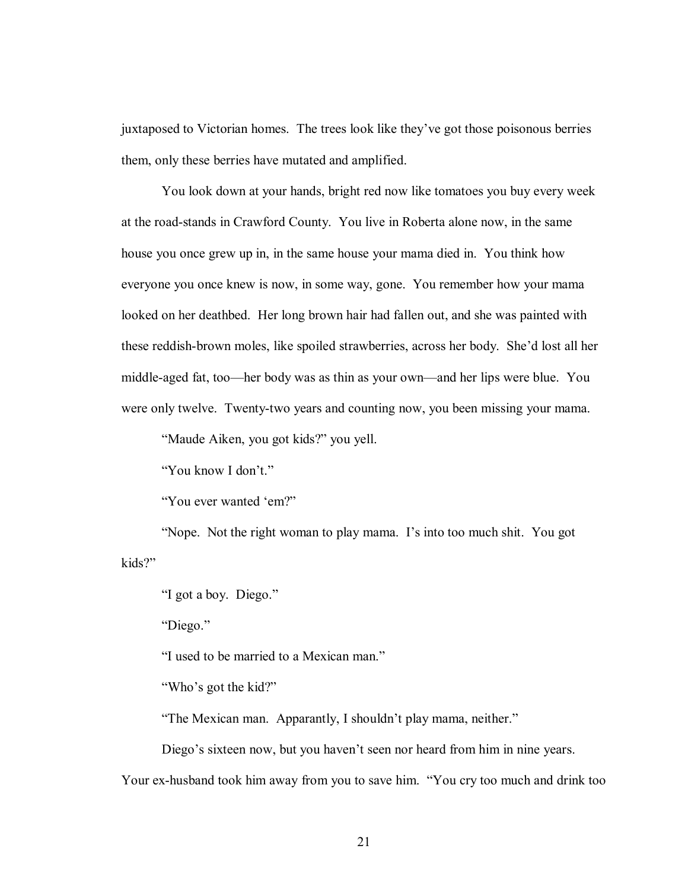juxtaposed to Victorian homes. The trees look like they've got those poisonous berries them, only these berries have mutated and amplified.

You look down at your hands, bright red now like tomatoes you buy every week at the road-stands in Crawford County. You live in Roberta alone now, in the same house you once grew up in, in the same house your mama died in. You think how everyone you once knew is now, in some way, gone. You remember how your mama looked on her deathbed. Her long brown hair had fallen out, and she was painted with these reddish-brown moles, like spoiled strawberries, across her body. She'd lost all her middle-aged fat, too—her body was as thin as your own—and her lips were blue. You were only twelve. Twenty-two years and counting now, you been missing your mama.

"Maude Aiken, you got kids?" you yell.

"You know I don't."

"You ever wanted 'em?"

"Nope. Not the right woman to play mama. I's into too much shit. You got kids?"

"I got a boy. Diego."

"Diego."

"I used to be married to a Mexican man."

"Who's got the kid?"

"The Mexican man. Apparently, I shouldn't play mama, neither."

Diego's sixteen now, but you haven't seen nor heard from him in nine years. Your ex-husband took him away from you to save him. "You cry too much and drink too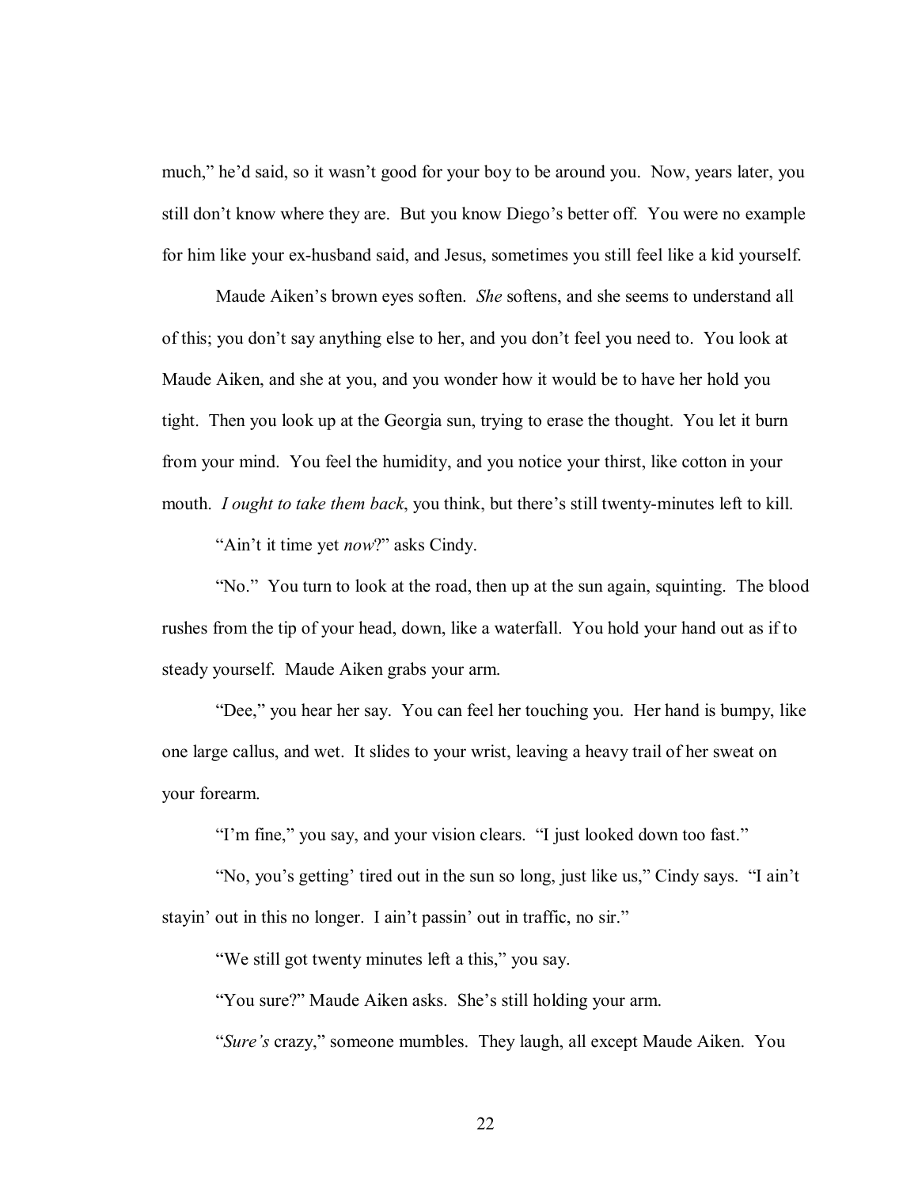much," he'd said, so it wasn't good for your boy to be around you. Now, years later, you still don't know where they are. But you know Diego's better off. You were no example for him like your ex-husband said, and Jesus, sometimes you still feel like a kid yourself.

Maude Aiken's brown eyes soften. *She* softens, and she seems to understand all of this; you don't say anything else to her, and you don't feel you need to. You look at Maude Aiken, and she at you, and you wonder how it would be to have her hold you tight. Then you look up at the Georgia sun, trying to erase the thought. You let it burn from your mind. You feel the humidity, and you notice your thirst, like cotton in your mouth. *I ought to take them back*, you think, but there's still twenty-minutes left to kill.

"Ain't it time yet *now*?" asks Cindy.

"No." You turn to look at the road, then up at the sun again, squinting. The blood rushes from the tip of your head, down, like a waterfall. You hold your hand out as if to steady yourself. Maude Aiken grabs your arm.

"Dee," you hear her say. You can feel her touching you. Her hand is bumpy, like one large callus, and wet. It slides to your wrist, leaving a heavy trail of her sweat on your forearm.

"I'm fine," you say, and your vision clears. "I just looked down too fast."

"No, you's getting' tired out in the sun so long, just like us," Cindy says. "I ain't stayin' out in this no longer. I ain't passin' out in traffic, no sir."

"We still got twenty minutes left a this," you say.

"You sure?" Maude Aiken asks. She's still holding your arm.

"*Sure's* crazy," someone mumbles. They laugh, all except Maude Aiken. You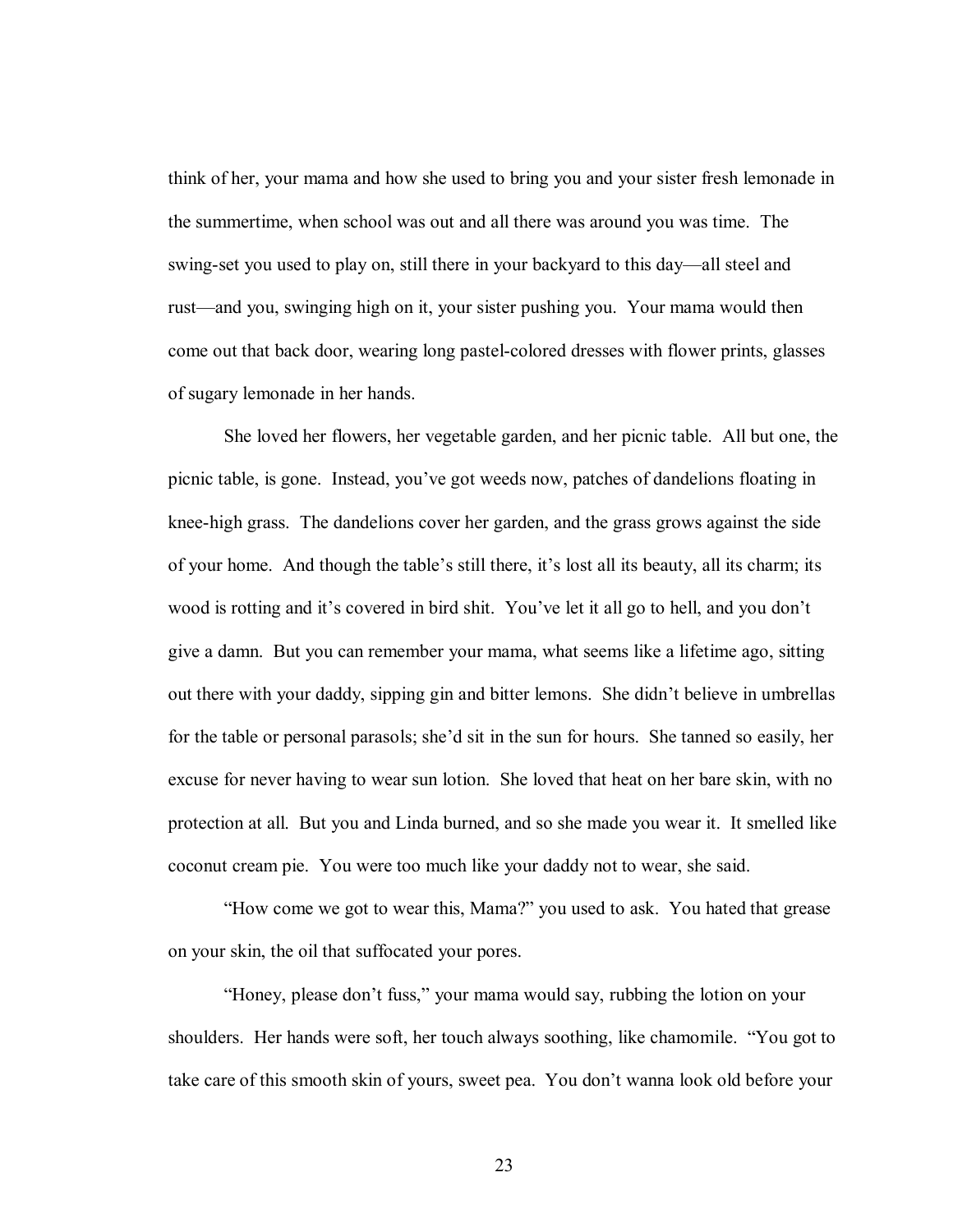think of her, your mama and how she used to bring you and your sister fresh lemonade in the summertime, when school was out and all there was around you was time. The swing-set you used to play on, still there in your backyard to this day—all steel and rust—and you, swinging high on it, your sister pushing you. Your mama would then come out that back door, wearing long pastel-colored dresses with flower prints, glasses of sugary lemonade in her hands.

She loved her flowers, her vegetable garden, and her picnic table. All but one, the picnic table, is gone. Instead, you've got weeds now, patches of dandelions floating in knee-high grass. The dandelions cover her garden, and the grass grows against the side of your home. And though the table's still there, it's lost all its beauty, all its charm; its wood is rotting and it's covered in bird shit. You've let it all go to hell, and you don't give a damn. But you can remember your mama, what seems like a lifetime ago, sitting out there with your daddy, sipping gin and bitter lemons. She didn't believe in umbrellas for the table or personal parasols; she'd sit in the sun for hours. She tanned so easily, her excuse for never having to wear sun lotion. She loved that heat on her bare skin, with no protection at all. But you and Linda burned, and so she made you wear it. It smelled like coconut cream pie. You were too much like your daddy not to wear, she said.

"How come we got to wear this, Mama?" you used to ask. You hated that grease on your skin, the oil that suffocated your pores.

"Honey, please don't fuss," your mama would say, rubbing the lotion on your shoulders. Her hands were soft, her touch always soothing, like chamomile. "You got to take care of this smooth skin of yours, sweet pea. You don't wanna look old before your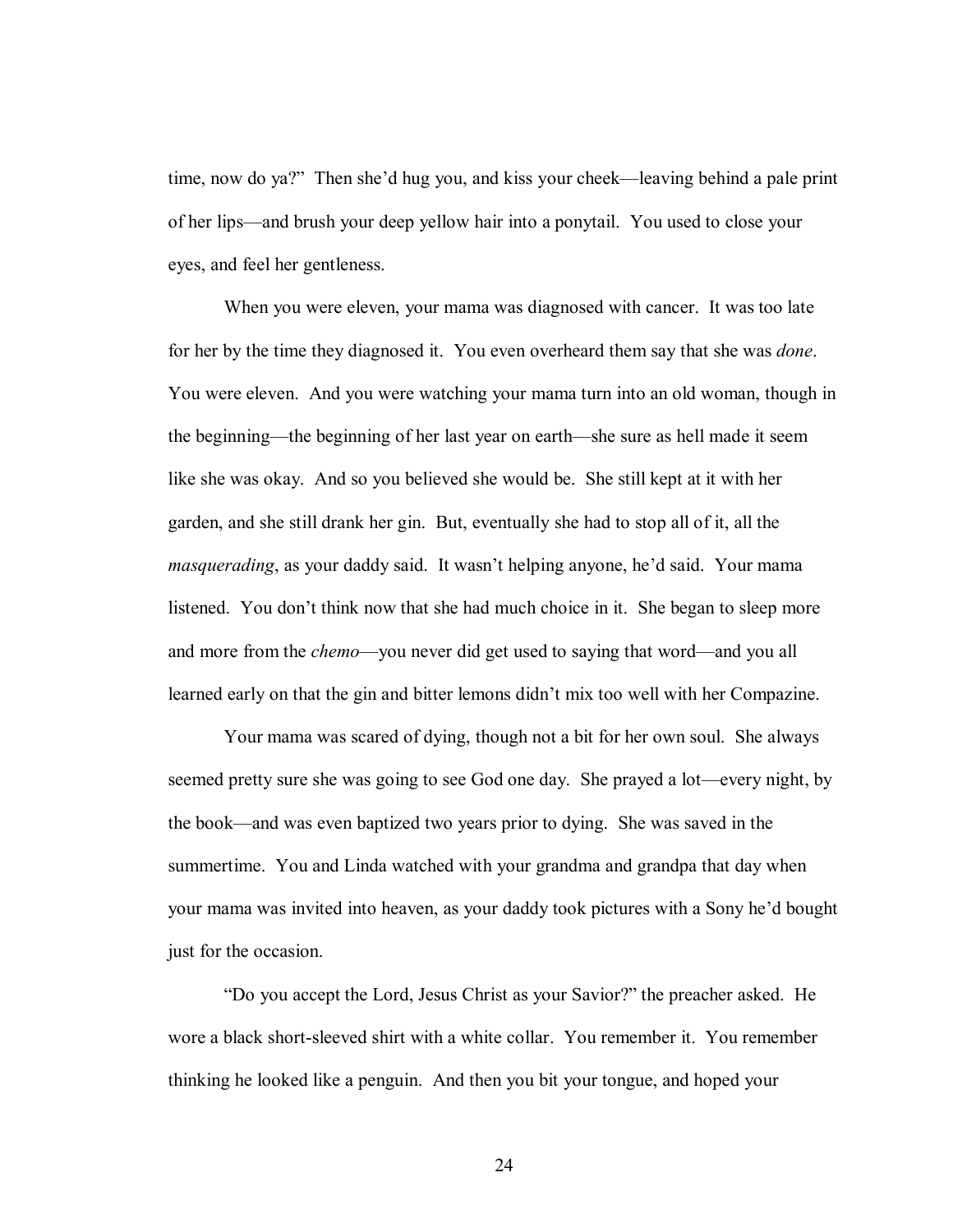time, now do ya?" Then she'd hug you, and kiss your cheek—leaving behind a pale print of her lips—and brush your deep yellow hair into a ponytail. You used to close your eyes, and feel her gentleness.

When you were eleven, your mama was diagnosed with cancer. It was too late for her by the time they diagnosed it. You even overheard them say that she was *done*. You were eleven. And you were watching your mama turn into an old woman, though in the beginning—the beginning of her last year on earth—she sure as hell made it seem like she was okay. And so you believed she would be. She still kept at it with her garden, and she still drank her gin. But, eventually she had to stop all of it, all the *masquerading*, as your daddy said. It wasn't helping anyone, he'd said. Your mama listened. You don't think now that she had much choice in it. She began to sleep more and more from the *chemo*—you never did get used to saying that word—and you all learned early on that the gin and bitter lemons didn't mix too well with her Compazine.

Your mama was scared of dying, though not a bit for her own soul. She always seemed pretty sure she was going to see God one day. She prayed a lot—every night, by the book—and was even baptized two years prior to dying. She was saved in the summertime. You and Linda watched with your grandma and grandpa that day when your mama was invited into heaven, as your daddy took pictures with a Sony he'd bought just for the occasion.

"Do you accept the Lord, Jesus Christ as your Savior?" the preacher asked. He wore a black short-sleeved shirt with a white collar. You remember it. You remember thinking he looked like a penguin. And then you bit your tongue, and hoped your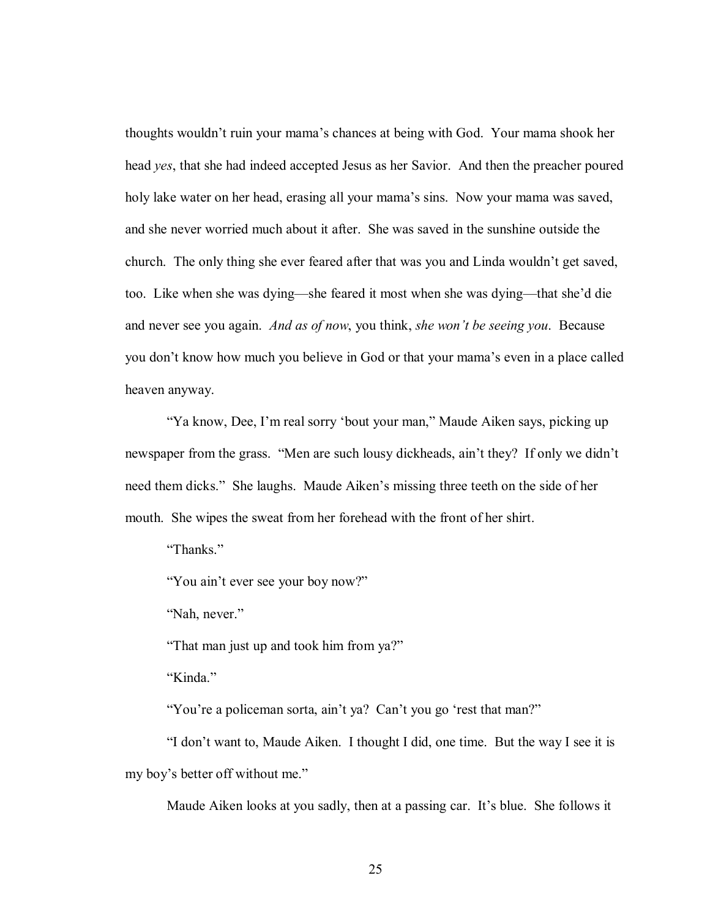thoughts wouldn't ruin your mama's chances at being with God. Your mama shook her head *yes*, that she had indeed accepted Jesus as her Savior. And then the preacher poured holy lake water on her head, erasing all your mama's sins. Now your mama was saved, and she never worried much about it after. She was saved in the sunshine outside the church. The only thing she ever feared after that was you and Linda wouldn't get saved, too. Like when she was dying—she feared it most when she was dying—that she'd die and never see you again. *And as of now*, you think, *she won't be seeing you*. Because you don't know how much you believe in God or that your mama's even in a place called heaven anyway.

"Ya know, Dee, I'm real sorry 'bout your man," Maude Aiken says, picking up newspaper from the grass. "Men are such lousy dickheads, ain't they? If only we didn't need them dicks." She laughs. Maude Aiken's missing three teeth on the side of her mouth. She wipes the sweat from her forehead with the front of her shirt.

"Thanks."

"You ain't ever see your boy now?"

"Nah, never."

"That man just up and took him from ya?"

"Kinda."

"You're a policeman sorta, ain't ya? Can't you go 'rest that man?"

"I don't want to, Maude Aiken. I thought I did, one time. But the way I see it is my boy's better off without me."

Maude Aiken looks at you sadly, then at a passing car. It's blue. She follows it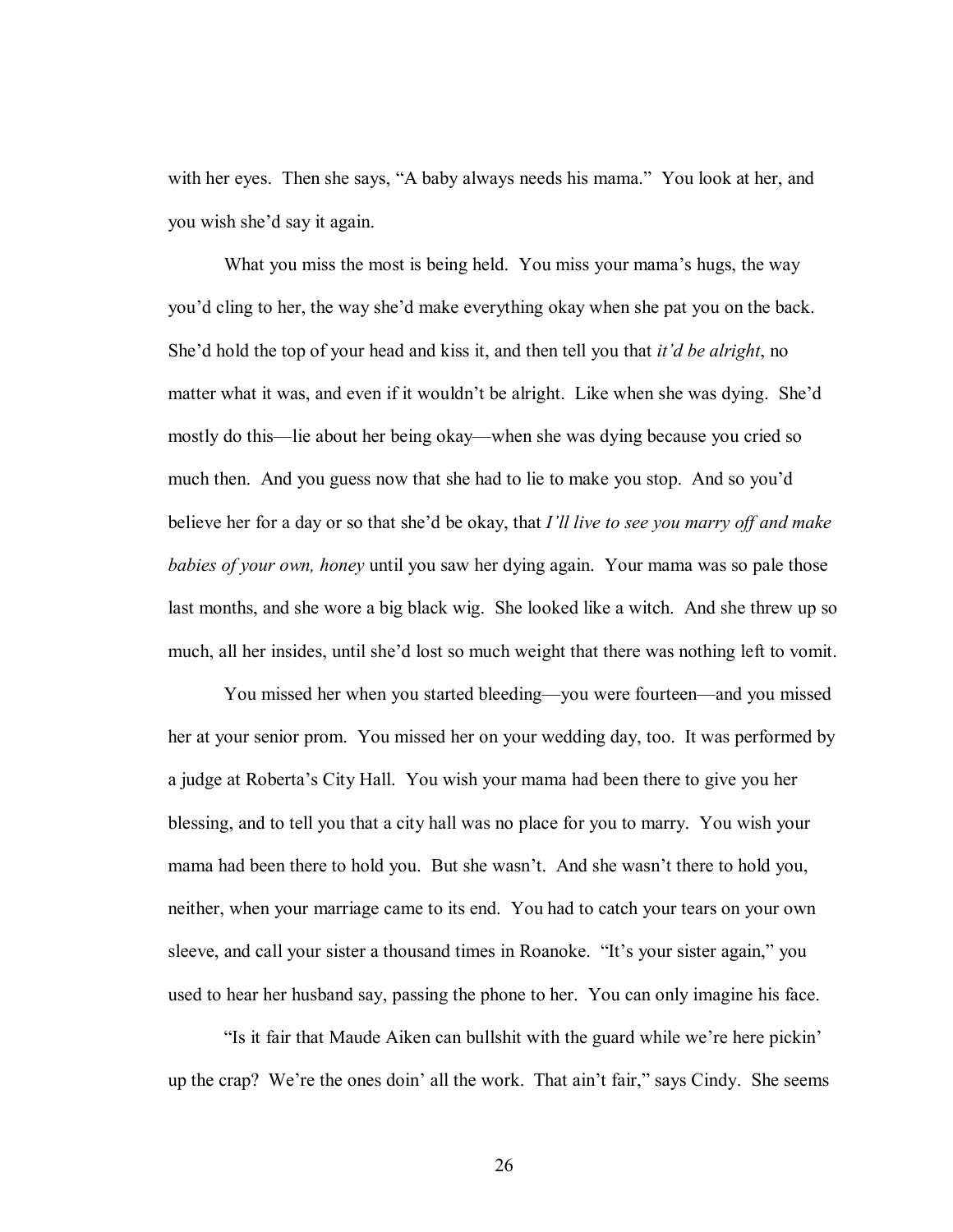with her eyes. Then she says, "A baby always needs his mama." You look at her, and you wish she'd say it again.

What you miss the most is being held. You miss your mama's hugs, the way you'd cling to her, the way she'd make everything okay when she pat you on the back. She'd hold the top of your head and kiss it, and then tell you that *it'd be alright*, no matter what it was, and even if it wouldn't be alright. Like when she was dying. She'd mostly do this—lie about her being okay—when she was dying because you cried so much then. And you guess now that she had to lie to make you stop. And so you'd believe her for a day or so that she'd be okay, that *I'll live to see you marry off and make babies of your own, honey* until you saw her dying again. Your mama was so pale those last months, and she wore a big black wig. She looked like a witch. And she threw up so much, all her insides, until she'd lost so much weight that there was nothing left to vomit.

You missed her when you started bleeding—you were fourteen—and you missed her at your senior prom. You missed her on your wedding day, too. It was performed by a judge at Roberta's City Hall. You wish your mama had been there to give you her blessing, and to tell you that a city hall was no place for you to marry. You wish your mama had been there to hold you. But she wasn't. And she wasn't there to hold you, neither, when your marriage came to its end. You had to catch your tears on your own sleeve, and call your sister a thousand times in Roanoke. "It's your sister again," you used to hear her husband say, passing the phone to her. You can only imagine his face.

"Is it fair that Maude Aiken can bullshit with the guard while we're here pickin' up the crap? We're the ones doin' all the work. That ain't fair," says Cindy. She seems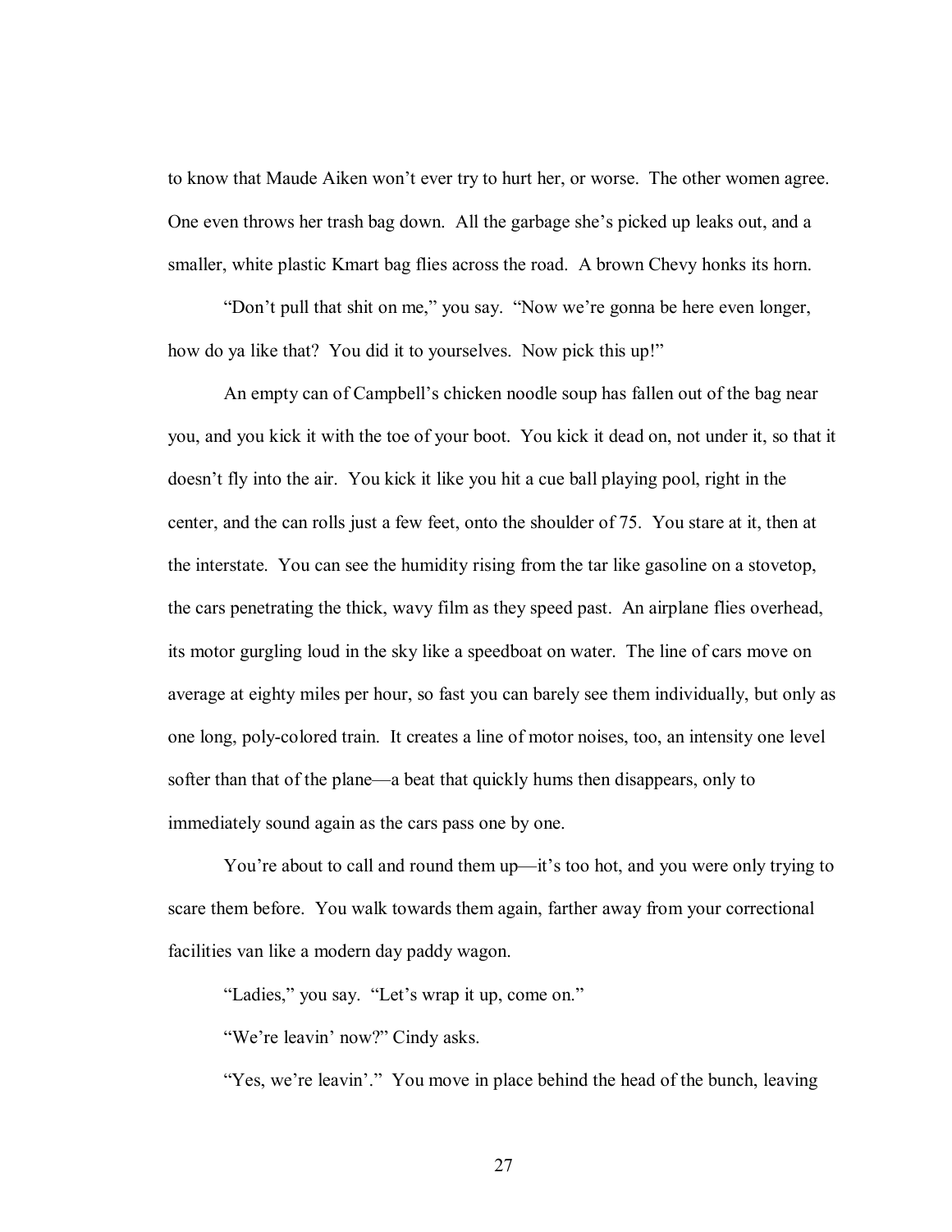to know that Maude Aiken won't ever try to hurt her, or worse. The other women agree. One even throws her trash bag down. All the garbage she's picked up leaks out, and a smaller, white plastic Kmart bag flies across the road. A brown Chevy honks its horn.

"Don't pull that shit on me," you say. "Now we're gonna be here even longer, how do ya like that? You did it to yourselves. Now pick this up!"

An empty can of Campbell's chicken noodle soup has fallen out of the bag near you, and you kick it with the toe of your boot. You kick it dead on, not under it, so that it doesn't fly into the air. You kick it like you hit a cue ball playing pool, right in the center, and the can rolls just a few feet, onto the shoulder of 75. You stare at it, then at the interstate. You can see the humidity rising from the tar like gasoline on a stovetop, the cars penetrating the thick, wavy film as they speed past. An airplane flies overhead, its motor gurgling loud in the sky like a speedboat on water. The line of cars move on average at eighty miles per hour, so fast you can barely see them individually, but only as one long, poly-colored train. It creates a line of motor noises, too, an intensity one level softer than that of the plane—a beat that quickly hums then disappears, only to immediately sound again as the cars pass one by one.

You're about to call and round them up—it's too hot, and you were only trying to scare them before. You walk towards them again, farther away from your correctional facilities van like a modern day paddy wagon.

"Ladies," you say. "Let's wrap it up, come on."

"We're leavin' now?" Cindy asks.

"Yes, we're leavin'." You move in place behind the head of the bunch, leaving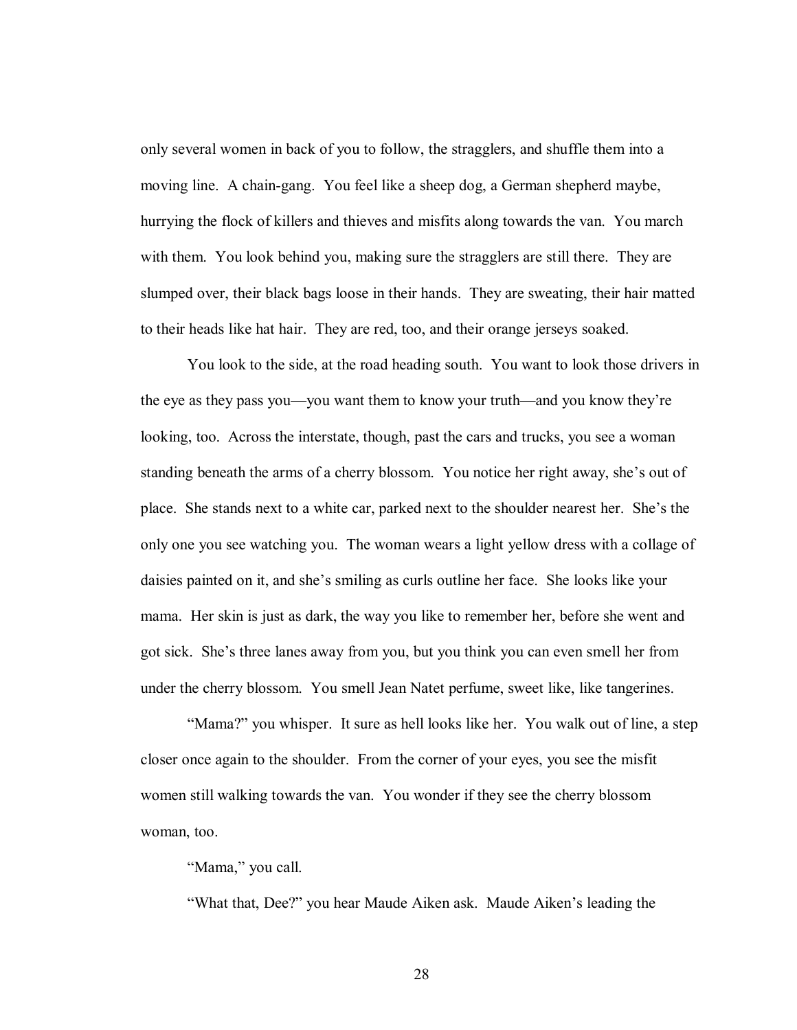only several women in back of you to follow, the stragglers, and shuffle them into a moving line. A chain-gang. You feel like a sheep dog, a German shepherd maybe, hurrying the flock of killers and thieves and misfits along towards the van. You march with them. You look behind you, making sure the stragglers are still there. They are slumped over, their black bags loose in their hands. They are sweating, their hair matted to their heads like hat hair. They are red, too, and their orange jerseys soaked.

You look to the side, at the road heading south. You want to look those drivers in the eye as they pass you—you want them to know your truth—and you know they're looking, too. Across the interstate, though, past the cars and trucks, you see a woman standing beneath the arms of a cherry blossom. You notice her right away, she's out of place. She stands next to a white car, parked next to the shoulder nearest her. She's the only one you see watching you. The woman wears a light yellow dress with a collage of daisies painted on it, and she's smiling as curls outline her face. She looks like your mama. Her skin is just as dark, the way you like to remember her, before she went and got sick. She's three lanes away from you, but you think you can even smell her from under the cherry blossom. You smell Jean Natet perfume, sweet like, like tangerines.

"Mama?" you whisper. It sure as hell looks like her. You walk out of line, a step closer once again to the shoulder. From the corner of your eyes, you see the misfit women still walking towards the van. You wonder if they see the cherry blossom woman, too.

"Mama," you call.

"What that, Dee?" you hear Maude Aiken ask. Maude Aiken's leading the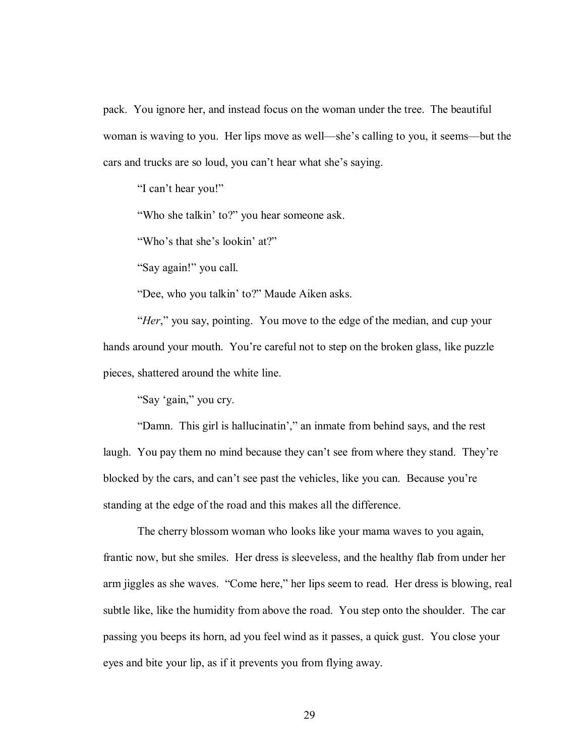pack. You ignore her, and instead focus on the woman under the tree. The beautiful woman is waving to you. Her lips move as well—she's calling to you, it seems—but the cars and trucks are so loud, you can't hear what she's saying.

"I can't hear you!"

"Who she talkin' to?" you hear someone ask.

"Who's that she's lookin' at?"

"Say again!" you call.

"Dee, who you talkin' to?" Maude Aiken asks.

"*Her*," you say, pointing. You move to the edge of the median, and cup your hands around your mouth. You're careful not to step on the broken glass, like puzzle pieces, shattered around the white line.

"Say 'gain," you cry.

"Damn. This girl is hallucinatin'," an inmate from behind says, and the rest laugh. You pay them no mind because they can't see from where they stand. They're blocked by the cars, and can't see past the vehicles, like you can. Because you're standing at the edge of the road and this makes all the difference.

The cherry blossom woman who looks like your mama waves to you again, frantic now, but she smiles. Her dress is sleeveless, and the healthy flab from under her arm jiggles as she waves. "Come here," her lips seem to read. Her dress is blowing, real subtle like, like the humidity from above the road. You step onto the shoulder. The car passing you beeps its horn, ad you feel wind as it passes, a quick gust. You close your eyes and bite your lip, as if it prevents you from flying away.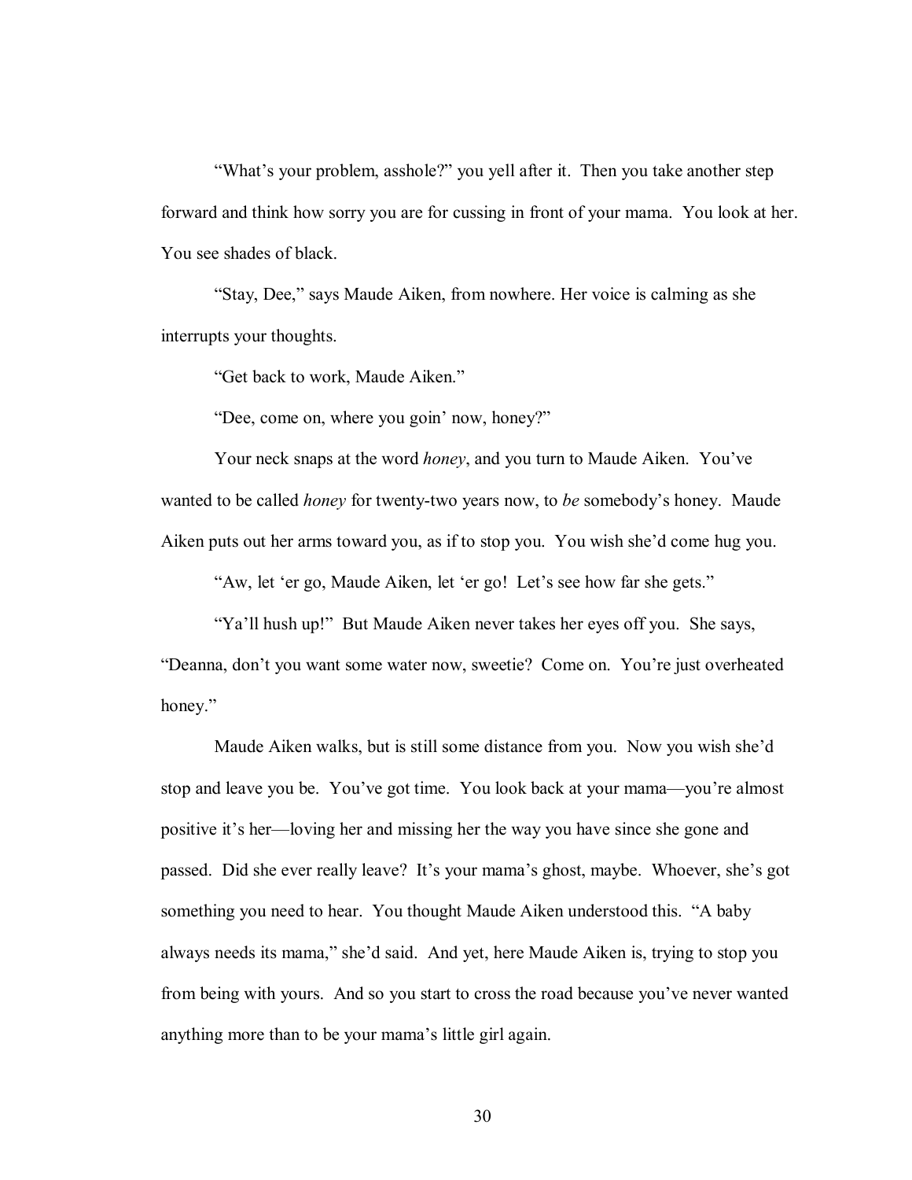"What's your problem, asshole?" you yell after it. Then you take another step forward and think how sorry you are for cussing in front of your mama. You look at her. You see shades of black.

"Stay, Dee," says Maude Aiken, from nowhere. Her voice is calming as she interrupts your thoughts.

"Get back to work, Maude Aiken."

"Dee, come on, where you goin' now, honey?"

Your neck snaps at the word *honey*, and you turn to Maude Aiken. You've wanted to be called *honey* for twenty-two years now, to *be* somebody's honey. Maude Aiken puts out her arms toward you, as if to stop you. You wish she'd come hug you.

"Aw, let 'er go, Maude Aiken, let 'er go! Let's see how far she gets."

"Ya'll hush up!" But Maude Aiken never takes her eyes off you. She says, "Deanna, don't you want some water now, sweetie? Come on. You're just overheated honey."

Maude Aiken walks, but is still some distance from you. Now you wish she'd stop and leave you be. You've got time. You look back at your mama—you're almost positive it's her—loving her and missing her the way you have since she gone and passed. Did she ever really leave? It's your mama's ghost, maybe. Whoever, she's got something you need to hear. You thought Maude Aiken understood this. "A baby always needs its mama," she'd said. And yet, here Maude Aiken is, trying to stop you from being with yours. And so you start to cross the road because you've never wanted anything more than to be your mama's little girl again.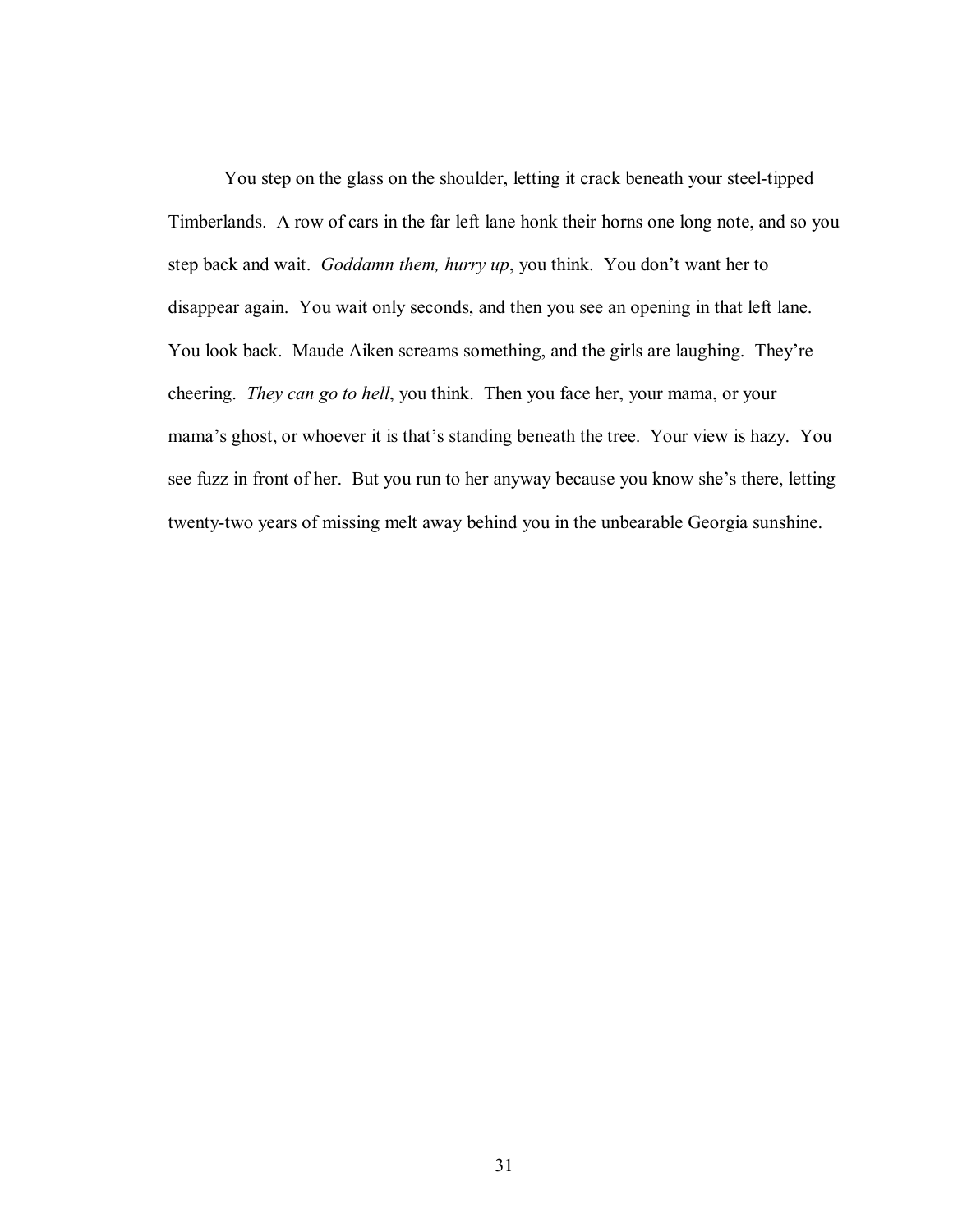You step on the glass on the shoulder, letting it crack beneath your steel-tipped Timberlands. A row of cars in the far left lane honk their horns one long note, and so you step back and wait. *Goddamn them, hurry up*, you think. You don't want her to disappear again. You wait only seconds, and then you see an opening in that left lane. You look back. Maude Aiken screams something, and the girls are laughing. They're cheering. *They can go to hell*, you think. Then you face her, your mama, or your mama's ghost, or whoever it is that's standing beneath the tree. Your view is hazy. You see fuzz in front of her. But you run to her anyway because you know she's there, letting twenty-two years of missing melt away behind you in the unbearable Georgia sunshine.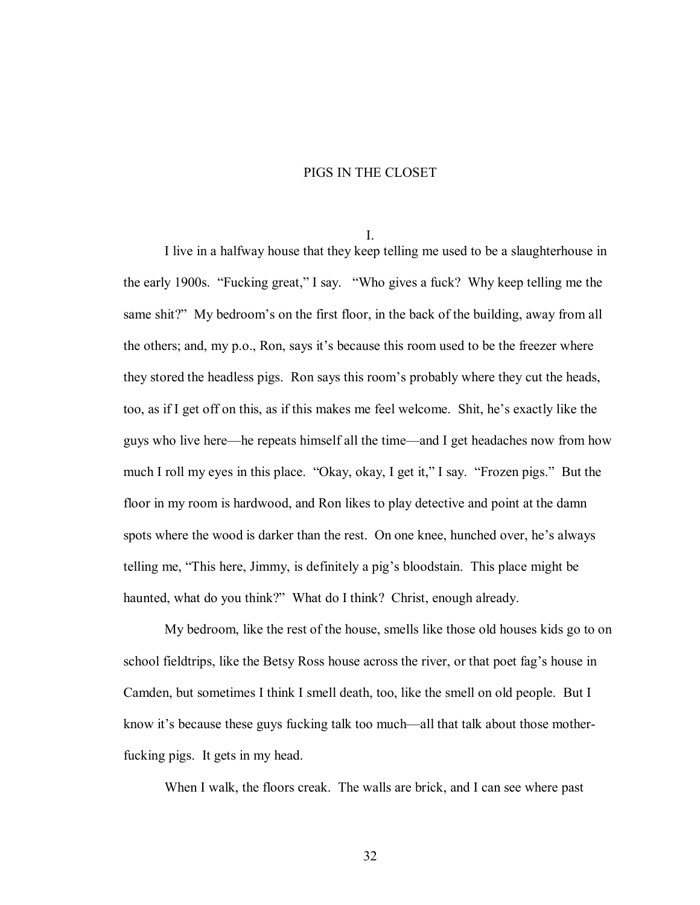# PIGS IN THE CLOSET

## I.

I live in a halfway house that they keep telling me used to be a slaughterhouse in the early 1900s. "Fucking great," I say. "Who gives a fuck? Why keep telling me the same shit?" My bedroom's on the first floor, in the back of the building, away from all the others; and, my p.o., Ron, says it's because this room used to be the freezer where they stored the headless pigs. Ron says this room's probably where they cut the heads, too, as if I get off on this, as if this makes me feel welcome. Shit, he's exactly like the guys who live here—he repeats himself all the time—and I get headaches now from how much I roll my eyes in this place. "Okay, okay, I get it," I say. "Frozen pigs." But the floor in my room is hardwood, and Ron likes to play detective and point at the damn spots where the wood is darker than the rest. On one knee, hunched over, he's always telling me, "This here, Jimmy, is definitely a pig's bloodstain. This place might be haunted, what do you think?" What do I think? Christ, enough already.

My bedroom, like the rest of the house, smells like those old houses kids go to on school fieldtrips, like the Betsy Ross house across the river, or that poet fag's house in Camden, but sometimes I think I smell death, too, like the smell on old people. But I know it's because these guys fucking talk too much—all that talk about those mother-fucking pigs. It gets in my head.

When I walk, the floors creak. The walls are brick, and I can see where past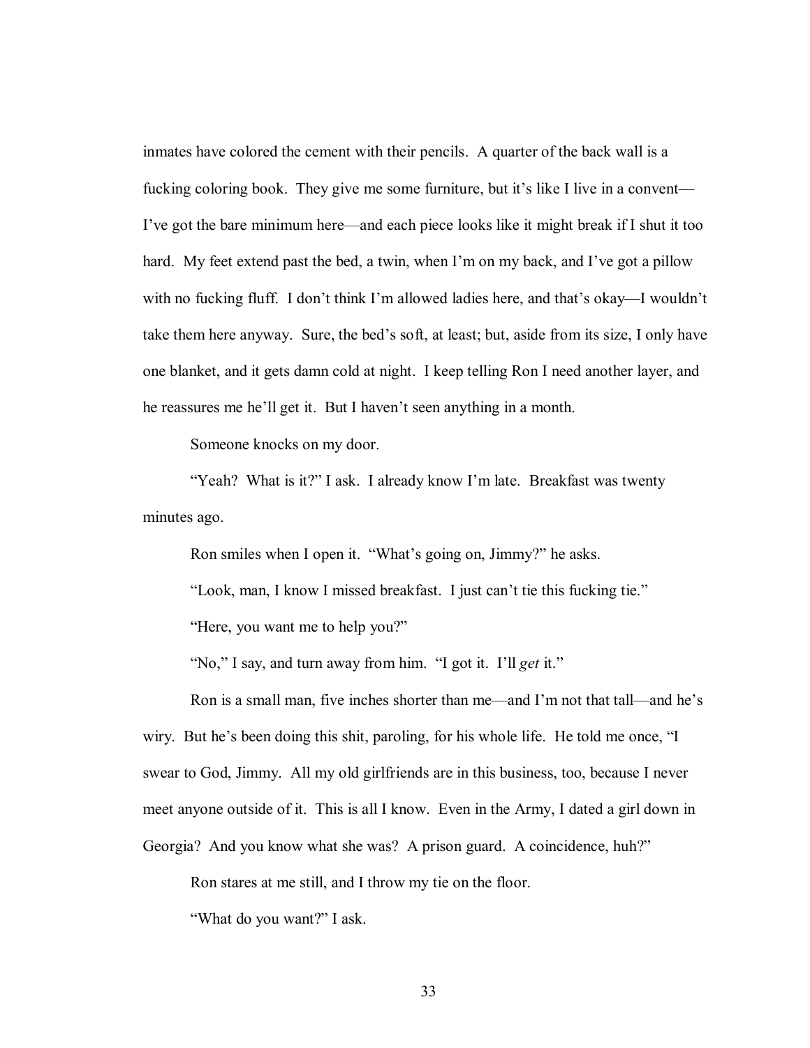inmates have colored the cement with their pencils. A quarter of the back wall is a fucking coloring book. They give me some furniture, but it's like I live in a convent—I've got the bare minimum here—and each piece looks like it might break if I shut it too hard. My feet extend past the bed, a twin, when I'm on my back, and I've got a pillow with no fucking fluff. I don't think I'm allowed ladies here, and that's okay—I wouldn't take them here anyway. Sure, the bed's soft, at least; but, aside from its size, I only have one blanket, and it gets damn cold at night. I keep telling Ron I need another layer, and he reassures me he'll get it. But I haven't seen anything in a month.

Someone knocks on my door.

"Yeah? What is it?" I ask. I already know I'm late. Breakfast was twenty minutes ago.

Ron smiles when I open it. "What's going on, Jimmy?" he asks.

"Look, man, I know I missed breakfast. I just can't tie this fucking tie."

"Here, you want me to help you?"

"No," I say, and turn away from him. "I got it. I'll *get* it."

Ron is a small man, five inches shorter than me—and I'm not that tall—and he's wiry. But he's been doing this shit, paroling, for his whole life. He told me once, "I swear to God, Jimmy. All my old girlfriends are in this business, too, because I never meet anyone outside of it. This is all I know. Even in the Army, I dated a girl down in Georgia? And you know what she was? A prison guard. A coincidence, huh?"

Ron stares at me still, and I throw my tie on the floor.

"What do you want?" I ask.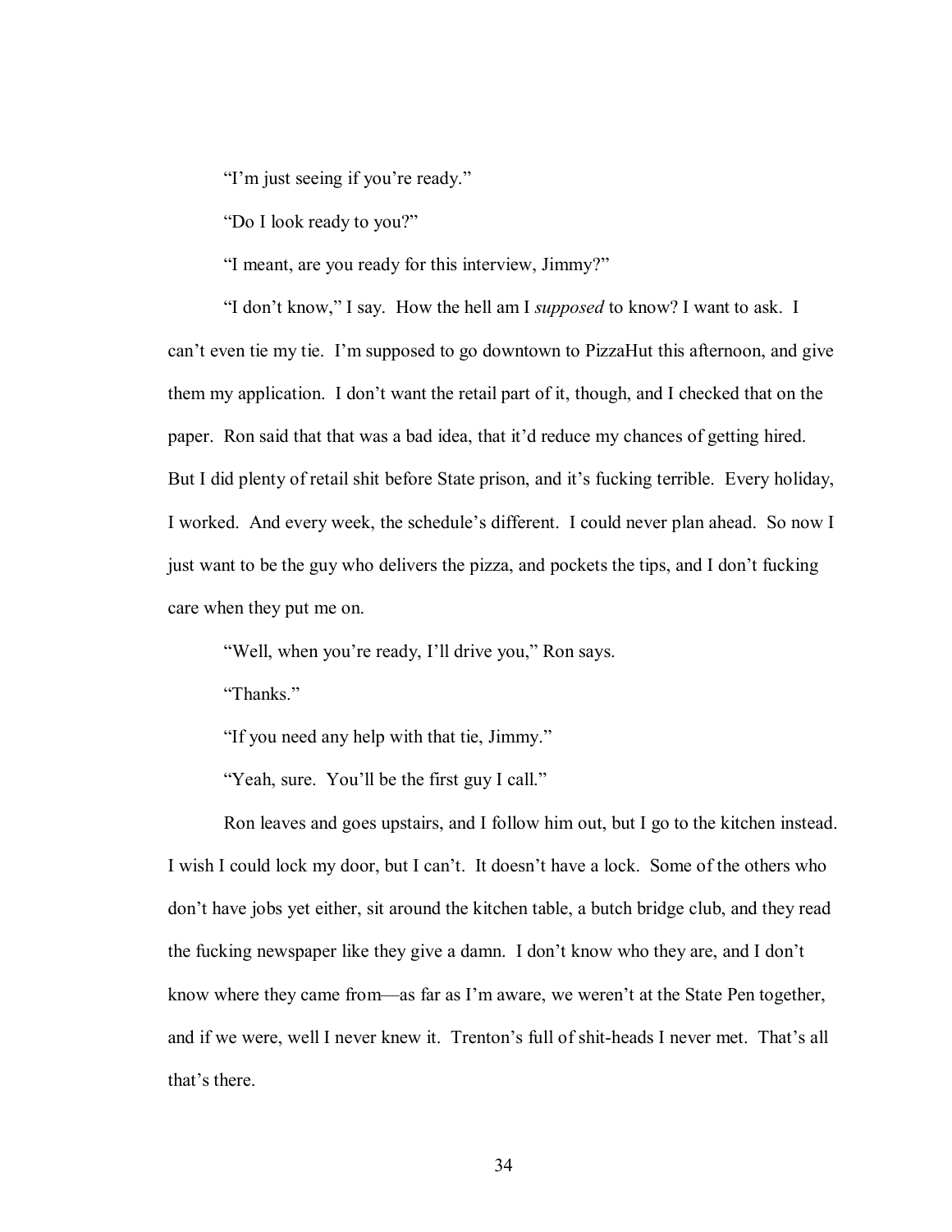"I'm just seeing if you're ready."

"Do I look ready to you?"

"I meant, are you ready for this interview, Jimmy?"

"I don't know," I say. How the hell am I *supposed* to know? I want to ask. I can't even tie my tie. I'm supposed to go downtown to PizzaHut this afternoon, and give them my application. I don't want the retail part of it, though, and I checked that on the paper. Ron said that that was a bad idea, that it'd reduce my chances of getting hired. But I did plenty of retail shit before State prison, and it's fucking terrible. Every holiday, I worked. And every week, the schedule's different. I could never plan ahead. So now I just want to be the guy who delivers the pizza, and pockets the tips, and I don't fucking care when they put me on.

"Well, when you're ready, I'll drive you," Ron says.

"Thanks."

"If you need any help with that tie, Jimmy."

"Yeah, sure. You'll be the first guy I call."

Ron leaves and goes upstairs, and I follow him out, but I go to the kitchen instead. I wish I could lock my door, but I can't. It doesn't have a lock. Some of the others who don't have jobs yet either, sit around the kitchen table, a butch bridge club, and they read the fucking newspaper like they give a damn. I don't know who they are, and I don't know where they came from—as far as I'm aware, we weren't at the State Pen together, and if we were, well I never knew it. Trenton's full of shit-heads I never met. That's all that's there.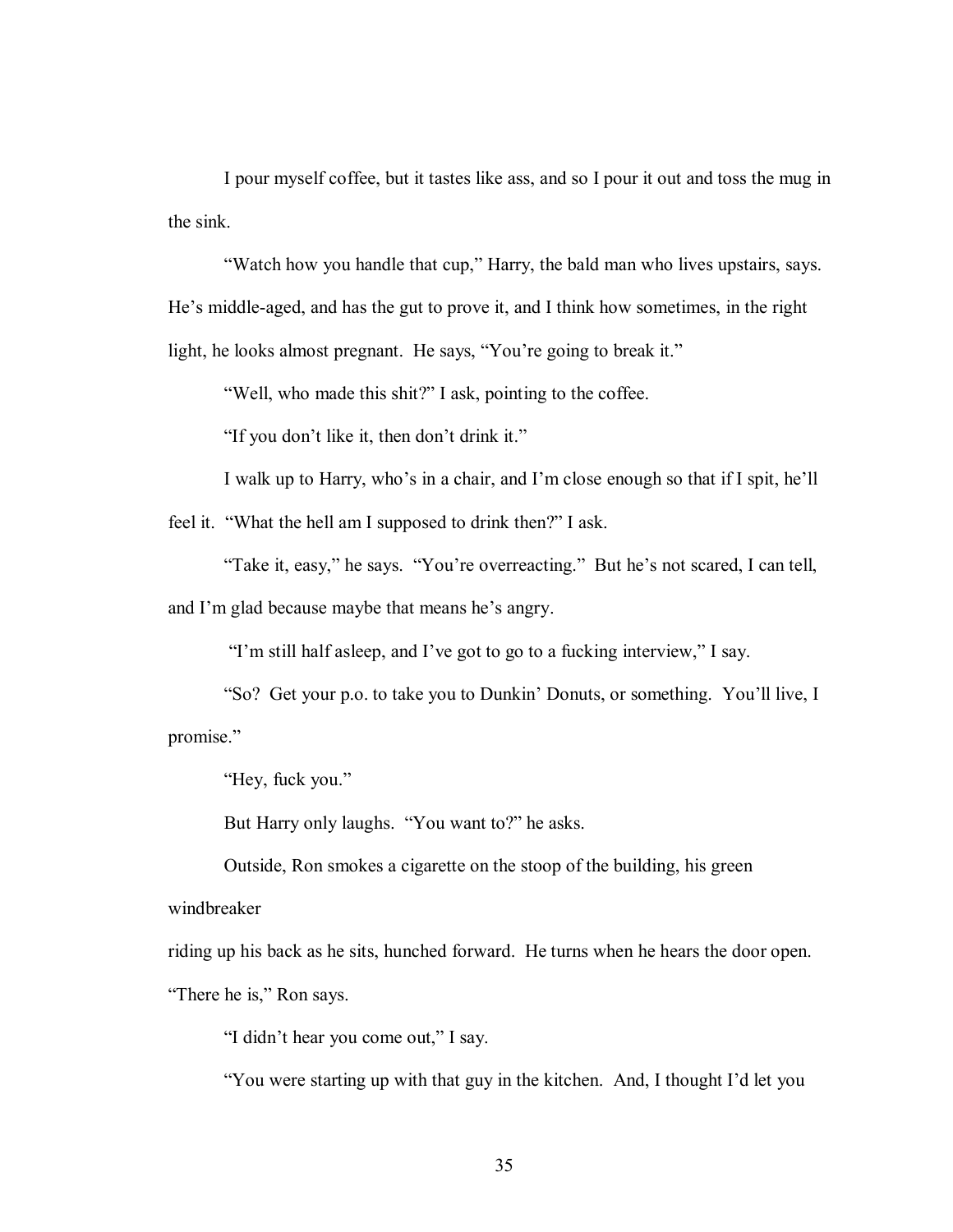I pour myself coffee, but it tastes like ass, and so I pour it out and toss the mug in the sink.

"Watch how you handle that cup," Harry, the bald man who lives upstairs, says. He's middle-aged, and has the gut to prove it, and I think how sometimes, in the right light, he looks almost pregnant. He says, "You're going to break it."

"Well, who made this shit?" I ask, pointing to the coffee.

"If you don't like it, then don't drink it."

I walk up to Harry, who's in a chair, and I'm close enough so that if I spit, he'll feel it. "What the hell am I supposed to drink then?" I ask.

"Take it, easy," he says. "You're overreacting." But he's not scared, I can tell, and I'm glad because maybe that means he's angry.

"I'm still half asleep, and I've got to go to a fucking interview," I say.

"So? Get your p.o. to take you to Dunkin' Donuts, or something. You'll live, I promise."

"Hey, fuck you."

But Harry only laughs. "You want to?" he asks.

Outside, Ron smokes a cigarette on the stoop of the building, his green windbreaker riding up his back as he sits, hunched forward. He turns when he hears the door open. "There he is," Ron says.

"I didn't hear you come out," I say.

"You were starting up with that guy in the kitchen. And, I thought I'd let you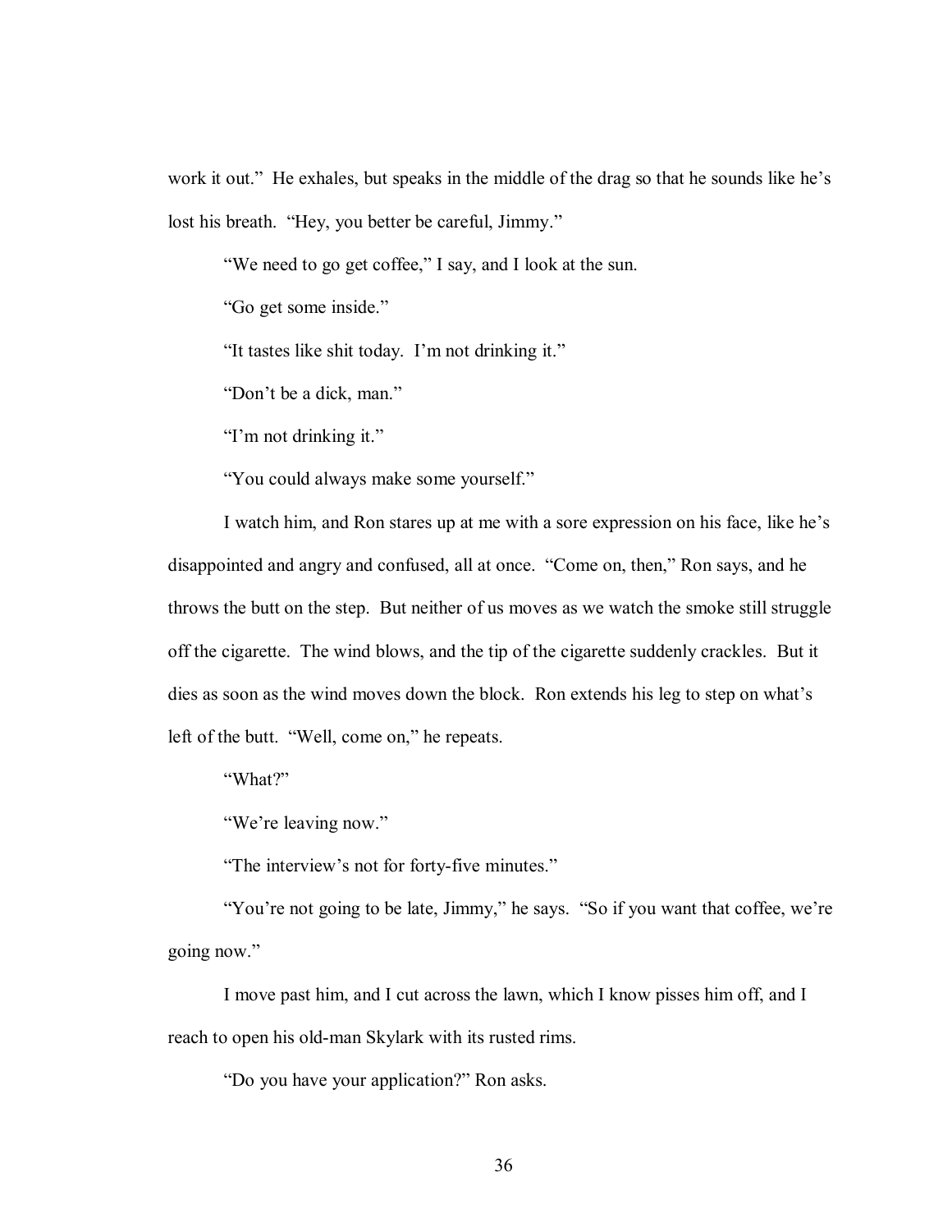work it out." He exhales, but speaks in the middle of the drag so that he sounds like he's lost his breath. "Hey, you better be careful, Jimmy."

"We need to go get coffee," I say, and I look at the sun.

"Go get some inside."

"It tastes like shit today. I'm not drinking it."

"Don't be a dick, man."

"I'm not drinking it."

"You could always make some yourself."

I watch him, and Ron stares up at me with a sore expression on his face, like he's disappointed and angry and confused, all at once. "Come on, then," Ron says, and he throws the butt on the step. But neither of us moves as we watch the smoke still struggle off the cigarette. The wind blows, and the tip of the cigarette suddenly crackles. But it dies as soon as the wind moves down the block. Ron extends his leg to step on what's left of the butt. "Well, come on," he repeats.

"What?"

"We're leaving now."

"The interview's not for forty-five minutes."

"You're not going to be late, Jimmy," he says. "So if you want that coffee, we're going now."

I move past him, and I cut across the lawn, which I know pisses him off, and I reach to open his old-man Skylark with its rusted rims.

"Do you have your application?" Ron asks.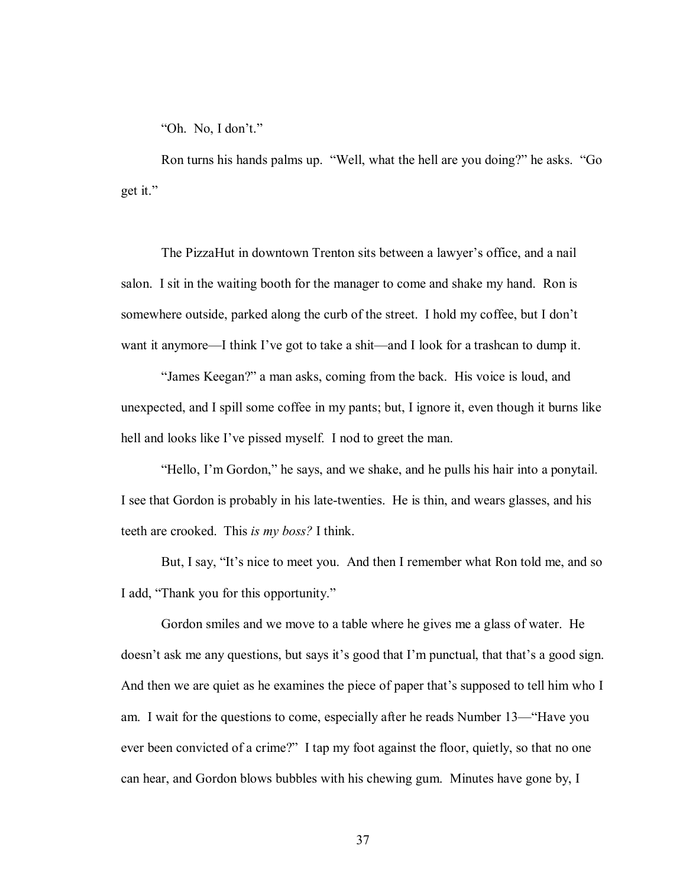"Oh. No, I don't."

Ron turns his hands palms up. "Well, what the hell are you doing?" he asks. "Go get it."

The PizzaHut in downtown Trenton sits between a lawyer's office, and a nail salon. I sit in the waiting booth for the manager to come and shake my hand. Ron is somewhere outside, parked along the curb of the street. I hold my coffee, but I don't want it anymore—I think I've got to take a shit—and I look for a trashcan to dump it.

"James Keegan?" a man asks, coming from the back. His voice is loud, and unexpected, and I spill some coffee in my pants; but, I ignore it, even though it burns like hell and looks like I've pissed myself. I nod to greet the man.

"Hello, I'm Gordon," he says, and we shake, and he pulls his hair into a ponytail. I see that Gordon is probably in his late-twenties. He is thin, and wears glasses, and his teeth are crooked. This *is my boss?* I think.

But, I say, "It's nice to meet you. And then I remember what Ron told me, and so I add, "Thank you for this opportunity."

Gordon smiles and we move to a table where he gives me a glass of water. He doesn't ask me any questions, but says it's good that I'm punctual, that that's a good sign. And then we are quiet as he examines the piece of paper that's supposed to tell him who I am. I wait for the questions to come, especially after he reads Number 13—"Have you ever been convicted of a crime?" I tap my foot against the floor, quietly, so that no one can hear, and Gordon blows bubbles with his chewing gum. Minutes have gone by, I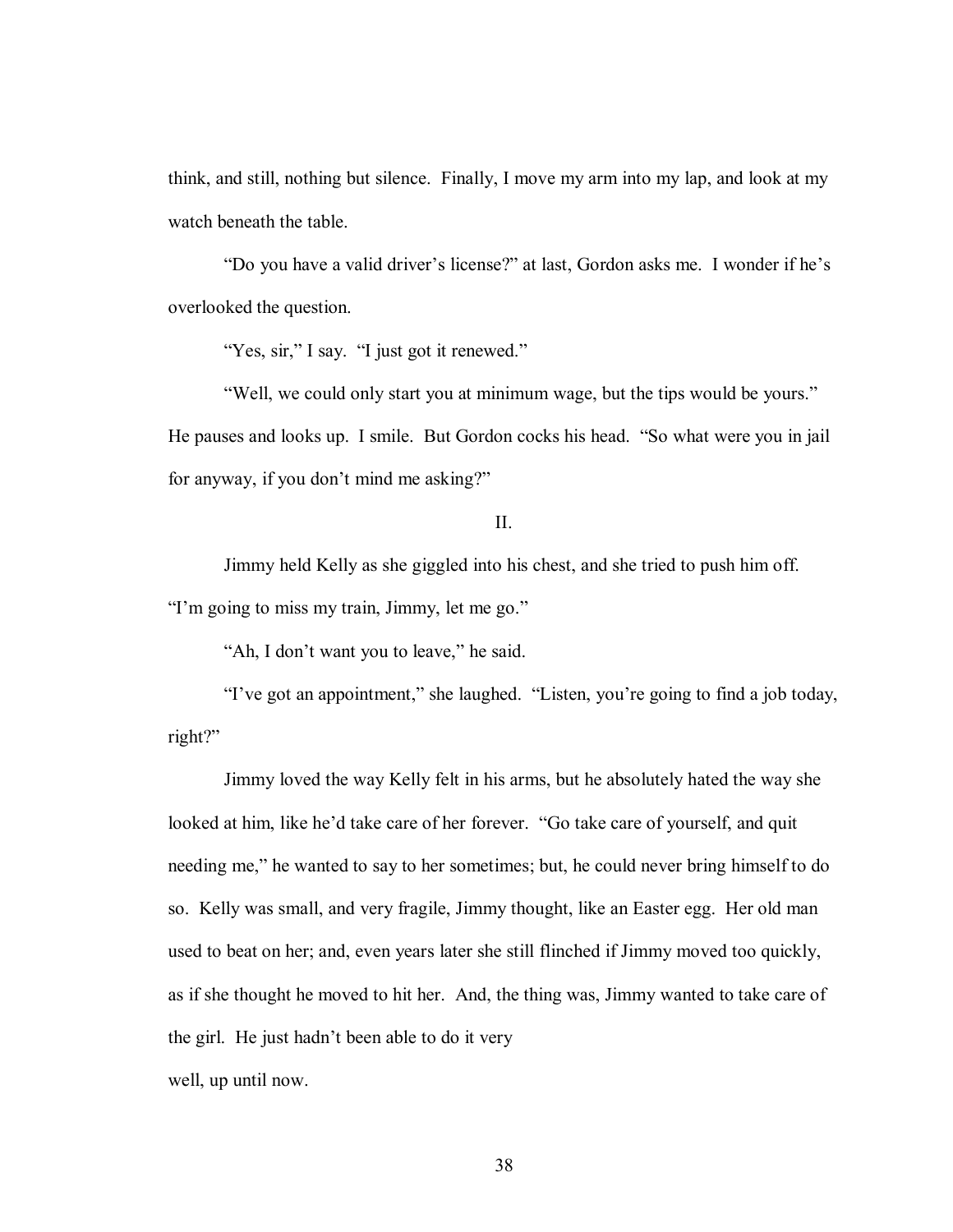think, and still, nothing but silence. Finally, I move my arm into my lap, and look at my watch beneath the table.

"Do you have a valid driver's license?" at last, Gordon asks me. I wonder if he's overlooked the question.

"Yes, sir," I say. "I just got it renewed."

"Well, we could only start you at minimum wage, but the tips would be yours." He pauses and looks up. I smile. But Gordon cocks his head. "So what were you in jail for anyway, if you don't mind me asking?"

II.

Jimmy held Kelly as she giggled into his chest, and she tried to push him off. "I'm going to miss my train, Jimmy, let me go."

"Ah, I don't want you to leave," he said.

"I've got an appointment," she laughed. "Listen, you're going to find a job today, right?"

Jimmy loved the way Kelly felt in his arms, but he absolutely hated the way she looked at him, like he'd take care of her forever. "Go take care of yourself, and quit needing me," he wanted to say to her sometimes; but, he could never bring himself to do so. Kelly was small, and very fragile, Jimmy thought, like an Easter egg. Her old man used to beat on her; and, even years later she still flinched if Jimmy moved too quickly, as if she thought he moved to hit her. And, the thing was, Jimmy wanted to take care of the girl. He just hadn't been able to do it very well, up until now.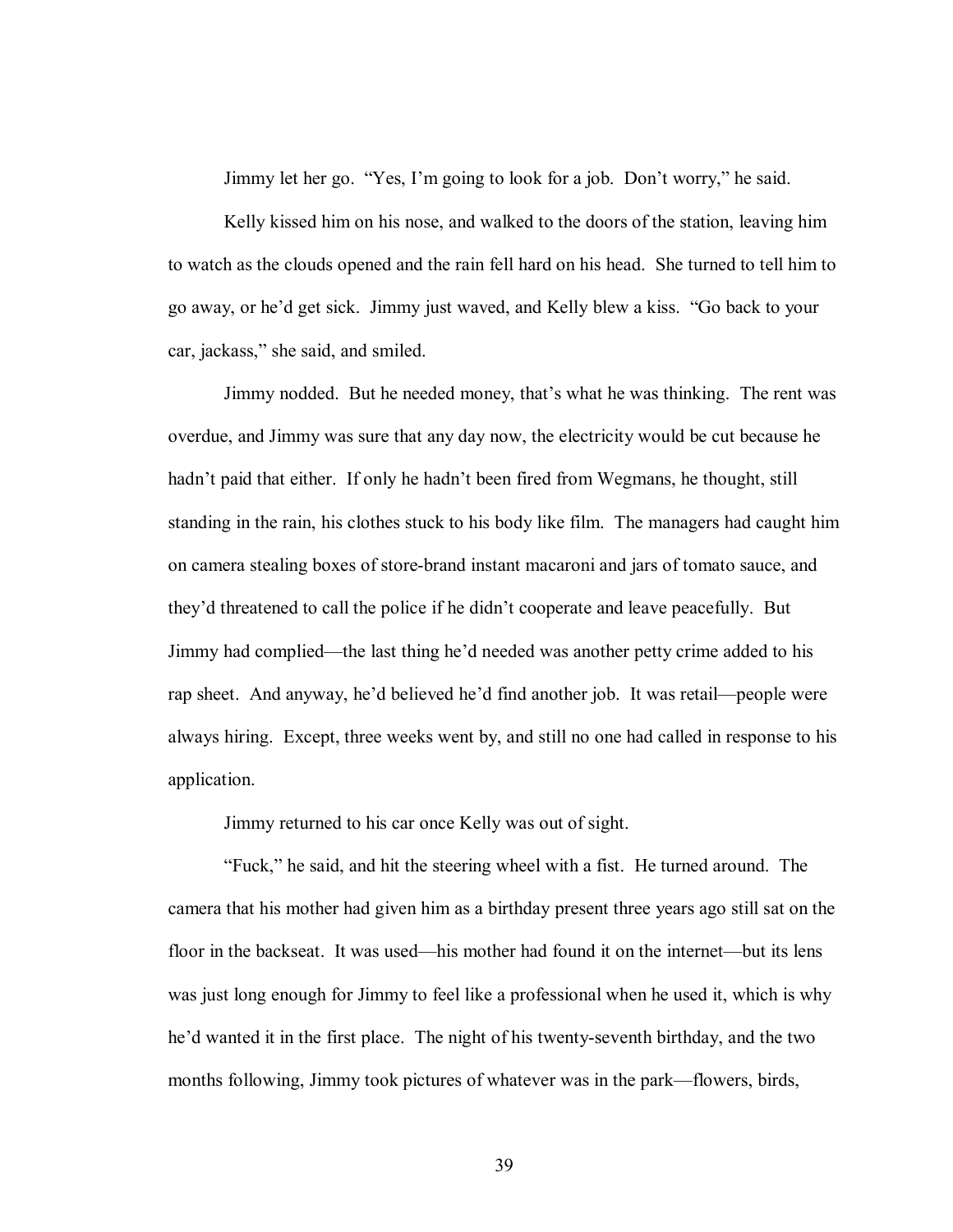Jimmy let her go. "Yes, I'm going to look for a job. Don't worry," he said.

Kelly kissed him on his nose, and walked to the doors of the station, leaving him to watch as the clouds opened and the rain fell hard on his head. She turned to tell him to go away, or he'd get sick. Jimmy just waved, and Kelly blew a kiss. "Go back to your car, jackass," she said, and smiled.

Jimmy nodded. But he needed money, that's what he was thinking. The rent was overdue, and Jimmy was sure that any day now, the electricity would be cut because he hadn't paid that either. If only he hadn't been fired from Wegmans, he thought, still standing in the rain, his clothes stuck to his body like film. The managers had caught him on camera stealing boxes of store-brand instant macaroni and jars of tomato sauce, and they'd threatened to call the police if he didn't cooperate and leave peacefully. But Jimmy had complied—the last thing he'd needed was another petty crime added to his rap sheet. And anyway, he'd believed he'd find another job. It was retail—people were always hiring. Except, three weeks went by, and still no one had called in response to his application.

Jimmy returned to his car once Kelly was out of sight.

"Fuck," he said, and hit the steering wheel with a fist. He turned around. The camera that his mother had given him as a birthday present three years ago still sat on the floor in the backseat. It was used—his mother had found it on the internet—but its lens was just long enough for Jimmy to feel like a professional when he used it, which is why he'd wanted it in the first place. The night of his twenty-seventh birthday, and the two months following, Jimmy took pictures of whatever was in the park—flowers, birds,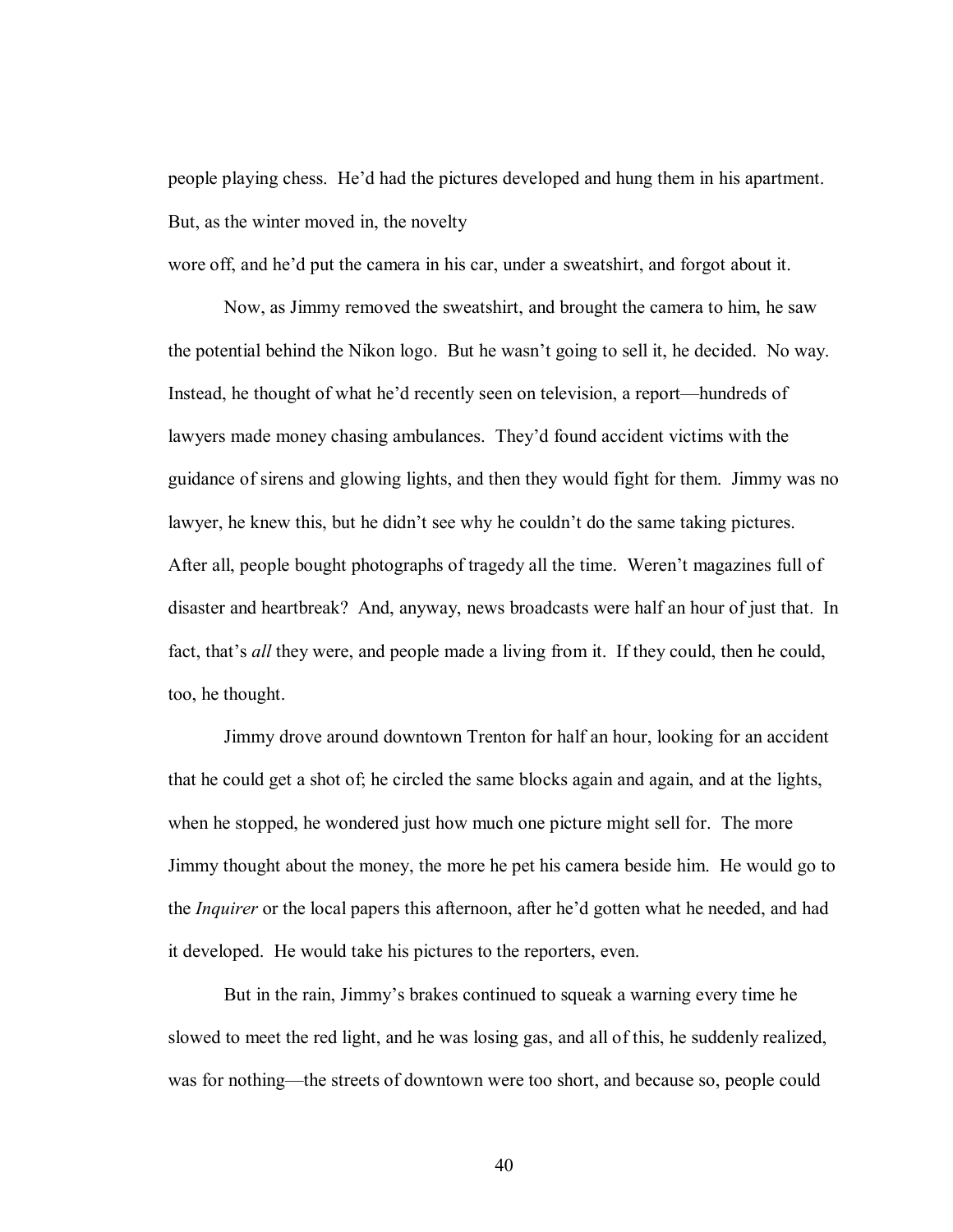people playing chess. He'd had the pictures developed and hung them in his apartment. But, as the winter moved in, the novelty wore off, and he'd put the camera in his car, under a sweatshirt, and forgot about it.

Now, as Jimmy removed the sweatshirt, and brought the camera to him, he saw the potential behind the Nikon logo. But he wasn't going to sell it, he decided. No way. Instead, he thought of what he'd recently seen on television, a report—hundreds of lawyers made money chasing ambulances. They'd found accident victims with the guidance of sirens and glowing lights, and then they would fight for them. Jimmy was no lawyer, he knew this, but he didn't see why he couldn't do the same taking pictures. After all, people bought photographs of tragedy all the time. Weren't magazines full of disaster and heartbreak? And, anyway, news broadcasts were half an hour of just that. In fact, that's *all* they were, and people made a living from it. If they could, then he could, too, he thought.

Jimmy drove around downtown Trenton for half an hour, looking for an accident that he could get a shot of; he circled the same blocks again and again, and at the lights, when he stopped, he wondered just how much one picture might sell for. The more Jimmy thought about the money, the more he pet his camera beside him. He would go to the *Inquirer* or the local papers this afternoon, after he'd gotten what he needed, and had it developed. He would take his pictures to the reporters, even.

But in the rain, Jimmy's brakes continued to squeak a warning every time he slowed to meet the red light, and he was losing gas, and all of this, he suddenly realized, was for nothing—the streets of downtown were too short, and because so, people could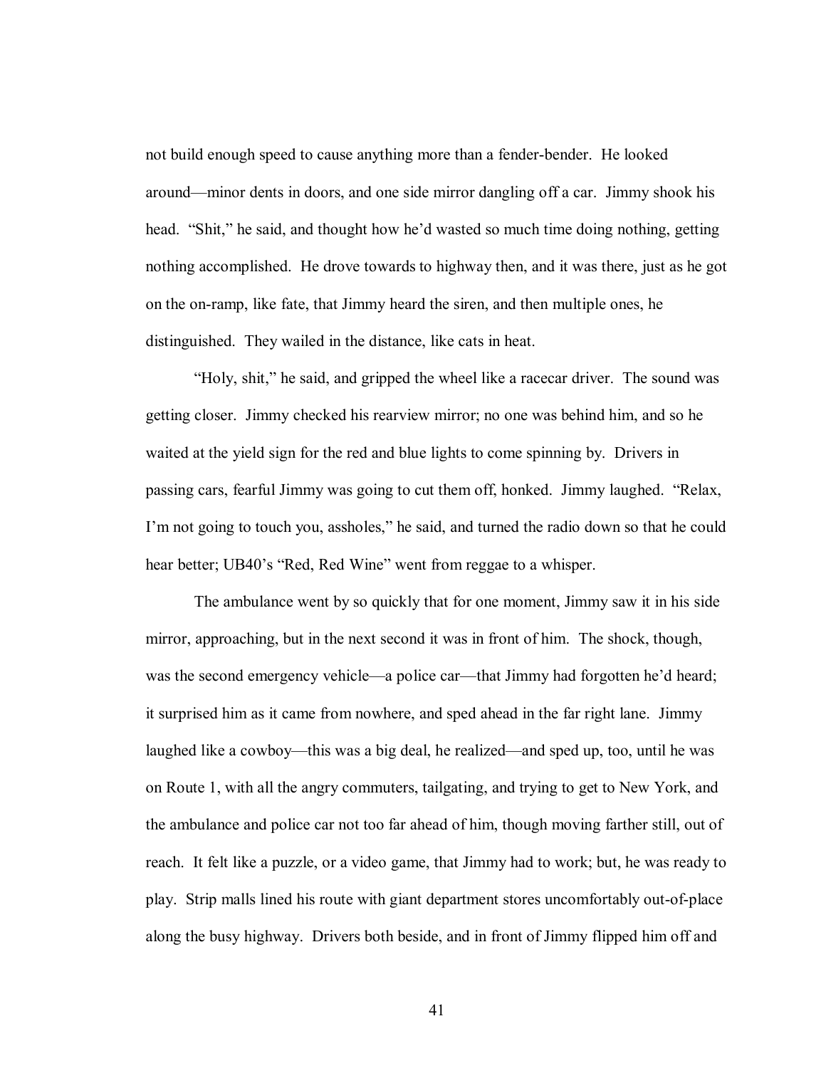not build enough speed to cause anything more than a fender-bender. He looked around—minor dents in doors, and one side mirror dangling off a car. Jimmy shook his head. "Shit," he said, and thought how he'd wasted so much time doing nothing, getting nothing accomplished. He drove towards to highway then, and it was there, just as he got on the on-ramp, like fate, that Jimmy heard the siren, and then multiple ones, he distinguished. They wailed in the distance, like cats in heat.

"Holy, shit," he said, and gripped the wheel like a racecar driver. The sound was getting closer. Jimmy checked his rearview mirror; no one was behind him, and so he waited at the yield sign for the red and blue lights to come spinning by. Drivers in passing cars, fearful Jimmy was going to cut them off, honked. Jimmy laughed. "Relax, I'm not going to touch you, assholes," he said, and turned the radio down so that he could hear better; UB40's "Red, Red Wine" went from reggae to a whisper.

The ambulance went by so quickly that for one moment, Jimmy saw it in his side mirror, approaching, but in the next second it was in front of him. The shock, though, was the second emergency vehicle—a police car—that Jimmy had forgotten he'd heard; it surprised him as it came from nowhere, and sped ahead in the far right lane. Jimmy laughed like a cowboy—this was a big deal, he realized—and sped up, too, until he was on Route 1, with all the angry commuters, tailgating, and trying to get to New York, and the ambulance and police car not too far ahead of him, though moving farther still, out of reach. It felt like a puzzle, or a video game, that Jimmy had to work; but, he was ready to play. Strip malls lined his route with giant department stores uncomfortably out-of-place along the busy highway. Drivers both beside, and in front of Jimmy flipped him off and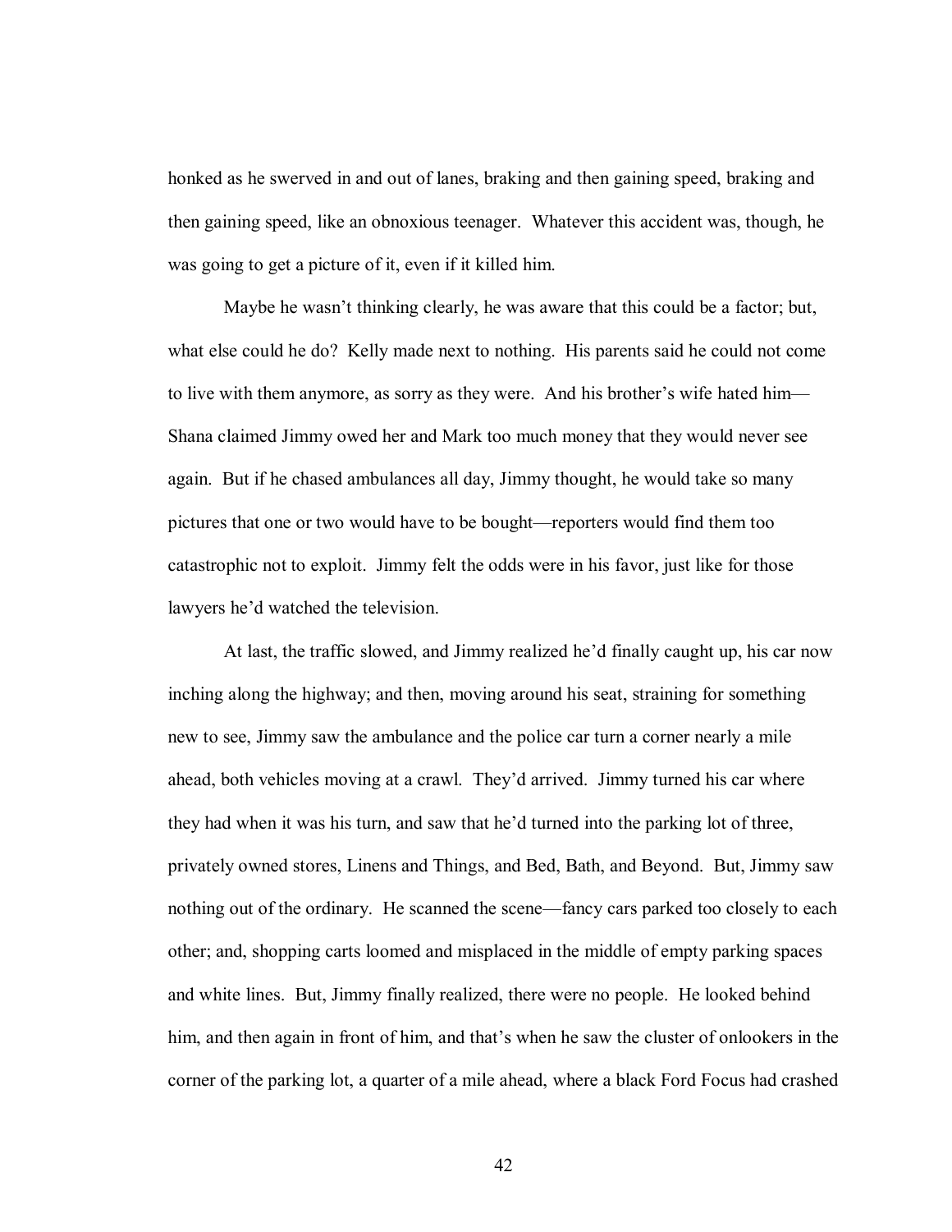honked as he swerved in and out of lanes, braking and then gaining speed, braking and then gaining speed, like an obnoxious teenager. Whatever this accident was, though, he was going to get a picture of it, even if it killed him.

Maybe he wasn't thinking clearly, he was aware that this could be a factor; but, what else could he do? Kelly made next to nothing. His parents said he could not come to live with them anymore, as sorry as they were. And his brother's wife hated him—Shana claimed Jimmy owed her and Mark too much money that they would never see again. But if he chased ambulances all day, Jimmy thought, he would take so many pictures that one or two would have to be bought—reporters would find them too catastrophic not to exploit. Jimmy felt the odds were in his favor, just like for those lawyers he'd watched the television.

At last, the traffic slowed, and Jimmy realized he'd finally caught up, his car now inching along the highway; and then, moving around his seat, straining for something new to see, Jimmy saw the ambulance and the police car turn a corner nearly a mile ahead, both vehicles moving at a crawl. They'd arrived. Jimmy turned his car where they had when it was his turn, and saw that he'd turned into the parking lot of three, privately owned stores, Linens and Things, and Bed, Bath, and Beyond. But, Jimmy saw nothing out of the ordinary. He scanned the scene—fancy cars parked too closely to each other; and, shopping carts loomed and misplaced in the middle of empty parking spaces and white lines. But, Jimmy finally realized, there were no people. He looked behind him, and then again in front of him, and that's when he saw the cluster of onlookers in the corner of the parking lot, a quarter of a mile ahead, where a black Ford Focus had crashed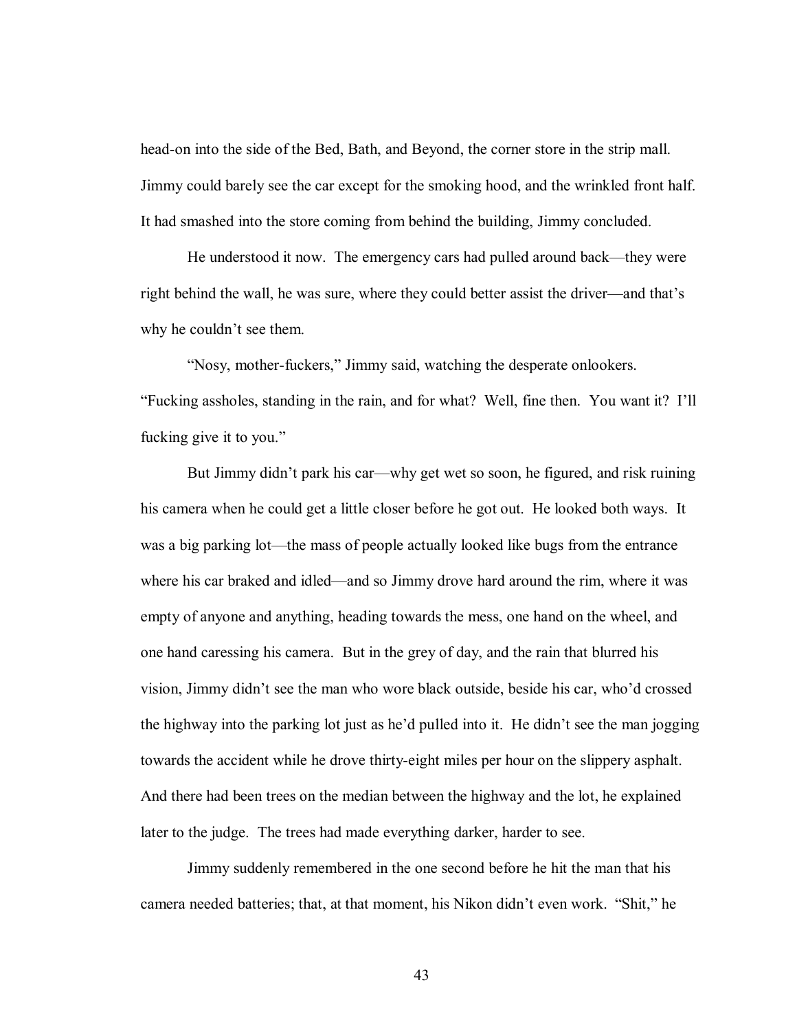head-on into the side of the Bed, Bath, and Beyond, the corner store in the strip mall. Jimmy could barely see the car except for the smoking hood, and the wrinkled front half. It had smashed into the store coming from behind the building, Jimmy concluded.

He understood it now. The emergency cars had pulled around back—they were right behind the wall, he was sure, where they could better assist the driver—and that's why he couldn't see them.

"Nosy, mother-fuckers," Jimmy said, watching the desperate onlookers. "Fucking assholes, standing in the rain, and for what? Well, fine then. You want it? I'll fucking give it to you."

But Jimmy didn't park his car—why get wet so soon, he figured, and risk ruining his camera when he could get a little closer before he got out. He looked both ways. It was a big parking lot—the mass of people actually looked like bugs from the entrance where his car braked and idled—and so Jimmy drove hard around the rim, where it was empty of anyone and anything, heading towards the mess, one hand on the wheel, and one hand caressing his camera. But in the grey of day, and the rain that blurred his vision, Jimmy didn't see the man who wore black outside, beside his car, who'd crossed the highway into the parking lot just as he'd pulled into it. He didn't see the man jogging towards the accident while he drove thirty-eight miles per hour on the slippery asphalt. And there had been trees on the median between the highway and the lot, he explained later to the judge. The trees had made everything darker, harder to see.

Jimmy suddenly remembered in the one second before he hit the man that his camera needed batteries; that, at that moment, his Nikon didn't even work. "Shit," he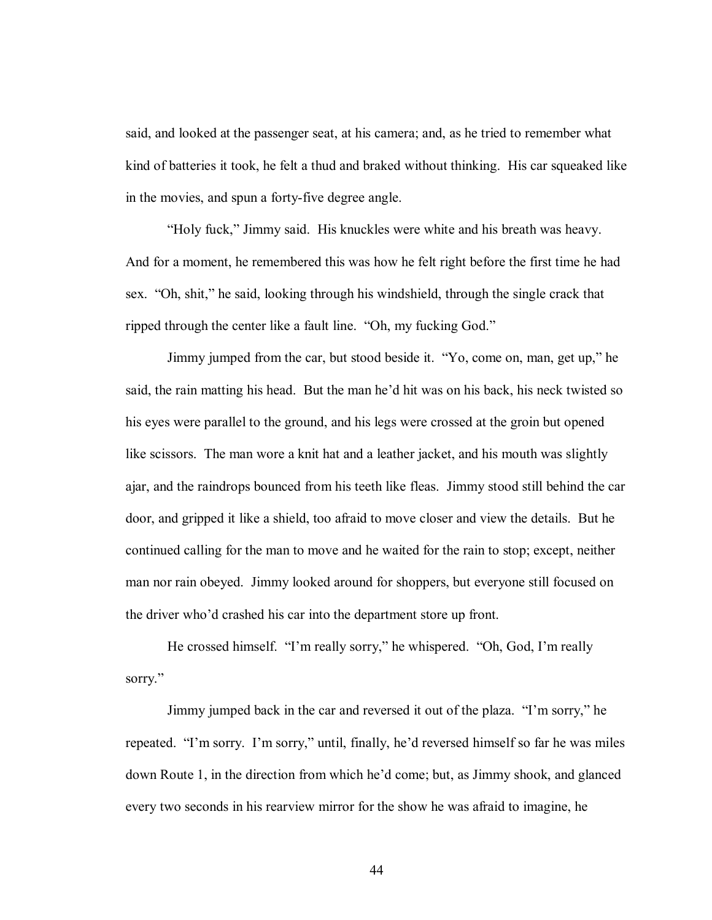said, and looked at the passenger seat, at his camera; and, as he tried to remember what kind of batteries it took, he felt a thud and braked without thinking. His car squeaked like in the movies, and spun a forty-five degree angle.

"Holy fuck," Jimmy said. His knuckles were white and his breath was heavy. And for a moment, he remembered this was how he felt right before the first time he had sex. "Oh, shit," he said, looking through his windshield, through the single crack that ripped through the center like a fault line. "Oh, my fucking God."

Jimmy jumped from the car, but stood beside it. "Yo, come on, man, get up," he said, the rain matting his head. But the man he'd hit was on his back, his neck twisted so his eyes were parallel to the ground, and his legs were crossed at the groin but opened like scissors. The man wore a knit hat and a leather jacket, and his mouth was slightly ajar, and the raindrops bounced from his teeth like fleas. Jimmy stood still behind the car door, and gripped it like a shield, too afraid to move closer and view the details. But he continued calling for the man to move and he waited for the rain to stop; except, neither man nor rain obeyed. Jimmy looked around for shoppers, but everyone still focused on the driver who'd crashed his car into the department store up front.

He crossed himself. "I'm really sorry," he whispered. "Oh, God, I'm really sorry."

Jimmy jumped back in the car and reversed it out of the plaza. "I'm sorry," he repeated. "I'm sorry. I'm sorry," until, finally, he'd reversed himself so far he was miles down Route 1, in the direction from which he'd come; but, as Jimmy shook, and glanced every two seconds in his rearview mirror for the show he was afraid to imagine, he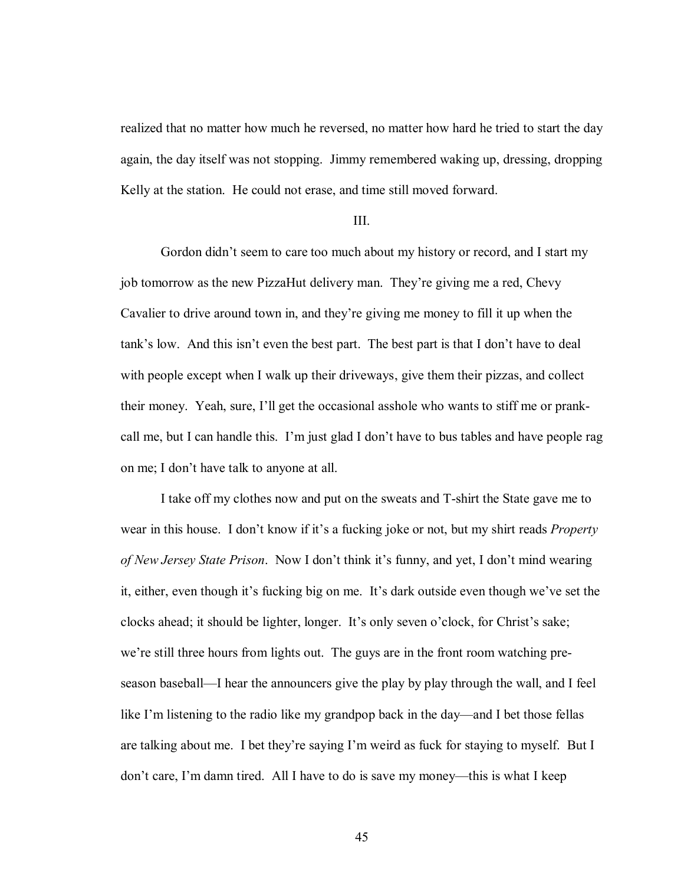realized that no matter how much he reversed, no matter how hard he tried to start the day again, the day itself was not stopping. Jimmy remembered waking up, dressing, dropping Kelly at the station. He could not erase, and time still moved forward.

III.

Gordon didn't seem to care too much about my history or record, and I start my job tomorrow as the new PizzaHut delivery man. They're giving me a red, Chevy Cavalier to drive around town in, and they're giving me money to fill it up when the tank's low. And this isn't even the best part. The best part is that I don't have to deal with people except when I walk up their driveways, give them their pizzas, and collect their money. Yeah, sure, I'll get the occasional asshole who wants to stiff me or prank-call me, but I can handle this. I'm just glad I don't have to bus tables and have people rag on me; I don't have talk to anyone at all.

I take off my clothes now and put on the sweats and T-shirt the State gave me to wear in this house. I don't know if it's a fucking joke or not, but my shirt reads *Property of New Jersey State Prison*. Now I don't think it's funny, and yet, I don't mind wearing it, either, even though it's fucking big on me. It's dark outside even though we've set the clocks ahead; it should be lighter, longer. It's only seven o'clock, for Christ's sake; we're still three hours from lights out. The guys are in the front room watching pre-season baseball—I hear the announcers give the play by play through the wall, and I feel like I'm listening to the radio like my grandpop back in the day—and I bet those fellas are talking about me. I bet they're saying I'm weird as fuck for staying to myself. But I don't care, I'm damn tired. All I have to do is save my money—this is what I keep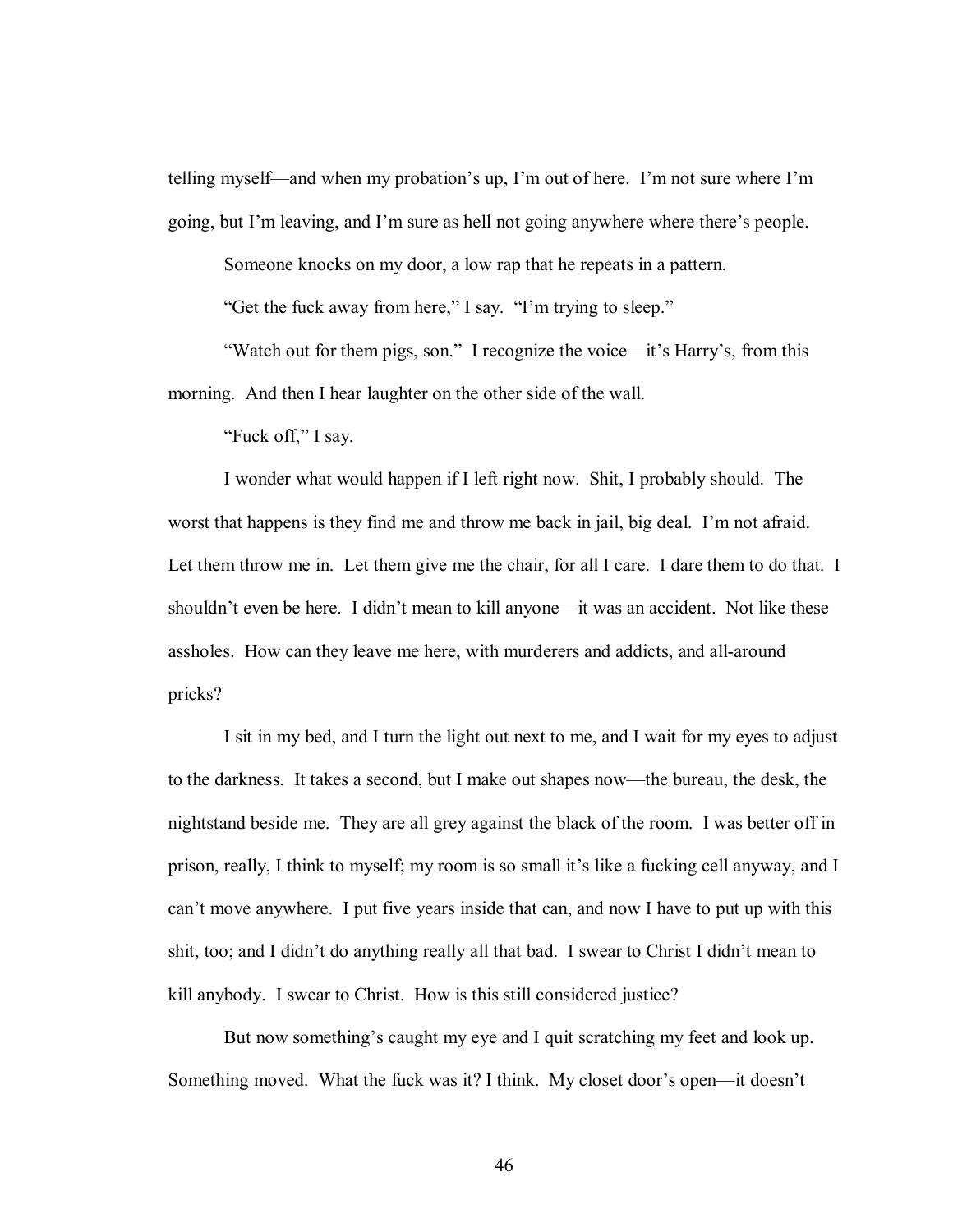telling myself—and when my probation's up, I'm out of here. I'm not sure where I'm going, but I'm leaving, and I'm sure as hell not going anywhere where there's people.

Someone knocks on my door, a low rap that he repeats in a pattern.

"Get the fuck away from here," I say. "I'm trying to sleep."

"Watch out for them pigs, son." I recognize the voice—it's Harry's, from this morning. And then I hear laughter on the other side of the wall.

"Fuck off," I say.

I wonder what would happen if I left right now. Shit, I probably should. The worst that happens is they find me and throw me back in jail, big deal. I'm not afraid. Let them throw me in. Let them give me the chair, for all I care. I dare them to do that. I shouldn't even be here. I didn't mean to kill anyone—it was an accident. Not like these assholes. How can they leave me here, with murderers and addicts, and all-around pricks?

I sit in my bed, and I turn the light out next to me, and I wait for my eyes to adjust to the darkness. It takes a second, but I make out shapes now—the bureau, the desk, the nightstand beside me. They are all grey against the black of the room. I was better off in prison, really, I think to myself; my room is so small it's like a fucking cell anyway, and I can't move anywhere. I put five years inside that can, and now I have to put up with this shit, too; and I didn't do anything really all that bad. I swear to Christ I didn't mean to kill anybody. I swear to Christ. How is this still considered justice?

But now something's caught my eye and I quit scratching my feet and look up. Something moved. What the fuck was it? I think. My closet door's open—it doesn't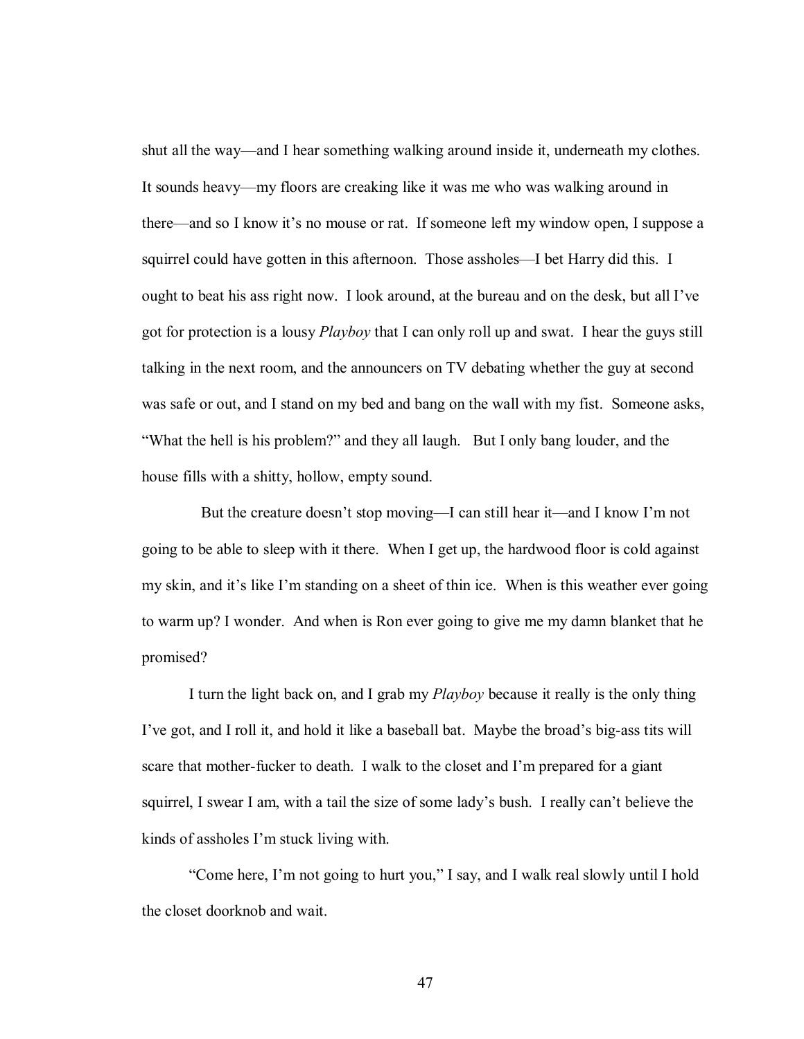shut all the way—and I hear something walking around inside it, underneath my clothes. It sounds heavy—my floors are creaking like it was me who was walking around in there—and so I know it's no mouse or rat. If someone left my window open, I suppose a squirrel could have gotten in this afternoon. Those assholes—I bet Harry did this. I ought to beat his ass right now. I look around, at the bureau and on the desk, but all I've got for protection is a lousy *Playboy* that I can only roll up and swat. I hear the guys still talking in the next room, and the announcers on TV debating whether the guy at second was safe or out, and I stand on my bed and bang on the wall with my fist. Someone asks, "What the hell is his problem?" and they all laugh. But I only bang louder, and the house fills with a shitty, hollow, empty sound.

But the creature doesn't stop moving—I can still hear it—and I know I'm not going to be able to sleep with it there. When I get up, the hardwood floor is cold against my skin, and it's like I'm standing on a sheet of thin ice. When is this weather ever going to warm up? I wonder. And when is Ron ever going to give me my damn blanket that he promised?

I turn the light back on, and I grab my *Playboy* because it really is the only thing I've got, and I roll it, and hold it like a baseball bat. Maybe the broad's big-ass tits will scare that mother-fucker to death. I walk to the closet and I'm prepared for a giant squirrel, I swear I am, with a tail the size of some lady's bush. I really can't believe the kinds of assholes I'm stuck living with.

"Come here, I'm not going to hurt you," I say, and I walk real slowly until I hold the closet doorknob and wait.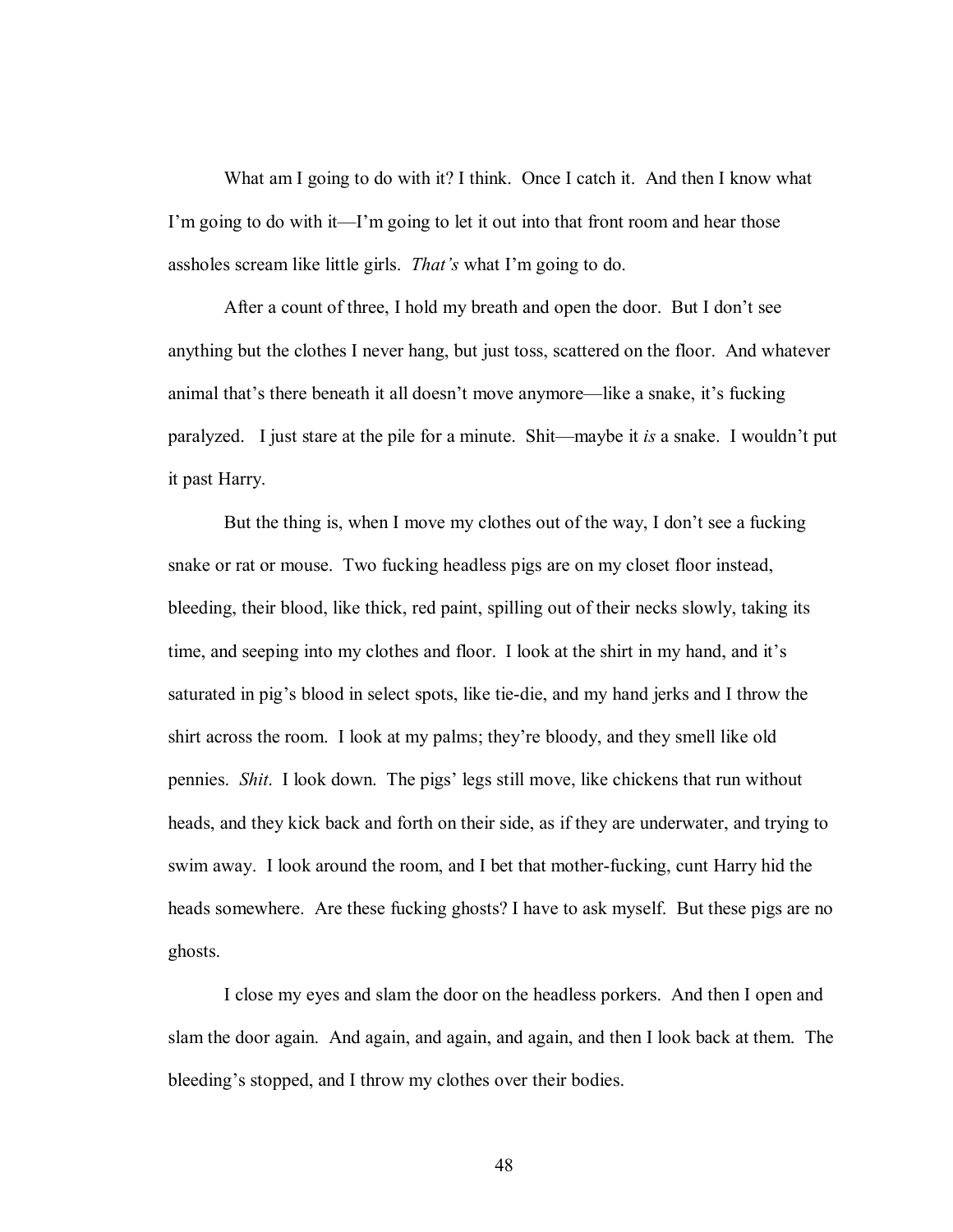What am I going to do with it? I think. Once I catch it. And then I know what I'm going to do with it—I'm going to let it out into that front room and hear those assholes scream like little girls. *That's* what I'm going to do.

After a count of three, I hold my breath and open the door. But I don't see anything but the clothes I never hang, but just toss, scattered on the floor. And whatever animal that's there beneath it all doesn't move anymore—like a snake, it's fucking paralyzed. I just stare at the pile for a minute. Shit—maybe it *is* a snake. I wouldn't put it past Harry.

But the thing is, when I move my clothes out of the way, I don't see a fucking snake or rat or mouse. Two fucking headless pigs are on my closet floor instead, bleeding, their blood, like thick, red paint, spilling out of their necks slowly, taking its time, and seeping into my clothes and floor. I look at the shirt in my hand, and it's saturated in pig's blood in select spots, like tie-die, and my hand jerks and I throw the shirt across the room. I look at my palms; they're bloody, and they smell like old pennies. *Shit*. I look down. The pigs' legs still move, like chickens that run without heads, and they kick back and forth on their side, as if they are underwater, and trying to swim away. I look around the room, and I bet that mother-fucking, cunt Harry hid the heads somewhere. Are these fucking ghosts? I have to ask myself. But these pigs are no ghosts.

I close my eyes and slam the door on the headless porkers. And then I open and slam the door again. And again, and again, and again, and then I look back at them. The bleeding's stopped, and I throw my clothes over their bodies.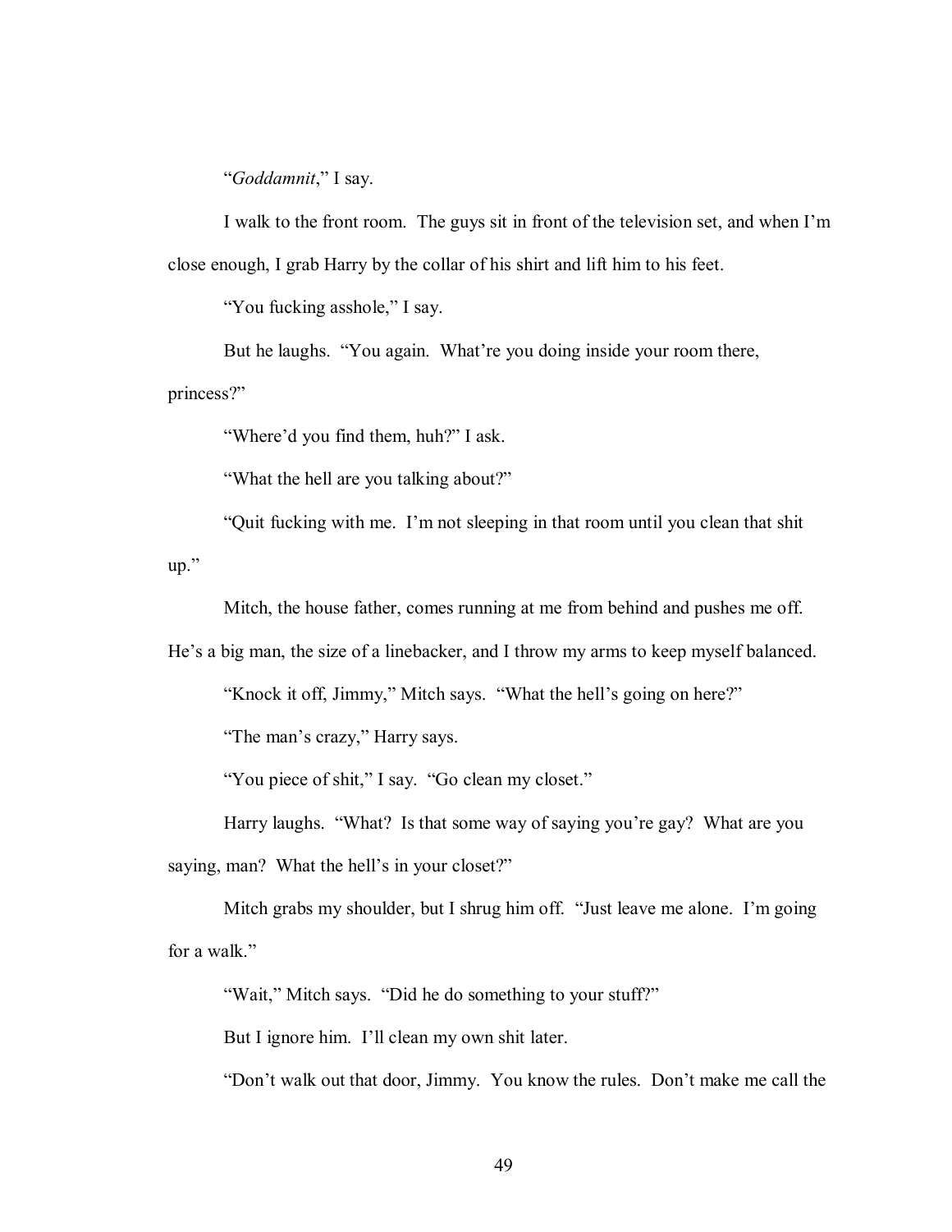"*Goddamnit*," I say.

I walk to the front room. The guys sit in front of the television set, and when I'm close enough, I grab Harry by the collar of his shirt and lift him to his feet.

"You fucking asshole," I say.

But he laughs. "You again. What're you doing inside your room there, princess?"

"Where'd you find them, huh?" I ask.

"What the hell are you talking about?"

"Quit fucking with me. I'm not sleeping in that room until you clean that shit up."

Mitch, the house father, comes running at me from behind and pushes me off. He's a big man, the size of a linebacker, and I throw my arms to keep myself balanced.

"Knock it off, Jimmy," Mitch says. "What the hell's going on here?"

"The man's crazy," Harry says.

"You piece of shit," I say. "Go clean my closet."

Harry laughs. "What? Is that some way of saying you're gay? What are you saying, man? What the hell's in your closet?"

Mitch grabs my shoulder, but I shrug him off. "Just leave me alone. I'm going for a walk."

"Wait," Mitch says. "Did he do something to your stuff?"

But I ignore him. I'll clean my own shit later.

"Don't walk out that door, Jimmy. You know the rules. Don't make me call the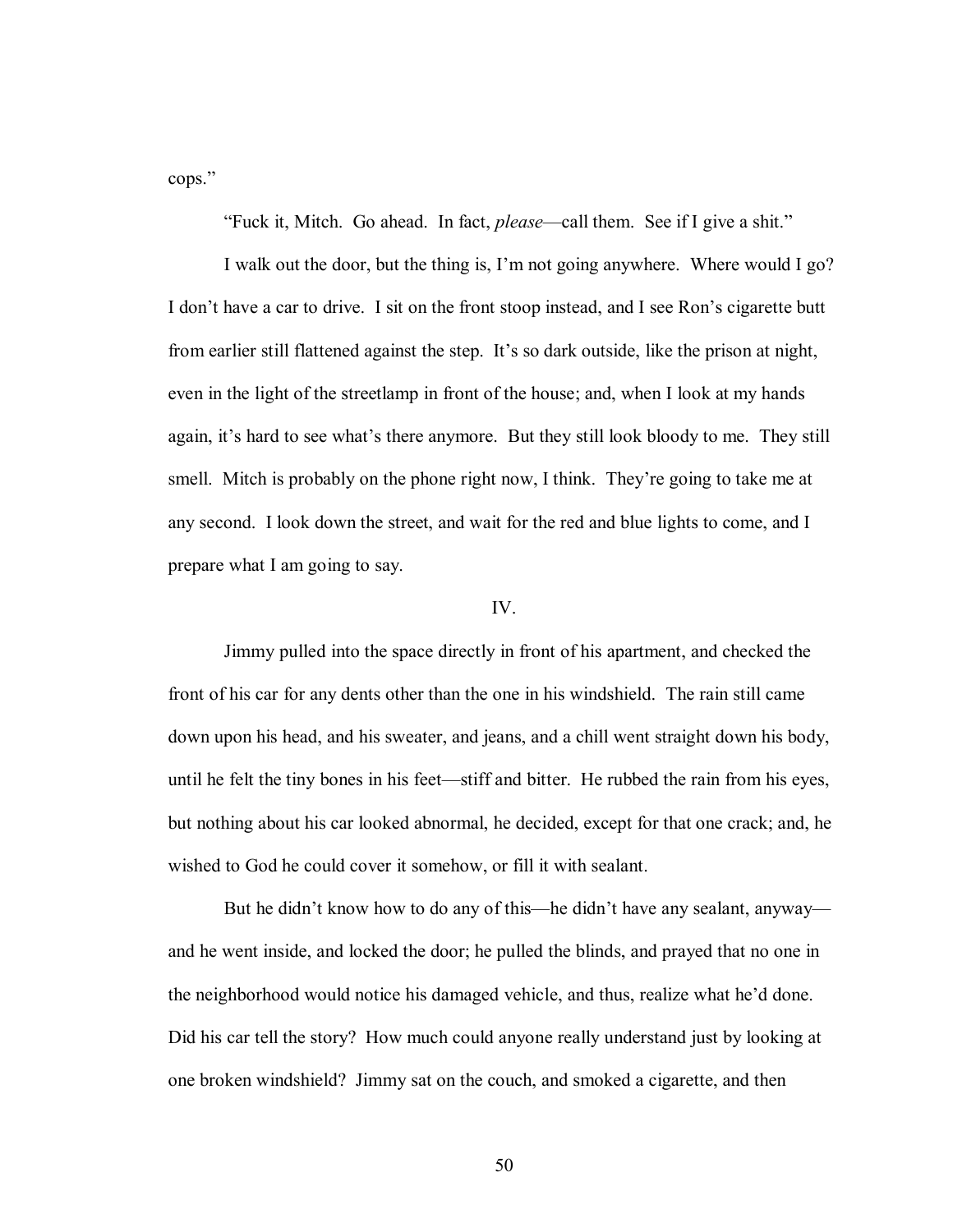cops."

"Fuck it, Mitch. Go ahead. In fact, *please*—call them. See if I give a shit."

I walk out the door, but the thing is, I'm not going anywhere. Where would I go? I don't have a car to drive. I sit on the front stoop instead, and I see Ron's cigarette butt from earlier still flattened against the step. It's so dark outside, like the prison at night, even in the light of the streetlamp in front of the house; and, when I look at my hands again, it's hard to see what's there anymore. But they still look bloody to me. They still smell. Mitch is probably on the phone right now, I think. They're going to take me at any second. I look down the street, and wait for the red and blue lights to come, and I prepare what I am going to say.

## IV.

Jimmy pulled into the space directly in front of his apartment, and checked the front of his car for any dents other than the one in his windshield. The rain still came down upon his head, and his sweater, and jeans, and a chill went straight down his body, until he felt the tiny bones in his feet—stiff and bitter. He rubbed the rain from his eyes, but nothing about his car looked abnormal, he decided, except for that one crack; and, he wished to God he could cover it somehow, or fill it with sealant.

But he didn't know how to do any of this—he didn't have any sealant, anyway—and he went inside, and locked the door; he pulled the blinds, and prayed that no one in the neighborhood would notice his damaged vehicle, and thus, realize what he'd done. Did his car tell the story? How much could anyone really understand just by looking at one broken windshield? Jimmy sat on the couch, and smoked a cigarette, and then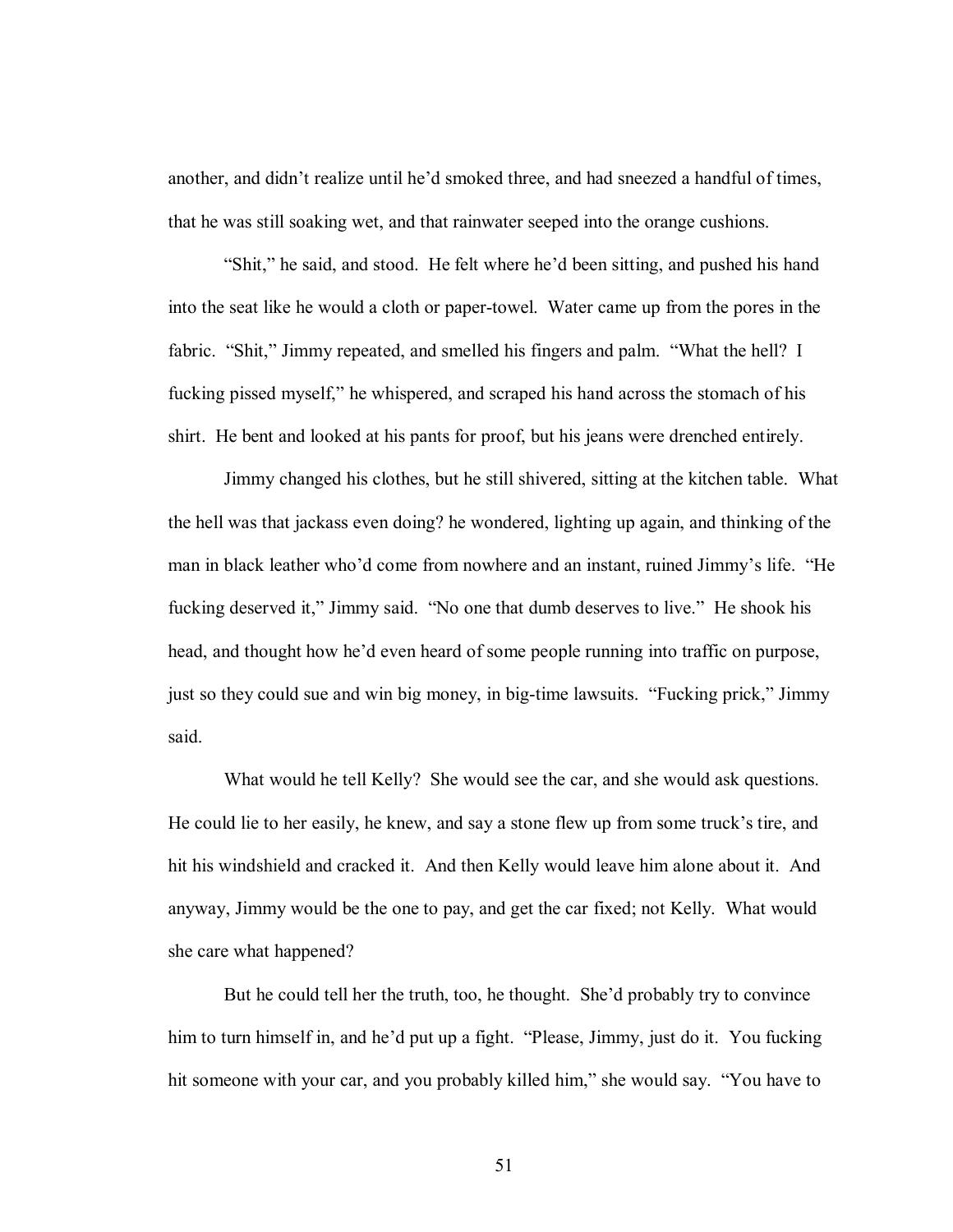another, and didn't realize until he'd smoked three, and had sneezed a handful of times, that he was still soaking wet, and that rainwater seeped into the orange cushions.

"Shit," he said, and stood. He felt where he'd been sitting, and pushed his hand into the seat like he would a cloth or paper-towel. Water came up from the pores in the fabric. "Shit," Jimmy repeated, and smelled his fingers and palm. "What the hell? I fucking pissed myself," he whispered, and scraped his hand across the stomach of his shirt. He bent and looked at his pants for proof, but his jeans were drenched entirely.

Jimmy changed his clothes, but he still shivered, sitting at the kitchen table. What the hell was that jackass even doing? he wondered, lighting up again, and thinking of the man in black leather who'd come from nowhere and an instant, ruined Jimmy's life. "He fucking deserved it," Jimmy said. "No one that dumb deserves to live." He shook his head, and thought how he'd even heard of some people running into traffic on purpose, just so they could sue and win big money, in big-time lawsuits. "Fucking prick," Jimmy said.

What would he tell Kelly? She would see the car, and she would ask questions. He could lie to her easily, he knew, and say a stone flew up from some truck's tire, and hit his windshield and cracked it. And then Kelly would leave him alone about it. And anyway, Jimmy would be the one to pay, and get the car fixed; not Kelly. What would she care what happened?

But he could tell her the truth, too, he thought. She'd probably try to convince him to turn himself in, and he'd put up a fight. "Please, Jimmy, just do it. You fucking hit someone with your car, and you probably killed him," she would say. "You have to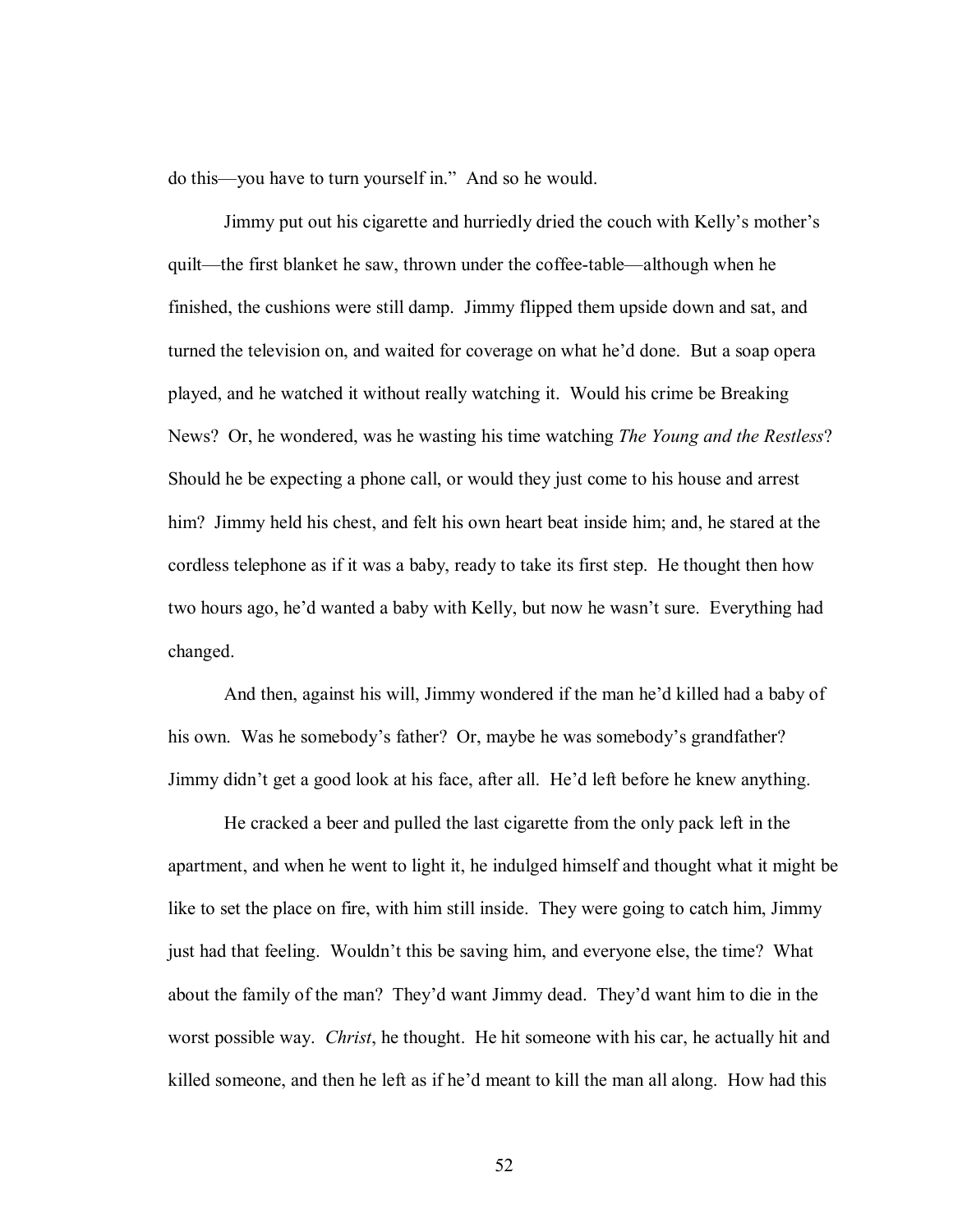do this—you have to turn yourself in." And so he would.

Jimmy put out his cigarette and hurriedly dried the couch with Kelly's mother's quilt—the first blanket he saw, thrown under the coffee-table—although when he finished, the cushions were still damp. Jimmy flipped them upside down and sat, and turned the television on, and waited for coverage on what he'd done. But a soap opera played, and he watched it without really watching it. Would his crime be Breaking News? Or, he wondered, was he wasting his time watching *The Young and the Restless*? Should he be expecting a phone call, or would they just come to his house and arrest him? Jimmy held his chest, and felt his own heart beat inside him; and, he stared at the cordless telephone as if it was a baby, ready to take its first step. He thought then how two hours ago, he'd wanted a baby with Kelly, but now he wasn't sure. Everything had changed.

And then, against his will, Jimmy wondered if the man he'd killed had a baby of his own. Was he somebody's father? Or, maybe he was somebody's grandfather? Jimmy didn't get a good look at his face, after all. He'd left before he knew anything.

He cracked a beer and pulled the last cigarette from the only pack left in the apartment, and when he went to light it, he indulged himself and thought what it might be like to set the place on fire, with him still inside. They were going to catch him, Jimmy just had that feeling. Wouldn't this be saving him, and everyone else, the time? What about the family of the man? They'd want Jimmy dead. They'd want him to die in the worst possible way. *Christ*, he thought. He hit someone with his car, he actually hit and killed someone, and then he left as if he'd meant to kill the man all along. How had this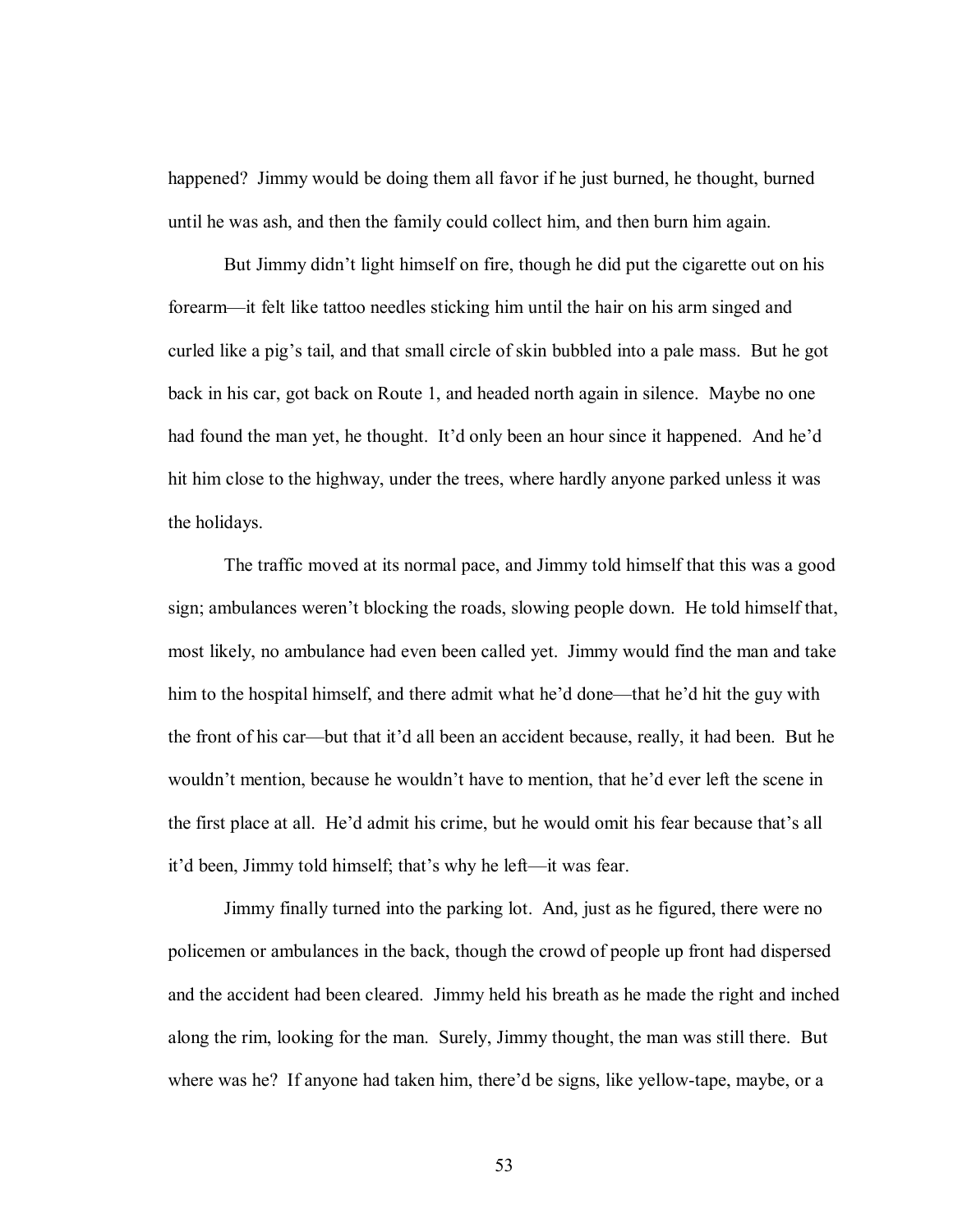happened? Jimmy would be doing them all favor if he just burned, he thought, burned until he was ash, and then the family could collect him, and then burn him again.

But Jimmy didn't light himself on fire, though he did put the cigarette out on his forearm—it felt like tattoo needles sticking him until the hair on his arm singed and curled like a pig's tail, and that small circle of skin bubbled into a pale mass. But he got back in his car, got back on Route 1, and headed north again in silence. Maybe no one had found the man yet, he thought. It'd only been an hour since it happened. And he'd hit him close to the highway, under the trees, where hardly anyone parked unless it was the holidays.

The traffic moved at its normal pace, and Jimmy told himself that this was a good sign; ambulances weren't blocking the roads, slowing people down. He told himself that, most likely, no ambulance had even been called yet. Jimmy would find the man and take him to the hospital himself, and there admit what he'd done—that he'd hit the guy with the front of his car—but that it'd all been an accident because, really, it had been. But he wouldn't mention, because he wouldn't have to mention, that he'd ever left the scene in the first place at all. He'd admit his crime, but he would omit his fear because that's all it'd been, Jimmy told himself; that's why he left—it was fear.

Jimmy finally turned into the parking lot. And, just as he figured, there were no policemen or ambulances in the back, though the crowd of people up front had dispersed and the accident had been cleared. Jimmy held his breath as he made the right and inched along the rim, looking for the man. Surely, Jimmy thought, the man was still there. But where was he? If anyone had taken him, there'd be signs, like yellow-tape, maybe, or a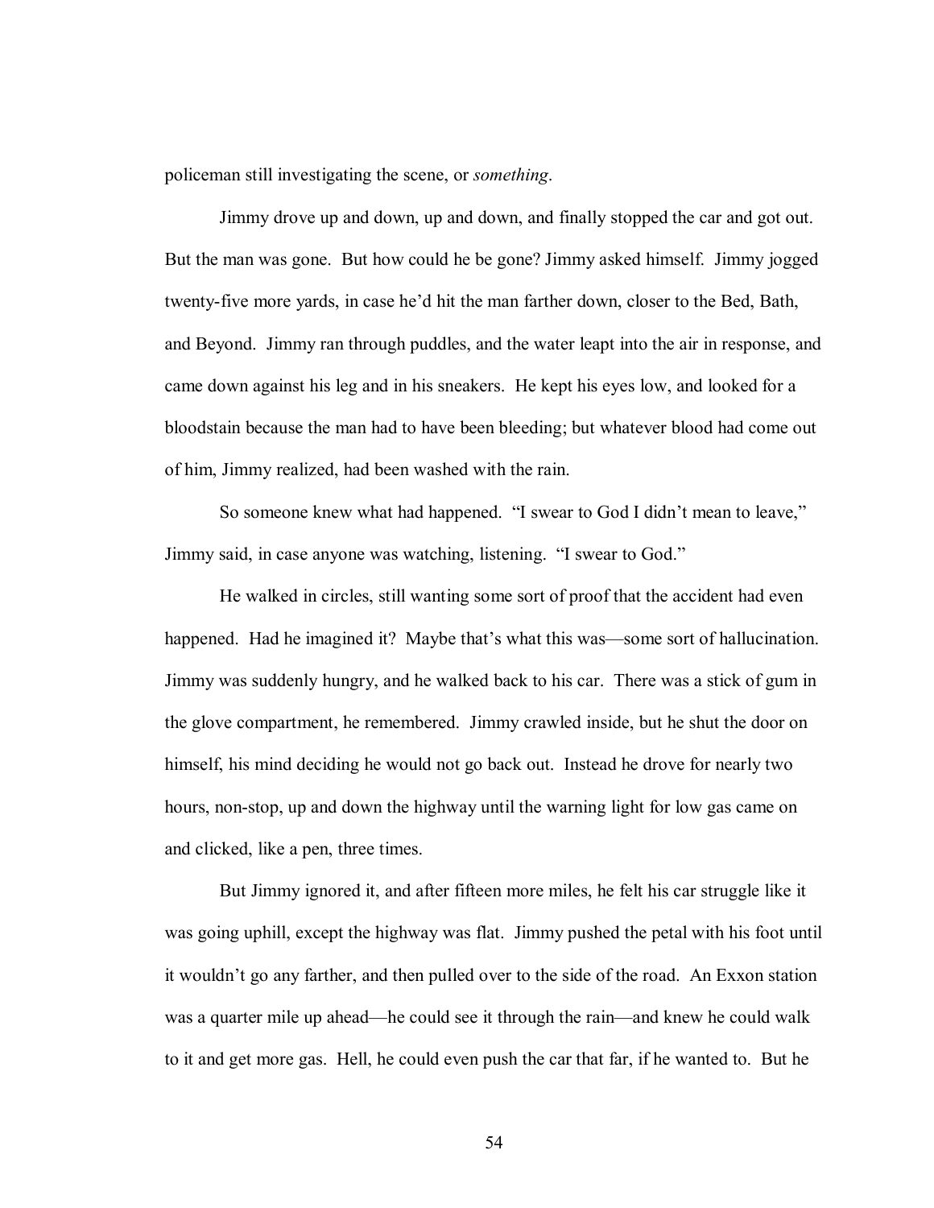policeman still investigating the scene, or *something*.

Jimmy drove up and down, up and down, and finally stopped the car and got out. But the man was gone. But how could he be gone? Jimmy asked himself. Jimmy jogged twenty-five more yards, in case he'd hit the man farther down, closer to the Bed, Bath, and Beyond. Jimmy ran through puddles, and the water leapt into the air in response, and came down against his leg and in his sneakers. He kept his eyes low, and looked for a bloodstain because the man had to have been bleeding; but whatever blood had come out of him, Jimmy realized, had been washed with the rain.

So someone knew what had happened. "I swear to God I didn't mean to leave," Jimmy said, in case anyone was watching, listening. "I swear to God."

He walked in circles, still wanting some sort of proof that the accident had even happened. Had he imagined it? Maybe that's what this was—some sort of hallucination. Jimmy was suddenly hungry, and he walked back to his car. There was a stick of gum in the glove compartment, he remembered. Jimmy crawled inside, but he shut the door on himself, his mind deciding he would not go back out. Instead he drove for nearly two hours, non-stop, up and down the highway until the warning light for low gas came on and clicked, like a pen, three times.

But Jimmy ignored it, and after fifteen more miles, he felt his car struggle like it was going uphill, except the highway was flat. Jimmy pushed the petal with his foot until it wouldn't go any farther, and then pulled over to the side of the road. An Exxon station was a quarter mile up ahead—he could see it through the rain—and knew he could walk to it and get more gas. Hell, he could even push the car that far, if he wanted to. But he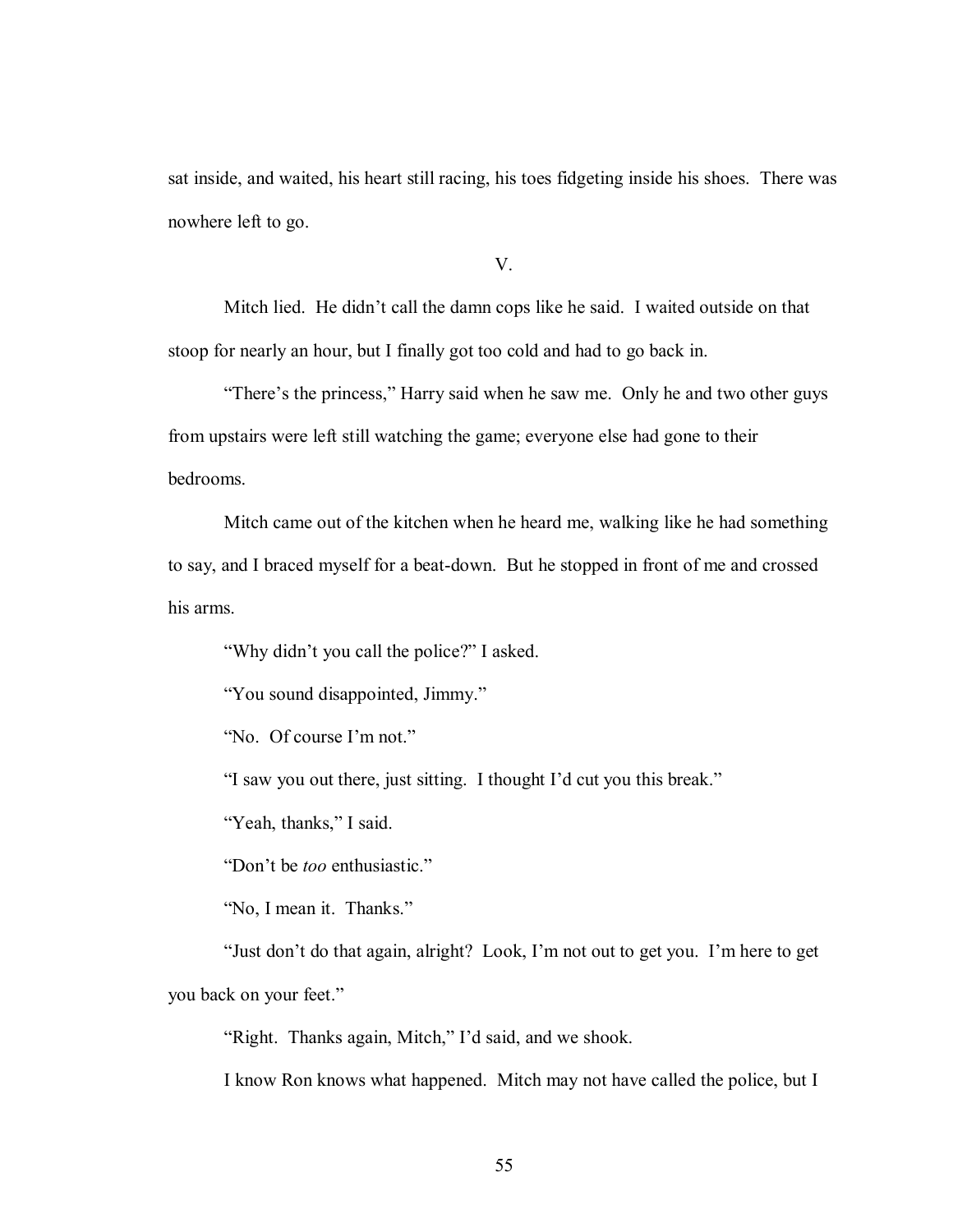sat inside, and waited, his heart still racing, his toes fidgeting inside his shoes. There was nowhere left to go.

V.

Mitch lied. He didn't call the damn cops like he said. I waited outside on that stoop for nearly an hour, but I finally got too cold and had to go back in.

"There's the princess," Harry said when he saw me. Only he and two other guys from upstairs were left still watching the game; everyone else had gone to their bedrooms.

Mitch came out of the kitchen when he heard me, walking like he had something to say, and I braced myself for a beat-down. But he stopped in front of me and crossed his arms.

"Why didn't you call the police?" I asked.

"You sound disappointed, Jimmy."

"No. Of course I'm not."

"I saw you out there, just sitting. I thought I'd cut you this break."

"Yeah, thanks," I said.

"Don't be *too* enthusiastic."

"No, I mean it. Thanks."

"Just don't do that again, alright? Look, I'm not out to get you. I'm here to get you back on your feet."

"Right. Thanks again, Mitch," I'd said, and we shook.

I know Ron knows what happened. Mitch may not have called the police, but I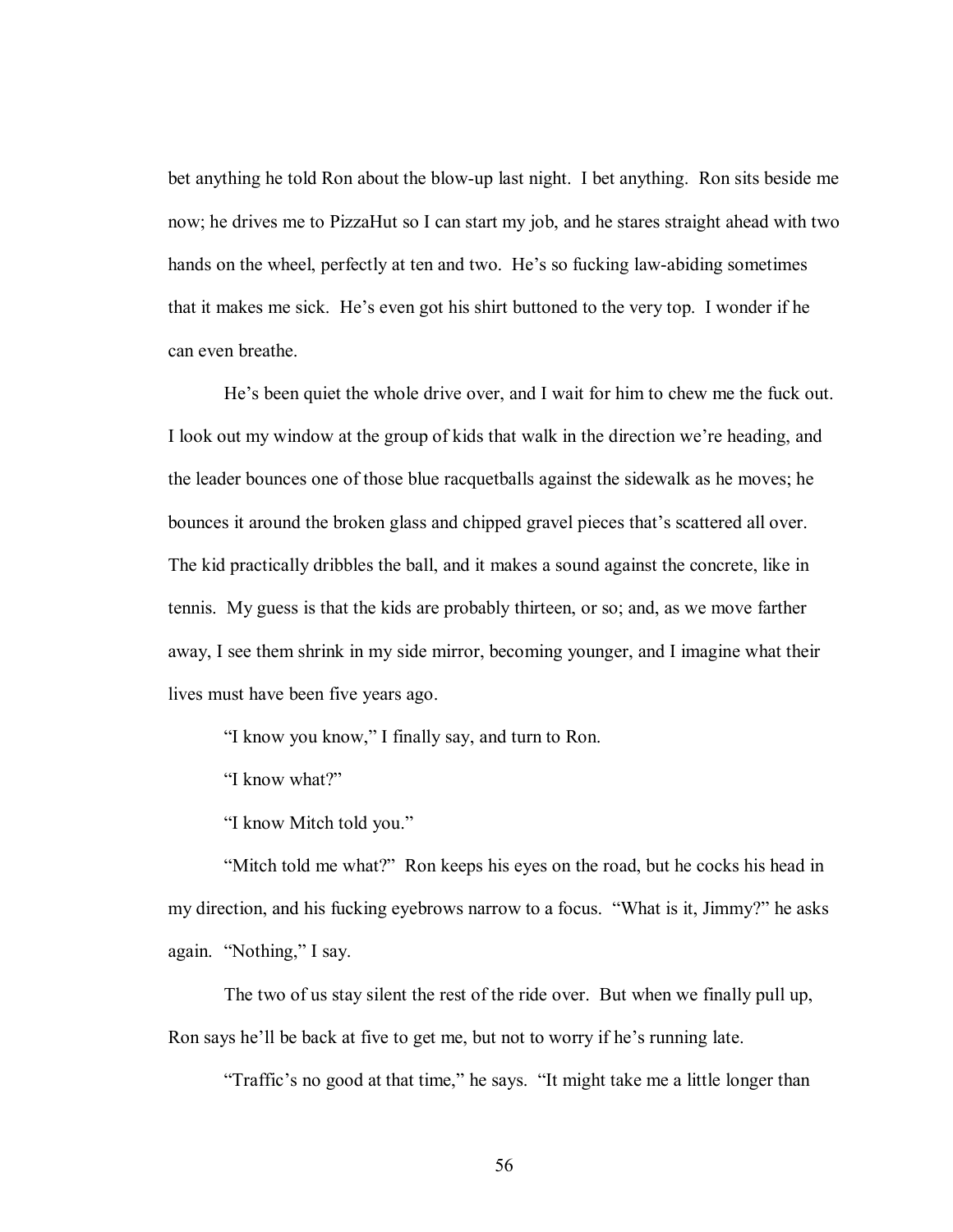bet anything he told Ron about the blow-up last night. I bet anything. Ron sits beside me now; he drives me to PizzaHut so I can start my job, and he stares straight ahead with two hands on the wheel, perfectly at ten and two. He's so fucking law-abiding sometimes that it makes me sick. He's even got his shirt buttoned to the very top. I wonder if he can even breathe.

He's been quiet the whole drive over, and I wait for him to chew me the fuck out. I look out my window at the group of kids that walk in the direction we're heading, and the leader bounces one of those blue racquetballs against the sidewalk as he moves; he bounces it around the broken glass and chipped gravel pieces that's scattered all over. The kid practically dribbles the ball, and it makes a sound against the concrete, like in tennis. My guess is that the kids are probably thirteen, or so; and, as we move farther away, I see them shrink in my side mirror, becoming younger, and I imagine what their lives must have been five years ago.

"I know you know," I finally say, and turn to Ron.

"I know what?"

"I know Mitch told you."

"Mitch told me what?" Ron keeps his eyes on the road, but he cocks his head in my direction, and his fucking eyebrows narrow to a focus. "What is it, Jimmy?" he asks again. "Nothing," I say.

The two of us stay silent the rest of the ride over. But when we finally pull up, Ron says he'll be back at five to get me, but not to worry if he's running late.

"Traffic's no good at that time," he says. "It might take me a little longer than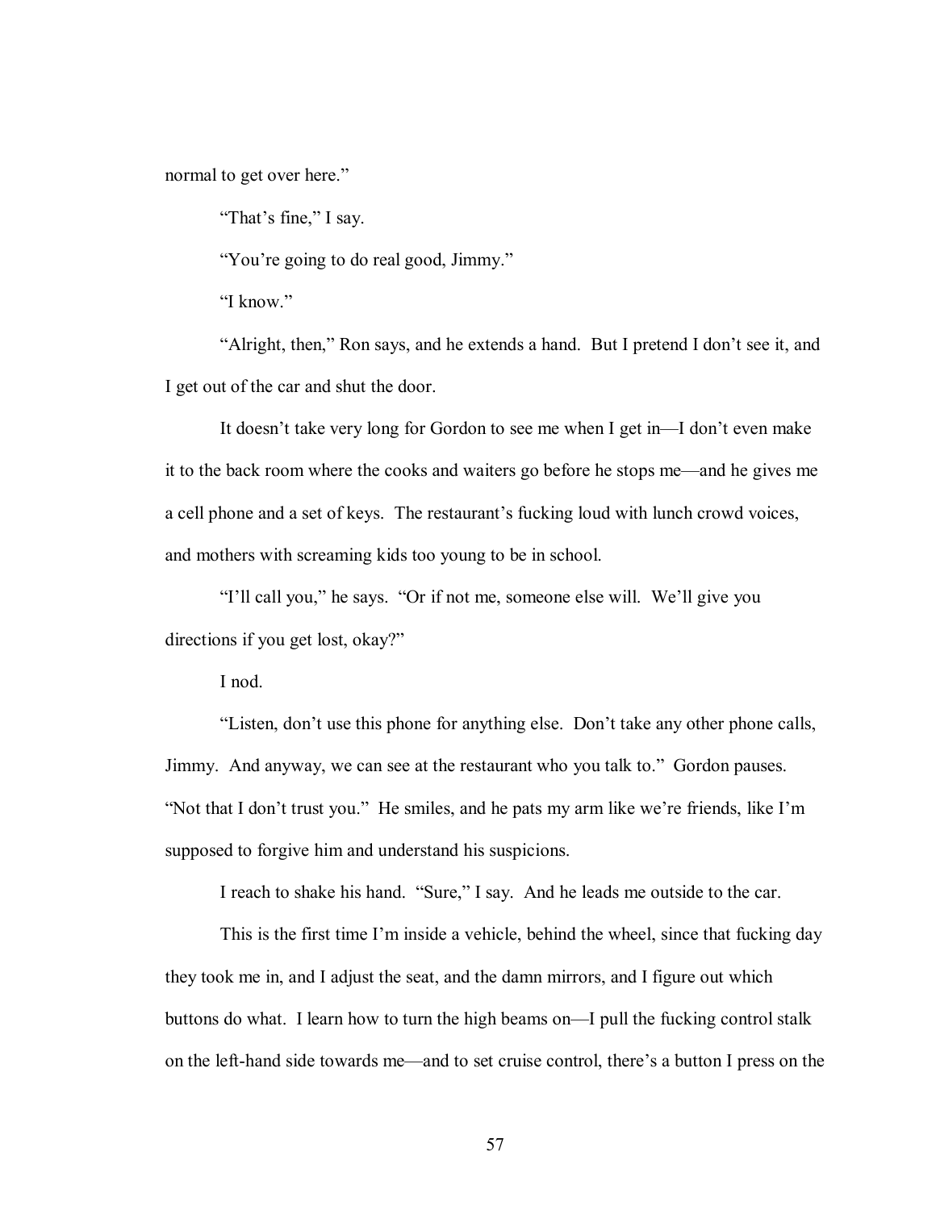normal to get over here."

"That's fine," I say.

"You're going to do real good, Jimmy."

"I know."

"Alright, then," Ron says, and he extends a hand. But I pretend I don't see it, and I get out of the car and shut the door.

It doesn't take very long for Gordon to see me when I get in—I don't even make it to the back room where the cooks and waiters go before he stops me—and he gives me a cell phone and a set of keys. The restaurant's fucking loud with lunch crowd voices, and mothers with screaming kids too young to be in school.

"I'll call you," he says. "Or if not me, someone else will. We'll give you directions if you get lost, okay?"

I nod.

"Listen, don't use this phone for anything else. Don't take any other phone calls, Jimmy. And anyway, we can see at the restaurant who you talk to." Gordon pauses. "Not that I don't trust you." He smiles, and he pats my arm like we're friends, like I'm supposed to forgive him and understand his suspicions.

I reach to shake his hand. "Sure," I say. And he leads me outside to the car.

This is the first time I'm inside a vehicle, behind the wheel, since that fucking day they took me in, and I adjust the seat, and the damn mirrors, and I figure out which buttons do what. I learn how to turn the high beams on—I pull the fucking control stalk on the left-hand side towards me—and to set cruise control, there's a button I press on the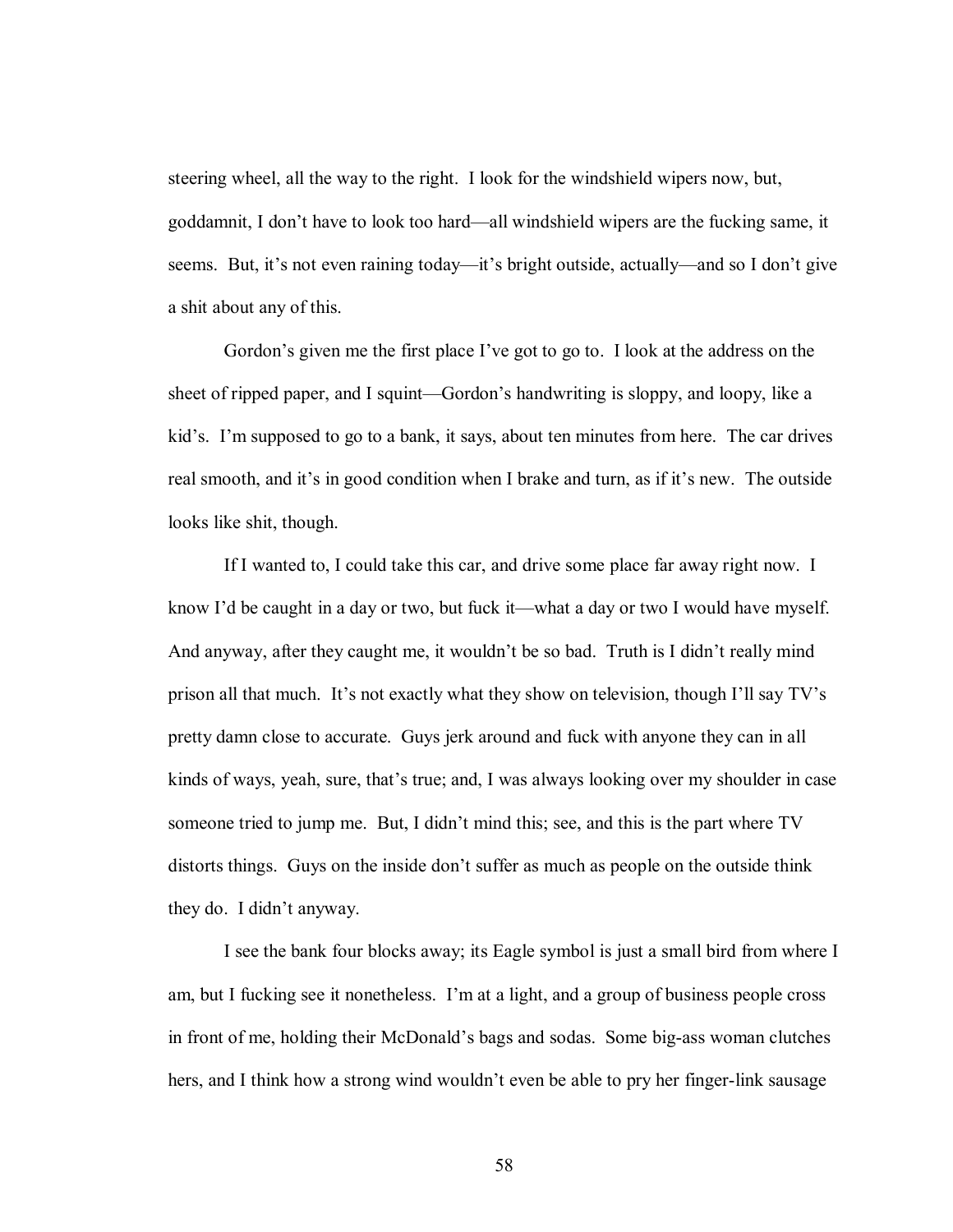steering wheel, all the way to the right. I look for the windshield wipers now, but, goddamnit, I don't have to look too hard—all windshield wipers are the fucking same, it seems. But, it's not even raining today—it's bright outside, actually—and so I don't give a shit about any of this.

Gordon's given me the first place I've got to go to. I look at the address on the sheet of ripped paper, and I squint—Gordon's handwriting is sloppy, and loopy, like a kid's. I'm supposed to go to a bank, it says, about ten minutes from here. The car drives real smooth, and it's in good condition when I brake and turn, as if it's new. The outside looks like shit, though.

If I wanted to, I could take this car, and drive some place far away right now. I know I'd be caught in a day or two, but fuck it—what a day or two I would have myself. And anyway, after they caught me, it wouldn't be so bad. Truth is I didn't really mind prison all that much. It's not exactly what they show on television, though I'll say TV's pretty damn close to accurate. Guys jerk around and fuck with anyone they can in all kinds of ways, yeah, sure, that's true; and, I was always looking over my shoulder in case someone tried to jump me. But, I didn't mind this; see, and this is the part where TV distorts things. Guys on the inside don't suffer as much as people on the outside think they do. I didn't anyway.

I see the bank four blocks away; its Eagle symbol is just a small bird from where I am, but I fucking see it nonetheless. I'm at a light, and a group of business people cross in front of me, holding their McDonald's bags and sodas. Some big-ass woman clutches hers, and I think how a strong wind wouldn't even be able to pry her finger-link sausage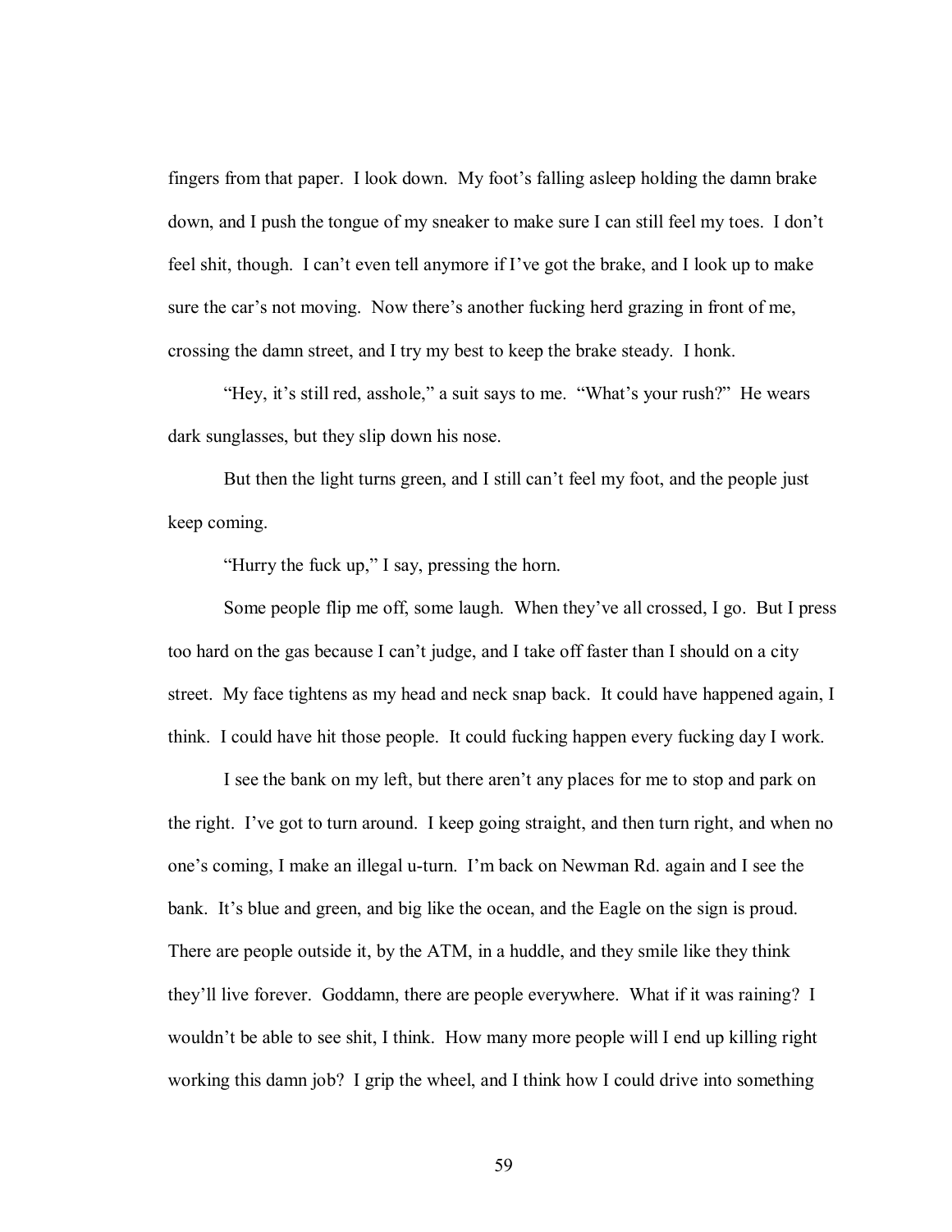fingers from that paper. I look down. My foot's falling asleep holding the damn brake down, and I push the tongue of my sneaker to make sure I can still feel my toes. I don't feel shit, though. I can't even tell anymore if I've got the brake, and I look up to make sure the car's not moving. Now there's another fucking herd grazing in front of me, crossing the damn street, and I try my best to keep the brake steady. I honk.

"Hey, it's still red, asshole," a suit says to me. "What's your rush?" He wears dark sunglasses, but they slip down his nose.

But then the light turns green, and I still can't feel my foot, and the people just keep coming.

"Hurry the fuck up," I say, pressing the horn.

Some people flip me off, some laugh. When they've all crossed, I go. But I press too hard on the gas because I can't judge, and I take off faster than I should on a city street. My face tightens as my head and neck snap back. It could have happened again, I think. I could have hit those people. It could fucking happen every fucking day I work.

I see the bank on my left, but there aren't any places for me to stop and park on the right. I've got to turn around. I keep going straight, and then turn right, and when no one's coming, I make an illegal u-turn. I'm back on Newman Rd. again and I see the bank. It's blue and green, and big like the ocean, and the Eagle on the sign is proud. There are people outside it, by the ATM, in a huddle, and they smile like they think they'll live forever. Goddamn, there are people everywhere. What if it was raining? I wouldn't be able to see shit, I think. How many more people will I end up killing right working this damn job? I grip the wheel, and I think how I could drive into something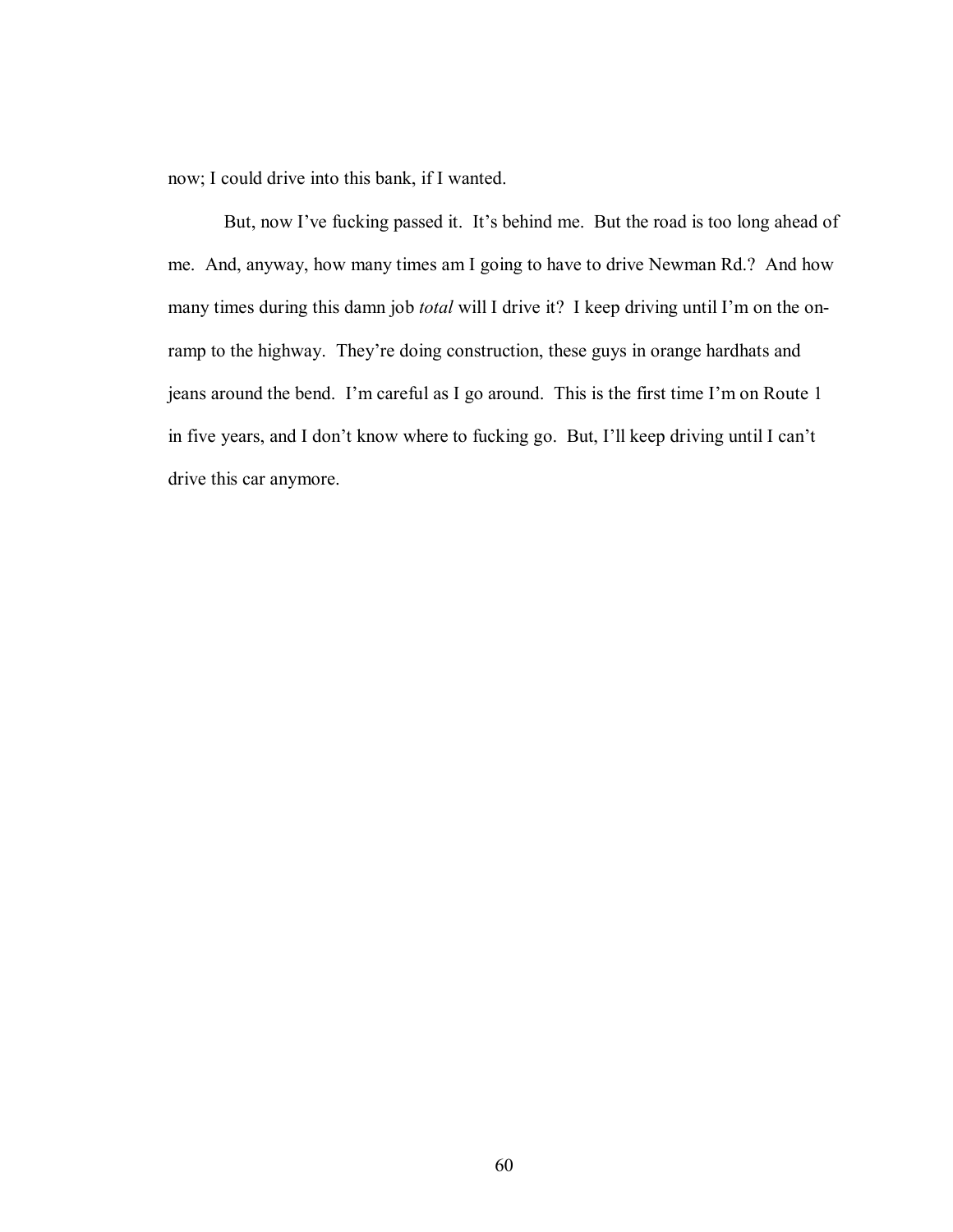now; I could drive into this bank, if I wanted.

But, now I've fucking passed it. It's behind me. But the road is too long ahead of me. And, anyway, how many times am I going to have to drive Newman Rd.? And how many times during this damn job *total* will I drive it? I keep driving until I'm on the on-ramp to the highway. They're doing construction, these guys in orange hardhats and jeans around the bend. I'm careful as I go around. This is the first time I'm on Route 1 in five years, and I don't know where to fucking go. But, I'll keep driving until I can't drive this car anymore.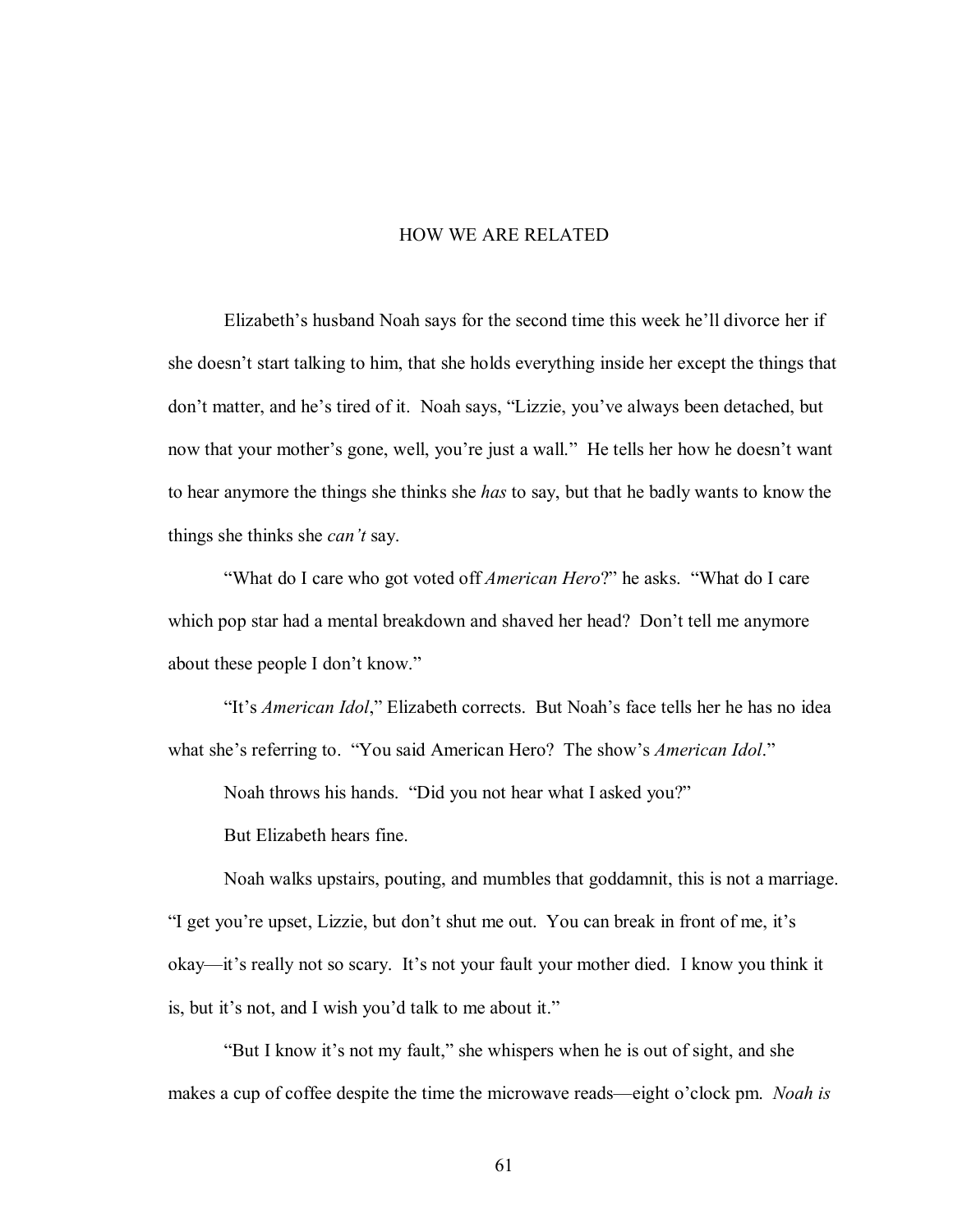# HOW WE ARE RELATED

Elizabeth's husband Noah says for the second time this week he'll divorce her if she doesn't start talking to him, that she holds everything inside her except the things that don't matter, and he's tired of it. Noah says, "Lizzie, you've always been detached, but now that your mother's gone, well, you're just a wall." He tells her how he doesn't want to hear anymore the things she thinks she *has* to say, but that he badly wants to know the things she thinks she *can't* say.

"What do I care who got voted off *American Hero*?" he asks. "What do I care which pop star had a mental breakdown and shaved her head? Don't tell me anymore about these people I don't know."

"It's *American Idol*," Elizabeth corrects. But Noah's face tells her he has no idea what she's referring to. "You said American Hero? The show's *American Idol*."

Noah throws his hands. "Did you not hear what I asked you?"

But Elizabeth hears fine.

Noah walks upstairs, pouting, and mumbles that goddamnit, this is not a marriage. "I get you're upset, Lizzie, but don't shut me out. You can break in front of me, it's okay—it's really not so scary. It's not your fault your mother died. I know you think it is, but it's not, and I wish you'd talk to me about it."

"But I know it's not my fault," she whispers when he is out of sight, and she makes a cup of coffee despite the time the microwave reads—eight o'clock pm. *Noah is*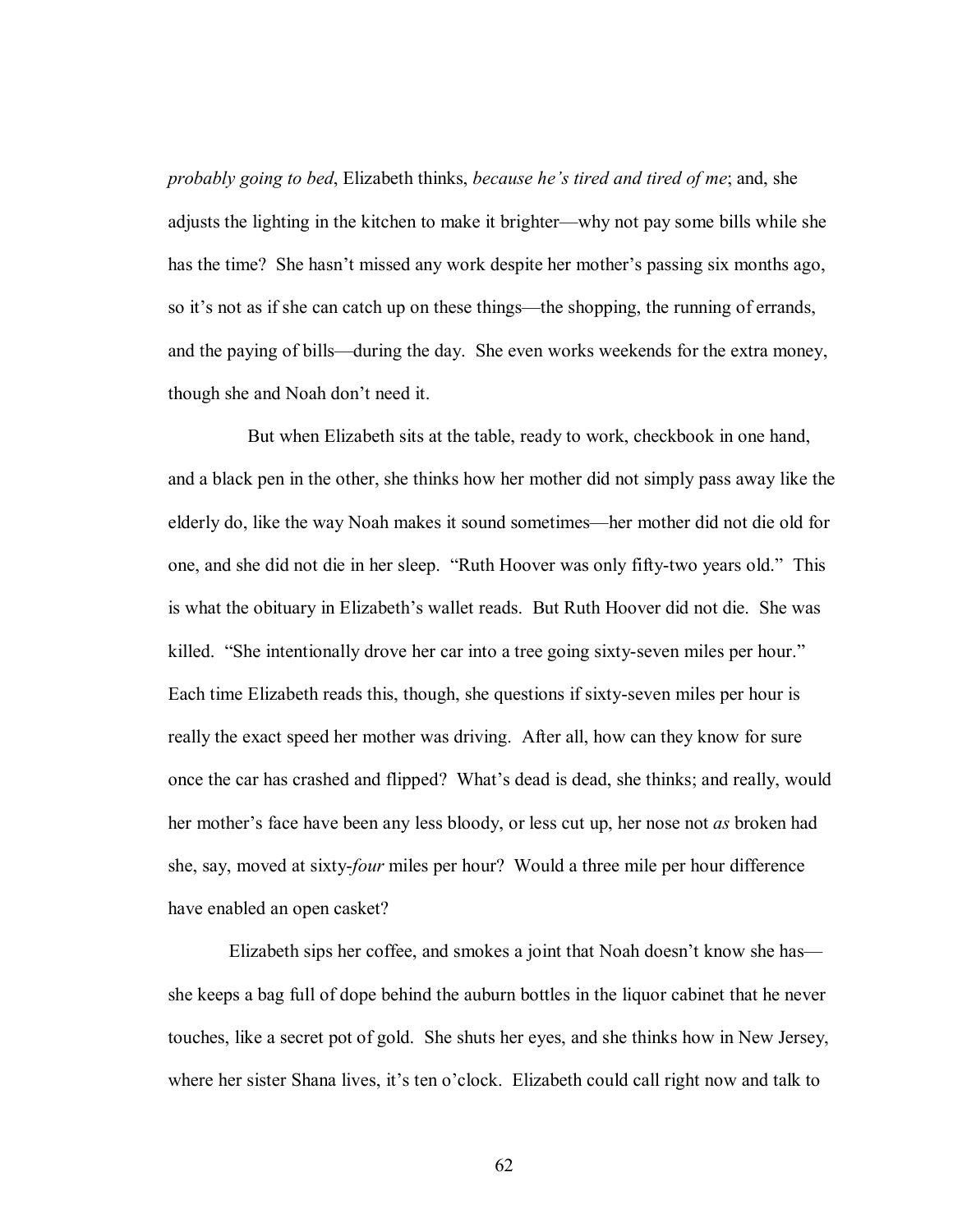*probably going to bed*, Elizabeth thinks, *because he's tired and tired of me*; and, she adjusts the lighting in the kitchen to make it brighter—why not pay some bills while she has the time? She hasn't missed any work despite her mother's passing six months ago, so it's not as if she can catch up on these things—the shopping, the running of errands, and the paying of bills—during the day. She even works weekends for the extra money, though she and Noah don't need it.

But when Elizabeth sits at the table, ready to work, checkbook in one hand, and a black pen in the other, she thinks how her mother did not simply pass away like the elderly do, like the way Noah makes it sound sometimes—her mother did not die old for one, and she did not die in her sleep. "Ruth Hoover was only fifty-two years old." This is what the obituary in Elizabeth's wallet reads. But Ruth Hoover did not die. She was killed. "She intentionally drove her car into a tree going sixty-seven miles per hour." Each time Elizabeth reads this, though, she questions if sixty-seven miles per hour is really the exact speed her mother was driving. After all, how can they know for sure once the car has crashed and flipped? What's dead is dead, she thinks; and really, would her mother's face have been any less bloody, or less cut up, her nose not *as* broken had she, say, moved at sixty-*four* miles per hour? Would a three mile per hour difference have enabled an open casket?

Elizabeth sips her coffee, and smokes a joint that Noah doesn't know she has—she keeps a bag full of dope behind the auburn bottles in the liquor cabinet that he never touches, like a secret pot of gold. She shuts her eyes, and she thinks how in New Jersey, where her sister Shana lives, it's ten o'clock. Elizabeth could call right now and talk to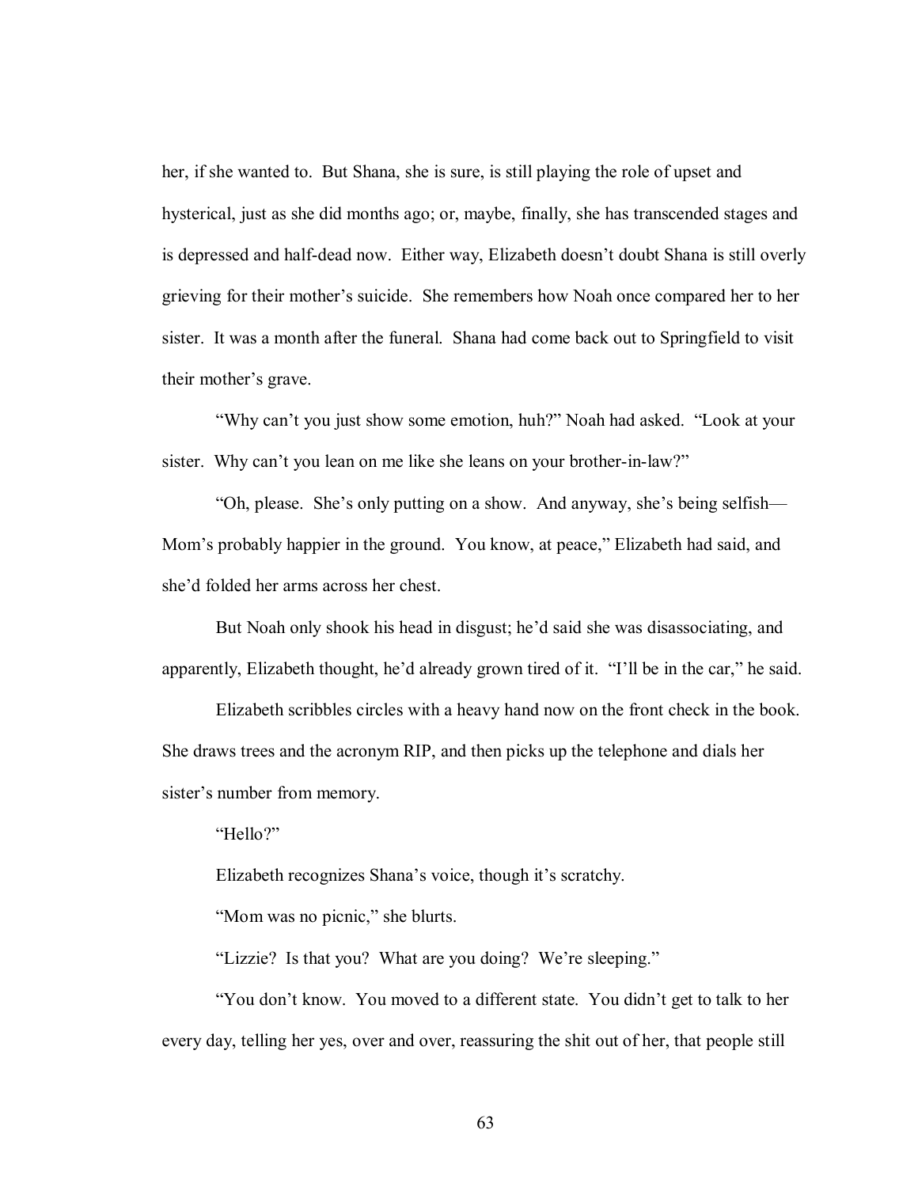her, if she wanted to. But Shana, she is sure, is still playing the role of upset and hysterical, just as she did months ago; or, maybe, finally, she has transcended stages and is depressed and half-dead now. Either way, Elizabeth doesn't doubt Shana is still overly grieving for their mother's suicide. She remembers how Noah once compared her to her sister. It was a month after the funeral. Shana had come back out to Springfield to visit their mother's grave.

"Why can't you just show some emotion, huh?" Noah had asked. "Look at your sister. Why can't you lean on me like she leans on your brother-in-law?"

"Oh, please. She's only putting on a show. And anyway, she's being selfish—Mom's probably happier in the ground. You know, at peace," Elizabeth had said, and she'd folded her arms across her chest.

But Noah only shook his head in disgust; he'd said she was disassociating, and apparently, Elizabeth thought, he'd already grown tired of it. "I'll be in the car," he said.

Elizabeth scribbles circles with a heavy hand now on the front check in the book. She draws trees and the acronym RIP, and then picks up the telephone and dials her sister's number from memory.

"Hello?"

Elizabeth recognizes Shana's voice, though it's scratchy.

"Mom was no picnic," she blurts.

"Lizzie? Is that you? What are you doing? We're sleeping."

"You don't know. You moved to a different state. You didn't get to talk to her every day, telling her yes, over and over, reassuring the shit out of her, that people still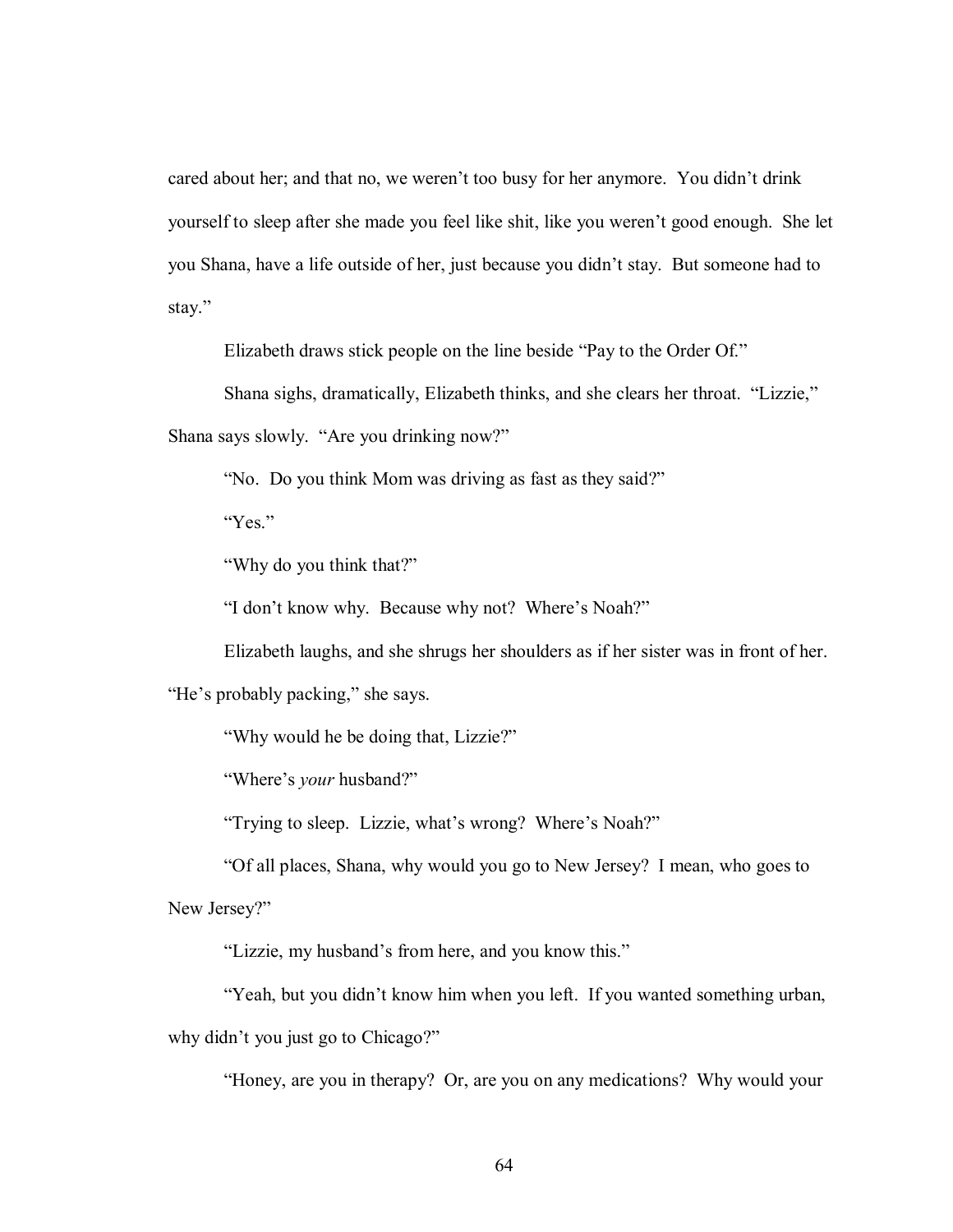cared about her; and that no, we weren't too busy for her anymore. You didn't drink yourself to sleep after she made you feel like shit, like you weren't good enough. She let you Shana, have a life outside of her, just because you didn't stay. But someone had to stay."

Elizabeth draws stick people on the line beside "Pay to the Order Of."

Shana sighs, dramatically, Elizabeth thinks, and she clears her throat. "Lizzie," Shana says slowly. "Are you drinking now?"

"No. Do you think Mom was driving as fast as they said?"

"Yes."

"Why do you think that?"

"I don't know why. Because why not? Where's Noah?"

Elizabeth laughs, and she shrugs her shoulders as if her sister was in front of her. "He's probably packing," she says.

"Why would he be doing that, Lizzie?"

"Where's *your* husband?"

"Trying to sleep. Lizzie, what's wrong? Where's Noah?"

"Of all places, Shana, why would you go to New Jersey? I mean, who goes to New Jersey?"

"Lizzie, my husband's from here, and you know this."

"Yeah, but you didn't know him when you left. If you wanted something urban, why didn't you just go to Chicago?"

"Honey, are you in therapy? Or, are you on any medications? Why would your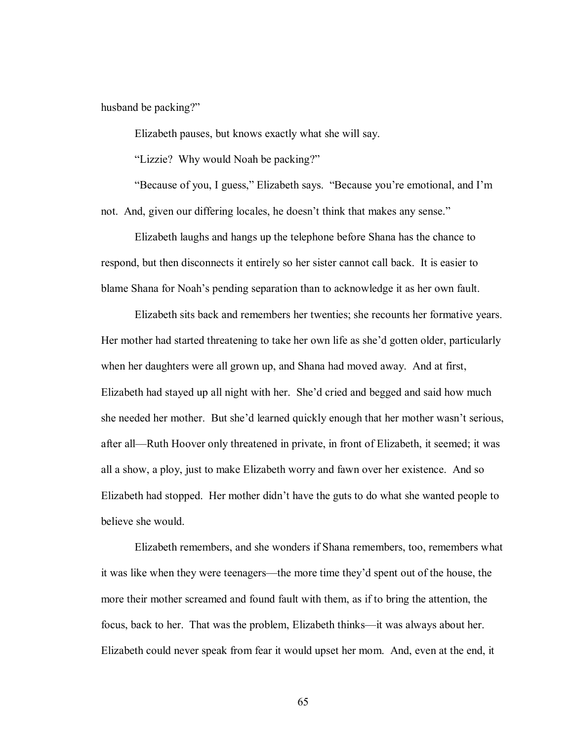husband be packing?"

Elizabeth pauses, but knows exactly what she will say.

"Lizzie? Why would Noah be packing?"

"Because of you, I guess," Elizabeth says. "Because you're emotional, and I'm not. And, given our differing locales, he doesn't think that makes any sense."

Elizabeth laughs and hangs up the telephone before Shana has the chance to respond, but then disconnects it entirely so her sister cannot call back. It is easier to blame Shana for Noah's pending separation than to acknowledge it as her own fault.

Elizabeth sits back and remembers her twenties; she recounts her formative years. Her mother had started threatening to take her own life as she'd gotten older, particularly when her daughters were all grown up, and Shana had moved away. And at first, Elizabeth had stayed up all night with her. She'd cried and begged and said how much she needed her mother. But she'd learned quickly enough that her mother wasn't serious, after all—Ruth Hoover only threatened in private, in front of Elizabeth, it seemed; it was all a show, a ploy, just to make Elizabeth worry and fawn over her existence. And so Elizabeth had stopped. Her mother didn't have the guts to do what she wanted people to believe she would.

Elizabeth remembers, and she wonders if Shana remembers, too, remembers what it was like when they were teenagers—the more time they'd spent out of the house, the more their mother screamed and found fault with them, as if to bring the attention, the focus, back to her. That was the problem, Elizabeth thinks—it was always about her. Elizabeth could never speak from fear it would upset her mom. And, even at the end, it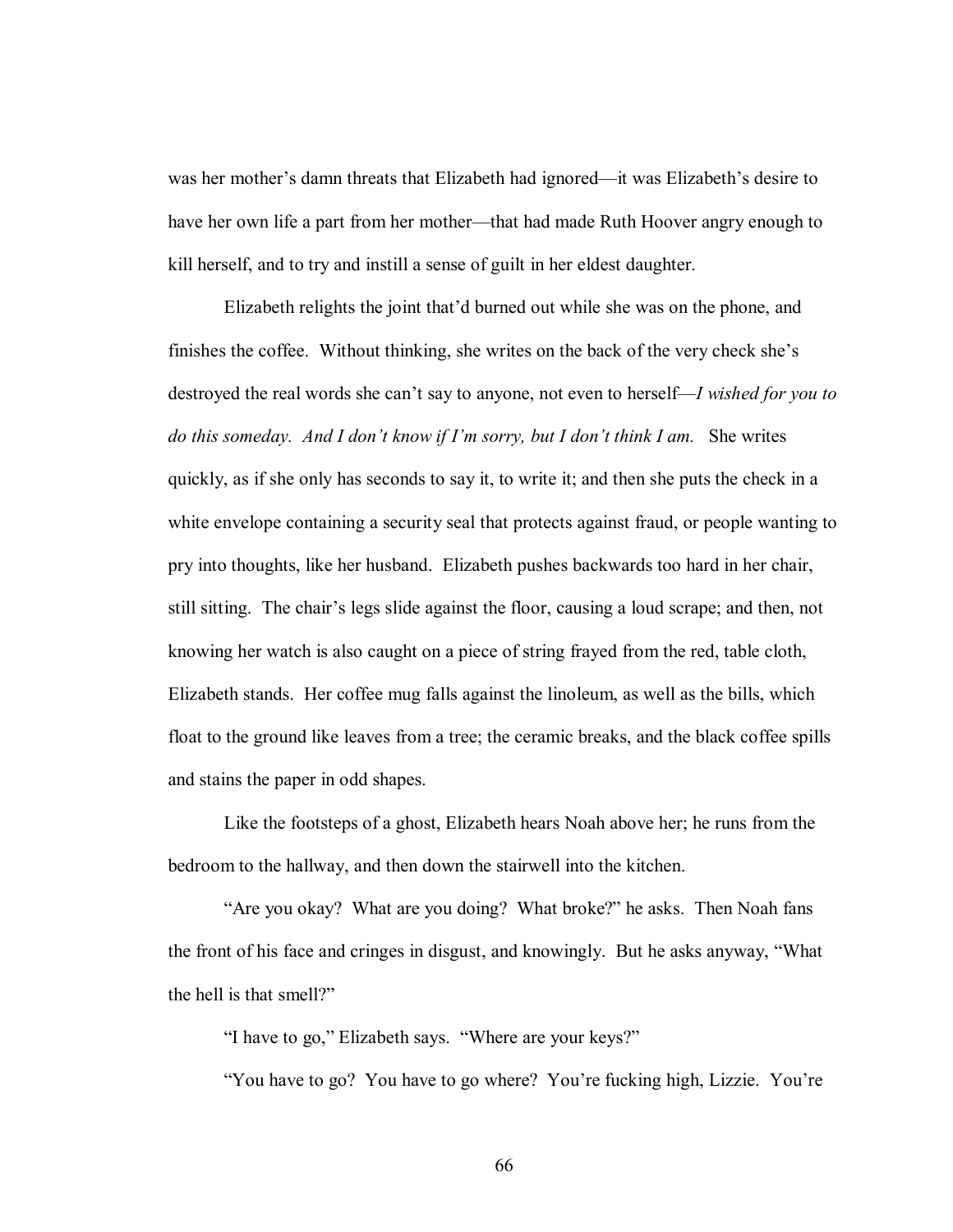was her mother's damn threats that Elizabeth had ignored—it was Elizabeth's desire to have her own life a part from her mother—that had made Ruth Hoover angry enough to kill herself, and to try and instill a sense of guilt in her eldest daughter.

Elizabeth relights the joint that'd burned out while she was on the phone, and finishes the coffee. Without thinking, she writes on the back of the very check she's destroyed the real words she can't say to anyone, not even to herself—*I wished for you to do this someday. And I don't know if I'm sorry, but I don't think I am.* She writes quickly, as if she only has seconds to say it, to write it; and then she puts the check in a white envelope containing a security seal that protects against fraud, or people wanting to pry into thoughts, like her husband. Elizabeth pushes backwards too hard in her chair, still sitting. The chair's legs slide against the floor, causing a loud scrape; and then, not knowing her watch is also caught on a piece of string frayed from the red, table cloth, Elizabeth stands. Her coffee mug falls against the linoleum, as well as the bills, which float to the ground like leaves from a tree; the ceramic breaks, and the black coffee spills and stains the paper in odd shapes.

Like the footsteps of a ghost, Elizabeth hears Noah above her; he runs from the bedroom to the hallway, and then down the stairwell into the kitchen.

"Are you okay? What are you doing? What broke?" he asks. Then Noah fans the front of his face and cringes in disgust, and knowingly. But he asks anyway, "What the hell is that smell?"

"I have to go," Elizabeth says. "Where are your keys?"

"You have to go? You have to go where? You're fucking high, Lizzie. You're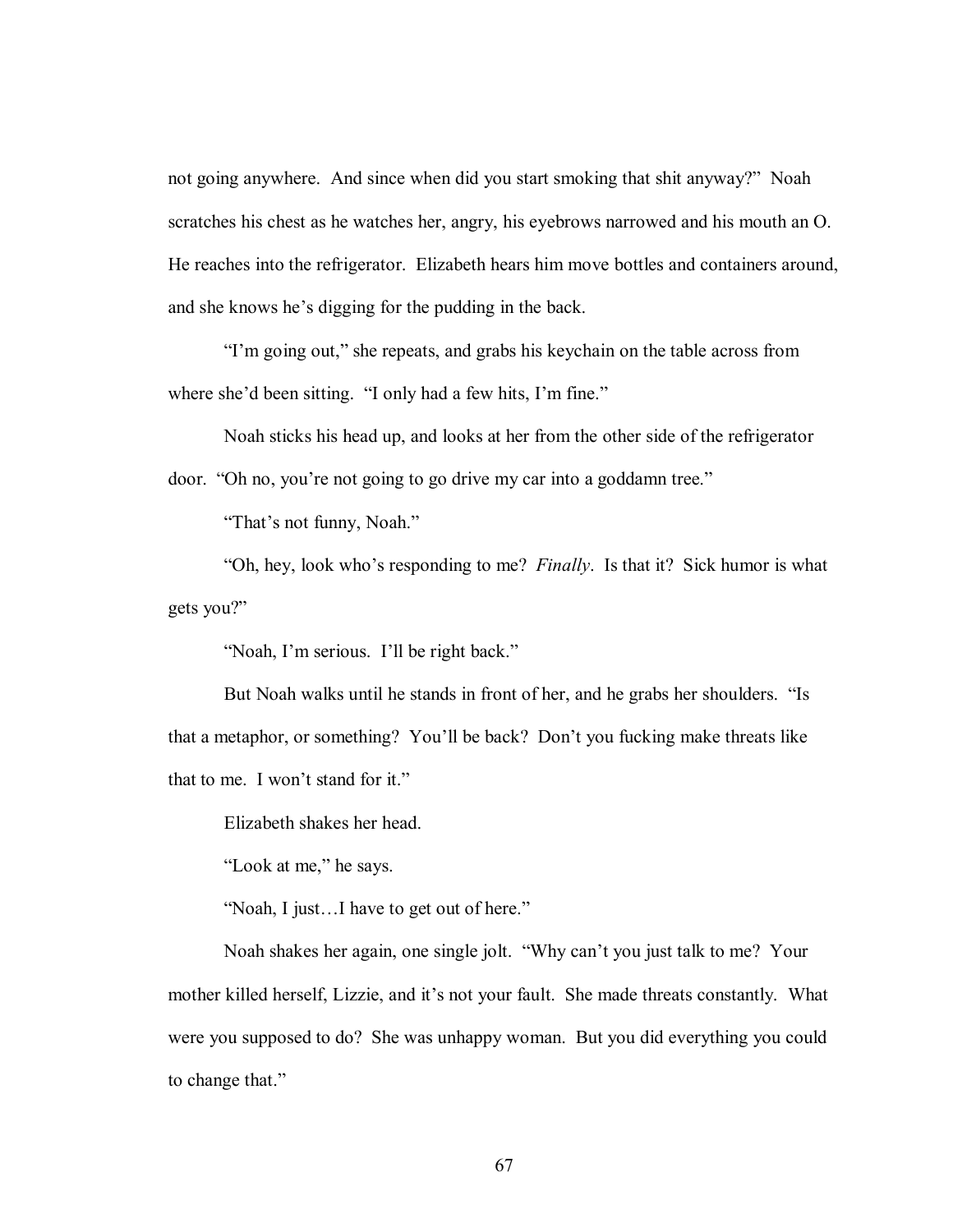not going anywhere. And since when did you start smoking that shit anyway?" Noah scratches his chest as he watches her, angry, his eyebrows narrowed and his mouth an O. He reaches into the refrigerator. Elizabeth hears him move bottles and containers around, and she knows he's digging for the pudding in the back.

"I'm going out," she repeats, and grabs his keychain on the table across from where she'd been sitting. "I only had a few hits, I'm fine."

Noah sticks his head up, and looks at her from the other side of the refrigerator door. "Oh no, you're not going to go drive my car into a goddamn tree."

"That's not funny, Noah."

"Oh, hey, look who's responding to me? *Finally*. Is that it? Sick humor is what gets you?"

"Noah, I'm serious. I'll be right back."

But Noah walks until he stands in front of her, and he grabs her shoulders. "Is that a metaphor, or something? You'll be back? Don't you fucking make threats like that to me. I won't stand for it."

Elizabeth shakes her head.

"Look at me," he says.

"Noah, I just…I have to get out of here."

Noah shakes her again, one single jolt. "Why can't you just talk to me? Your mother killed herself, Lizzie, and it's not your fault. She made threats constantly. What were you supposed to do? She was unhappy woman. But you did everything you could to change that."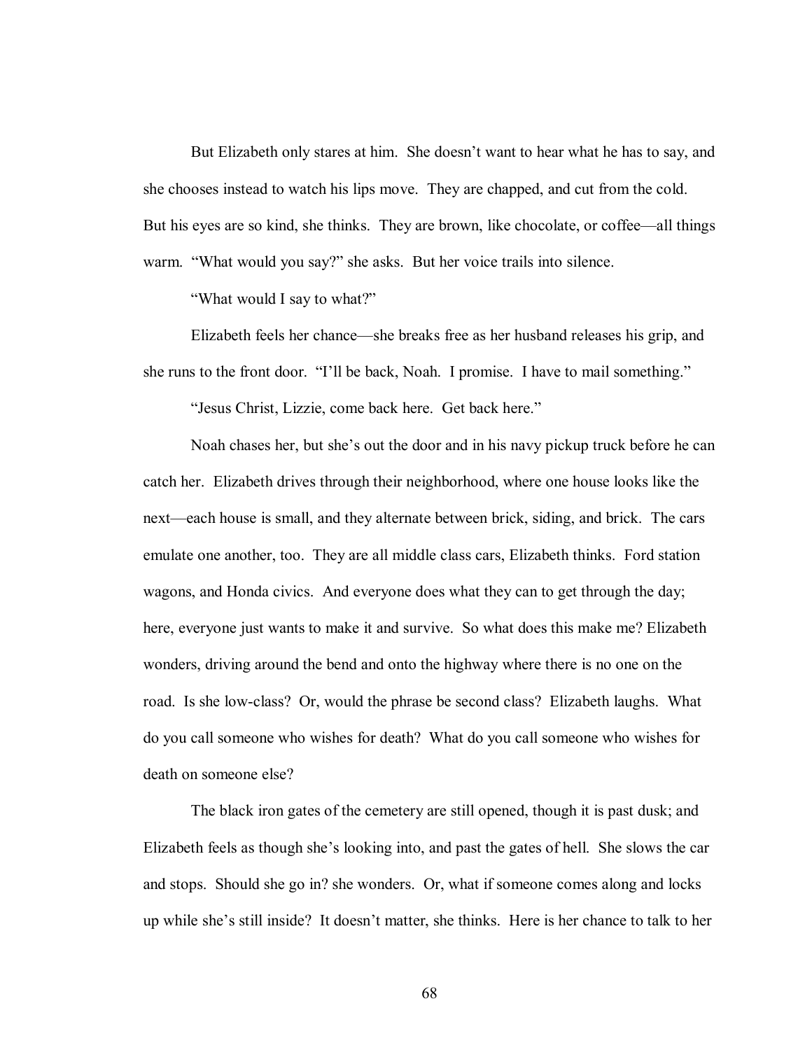But Elizabeth only stares at him. She doesn't want to hear what he has to say, and she chooses instead to watch his lips move. They are chapped, and cut from the cold. But his eyes are so kind, she thinks. They are brown, like chocolate, or coffee—all things warm. "What would you say?" she asks. But her voice trails into silence.

"What would I say to what?"

Elizabeth feels her chance—she breaks free as her husband releases his grip, and she runs to the front door. "I'll be back, Noah. I promise. I have to mail something."

"Jesus Christ, Lizzie, come back here. Get back here."

Noah chases her, but she's out the door and in his navy pickup truck before he can catch her. Elizabeth drives through their neighborhood, where one house looks like the next—each house is small, and they alternate between brick, siding, and brick. The cars emulate one another, too. They are all middle class cars, Elizabeth thinks. Ford station wagons, and Honda civics. And everyone does what they can to get through the day; here, everyone just wants to make it and survive. So what does this make me? Elizabeth wonders, driving around the bend and onto the highway where there is no one on the road. Is she low-class? Or, would the phrase be second class? Elizabeth laughs. What do you call someone who wishes for death? What do you call someone who wishes for death on someone else?

The black iron gates of the cemetery are still opened, though it is past dusk; and Elizabeth feels as though she's looking into, and past the gates of hell. She slows the car and stops. Should she go in? she wonders. Or, what if someone comes along and locks up while she's still inside? It doesn't matter, she thinks. Here is her chance to talk to her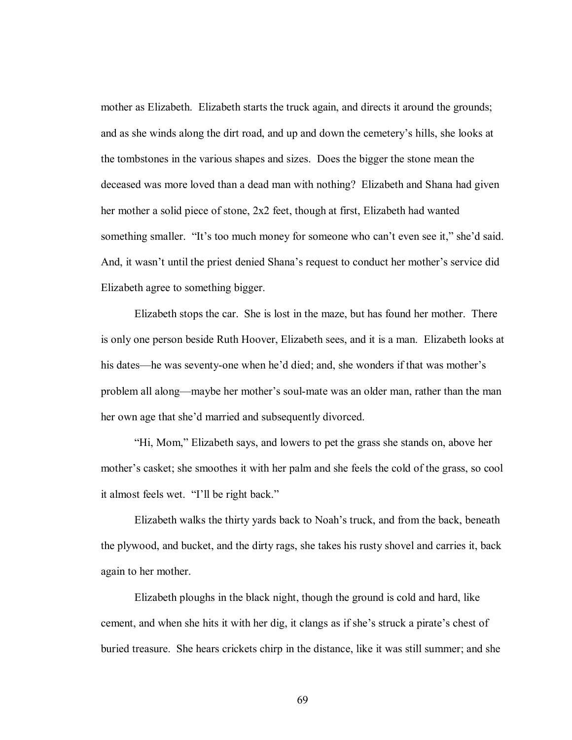mother as Elizabeth. Elizabeth starts the truck again, and directs it around the grounds; and as she winds along the dirt road, and up and down the cemetery's hills, she looks at the tombstones in the various shapes and sizes. Does the bigger the stone mean the deceased was more loved than a dead man with nothing? Elizabeth and Shana had given her mother a solid piece of stone, 2x2 feet, though at first, Elizabeth had wanted something smaller. "It's too much money for someone who can't even see it," she'd said. And, it wasn't until the priest denied Shana's request to conduct her mother's service did Elizabeth agree to something bigger.

Elizabeth stops the car. She is lost in the maze, but has found her mother. There is only one person beside Ruth Hoover, Elizabeth sees, and it is a man. Elizabeth looks at his dates—he was seventy-one when he'd died; and, she wonders if that was mother's problem all along—maybe her mother's soul-mate was an older man, rather than the man her own age that she'd married and subsequently divorced.

"Hi, Mom," Elizabeth says, and lowers to pet the grass she stands on, above her mother's casket; she smoothes it with her palm and she feels the cold of the grass, so cool it almost feels wet. "I'll be right back."

Elizabeth walks the thirty yards back to Noah's truck, and from the back, beneath the plywood, and bucket, and the dirty rags, she takes his rusty shovel and carries it, back again to her mother.

Elizabeth ploughs in the black night, though the ground is cold and hard, like cement, and when she hits it with her dig, it clangs as if she's struck a pirate's chest of buried treasure. She hears crickets chirp in the distance, like it was still summer; and she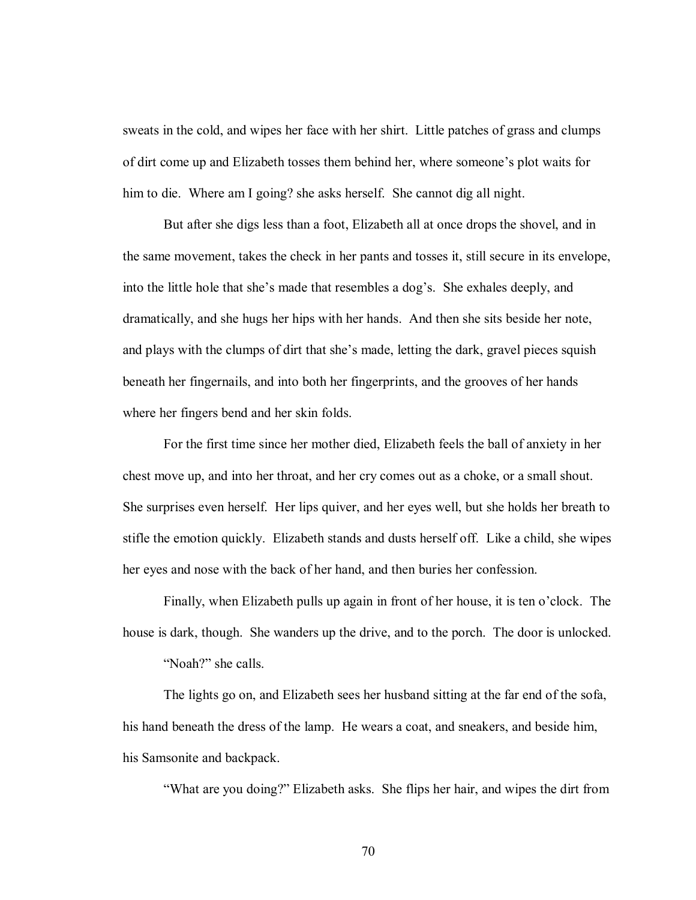sweats in the cold, and wipes her face with her shirt. Little patches of grass and clumps of dirt come up and Elizabeth tosses them behind her, where someone's plot waits for him to die. Where am I going? she asks herself. She cannot dig all night.

But after she digs less than a foot, Elizabeth all at once drops the shovel, and in the same movement, takes the check in her pants and tosses it, still secure in its envelope, into the little hole that she's made that resembles a dog's. She exhales deeply, and dramatically, and she hugs her hips with her hands. And then she sits beside her note, and plays with the clumps of dirt that she's made, letting the dark, gravel pieces squish beneath her fingernails, and into both her fingerprints, and the grooves of her hands where her fingers bend and her skin folds.

For the first time since her mother died, Elizabeth feels the ball of anxiety in her chest move up, and into her throat, and her cry comes out as a choke, or a small shout. She surprises even herself. Her lips quiver, and her eyes well, but she holds her breath to stifle the emotion quickly. Elizabeth stands and dusts herself off. Like a child, she wipes her eyes and nose with the back of her hand, and then buries her confession.

Finally, when Elizabeth pulls up again in front of her house, it is ten o'clock. The house is dark, though. She wanders up the drive, and to the porch. The door is unlocked.

"Noah?" she calls.

The lights go on, and Elizabeth sees her husband sitting at the far end of the sofa, his hand beneath the dress of the lamp. He wears a coat, and sneakers, and beside him, his Samsonite and backpack.

"What are you doing?" Elizabeth asks. She flips her hair, and wipes the dirt from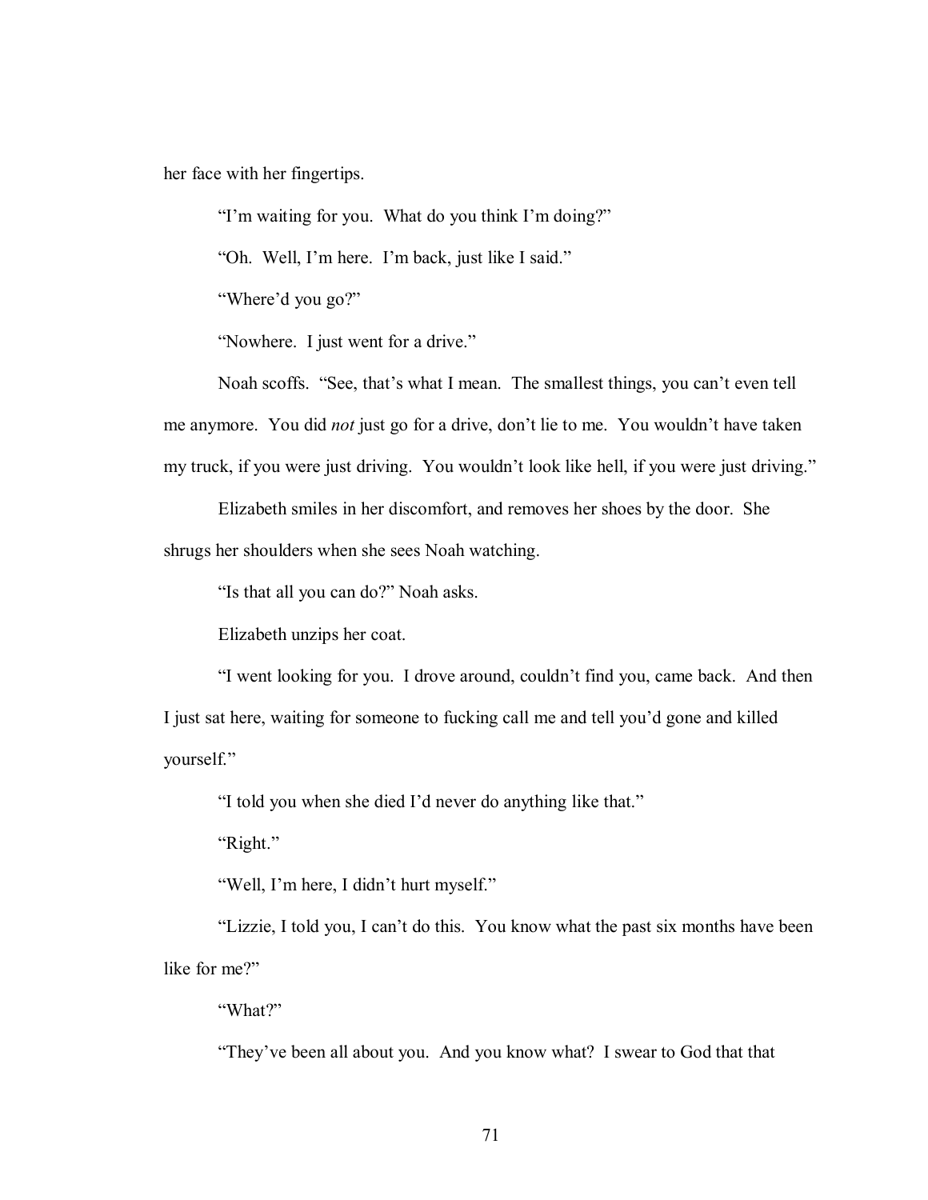her face with her fingertips.

"I'm waiting for you. What do you think I'm doing?"

"Oh. Well, I'm here. I'm back, just like I said."

"Where'd you go?"

"Nowhere. I just went for a drive."

Noah scoffs. "See, that's what I mean. The smallest things, you can't even tell me anymore. You did *not* just go for a drive, don't lie to me. You wouldn't have taken my truck, if you were just driving. You wouldn't look like hell, if you were just driving."

Elizabeth smiles in her discomfort, and removes her shoes by the door. She shrugs her shoulders when she sees Noah watching.

"Is that all you can do?" Noah asks.

Elizabeth unzips her coat.

"I went looking for you. I drove around, couldn't find you, came back. And then I just sat here, waiting for someone to fucking call me and tell you'd gone and killed yourself."

"I told you when she died I'd never do anything like that."

"Right."

"Well, I'm here, I didn't hurt myself."

"Lizzie, I told you, I can't do this. You know what the past six months have been like for me?"

"What?"

"They've been all about you. And you know what? I swear to God that that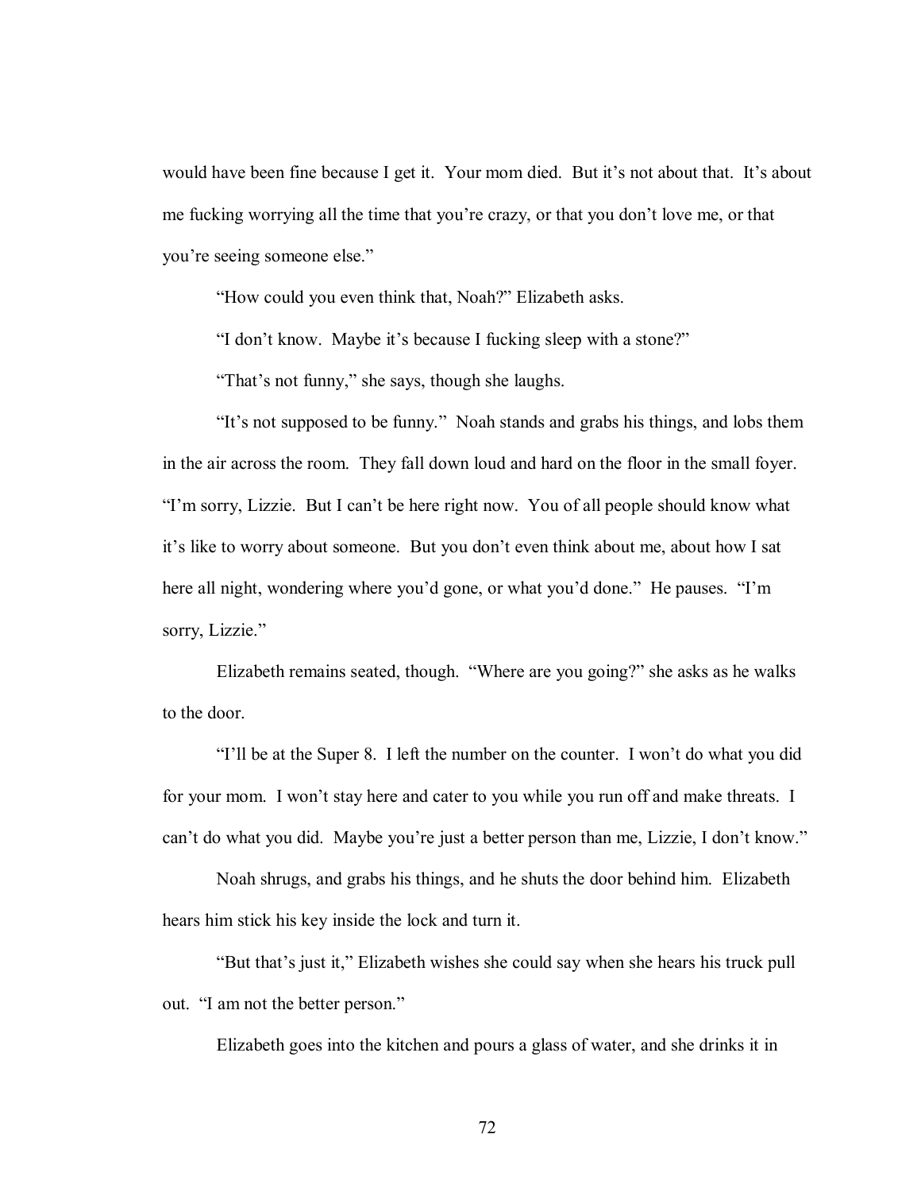would have been fine because I get it. Your mom died. But it's not about that. It's about me fucking worrying all the time that you're crazy, or that you don't love me, or that you're seeing someone else."

"How could you even think that, Noah?" Elizabeth asks.

"I don't know. Maybe it's because I fucking sleep with a stone?"

"That's not funny," she says, though she laughs.

"It's not supposed to be funny." Noah stands and grabs his things, and lobs them in the air across the room. They fall down loud and hard on the floor in the small foyer. "I'm sorry, Lizzie. But I can't be here right now. You of all people should know what it's like to worry about someone. But you don't even think about me, about how I sat here all night, wondering where you'd gone, or what you'd done." He pauses. "I'm sorry, Lizzie."

Elizabeth remains seated, though. "Where are you going?" she asks as he walks to the door.

"I'll be at the Super 8. I left the number on the counter. I won't do what you did for your mom. I won't stay here and cater to you while you run off and make threats. I can't do what you did. Maybe you're just a better person than me, Lizzie, I don't know."

Noah shrugs, and grabs his things, and he shuts the door behind him. Elizabeth hears him stick his key inside the lock and turn it.

"But that's just it," Elizabeth wishes she could say when she hears his truck pull out. "I am not the better person."

Elizabeth goes into the kitchen and pours a glass of water, and she drinks it in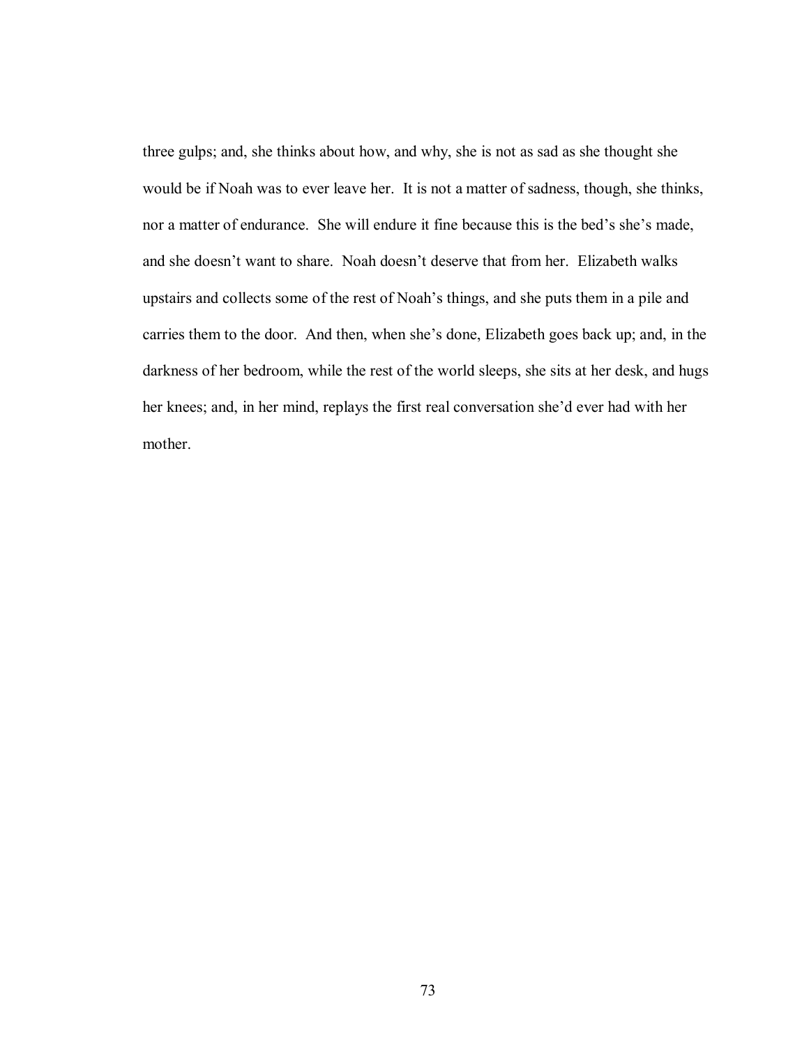three gulps; and, she thinks about how, and why, she is not as sad as she thought she would be if Noah was to ever leave her. It is not a matter of sadness, though, she thinks, nor a matter of endurance. She will endure it fine because this is the bed's she's made, and she doesn't want to share. Noah doesn't deserve that from her. Elizabeth walks upstairs and collects some of the rest of Noah's things, and she puts them in a pile and carries them to the door. And then, when she's done, Elizabeth goes back up; and, in the darkness of her bedroom, while the rest of the world sleeps, she sits at her desk, and hugs her knees; and, in her mind, replays the first real conversation she'd ever had with her mother.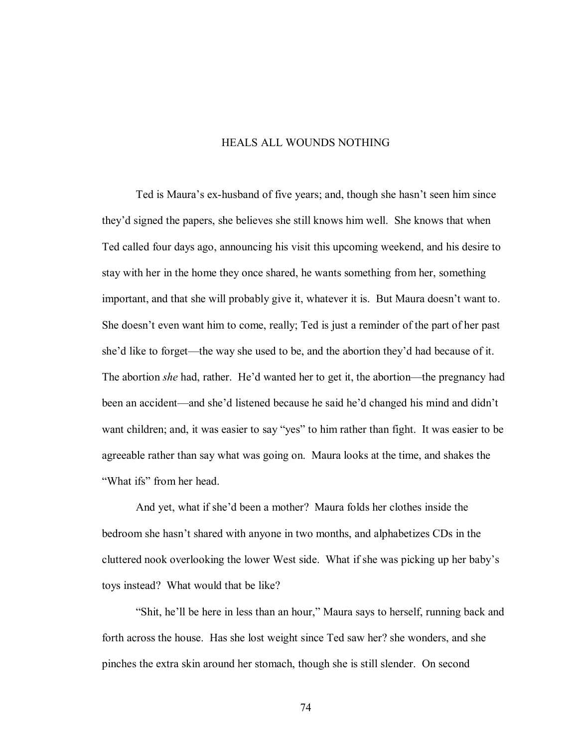# HEALS ALL WOUNDS NOTHING

Ted is Maura's ex-husband of five years; and, though she hasn't seen him since they'd signed the papers, she believes she still knows him well. She knows that when Ted called four days ago, announcing his visit this upcoming weekend, and his desire to stay with her in the home they once shared, he wants something from her, something important, and that she will probably give it, whatever it is. But Maura doesn't want to. She doesn't even want him to come, really; Ted is just a reminder of the part of her past she'd like to forget—the way she used to be, and the abortion they'd had because of it. The abortion *she* had, rather. He'd wanted her to get it, the abortion—the pregnancy had been an accident—and she'd listened because he said he'd changed his mind and didn't want children; and, it was easier to say "yes" to him rather than fight. It was easier to be agreeable rather than say what was going on. Maura looks at the time, and shakes the "What ifs" from her head.

And yet, what if she'd been a mother? Maura folds her clothes inside the bedroom she hasn't shared with anyone in two months, and alphabetizes CDs in the cluttered nook overlooking the lower West side. What if she was picking up her baby's toys instead? What would that be like?

"Shit, he'll be here in less than an hour," Maura says to herself, running back and forth across the house. Has she lost weight since Ted saw her? she wonders, and she pinches the extra skin around her stomach, though she is still slender. On second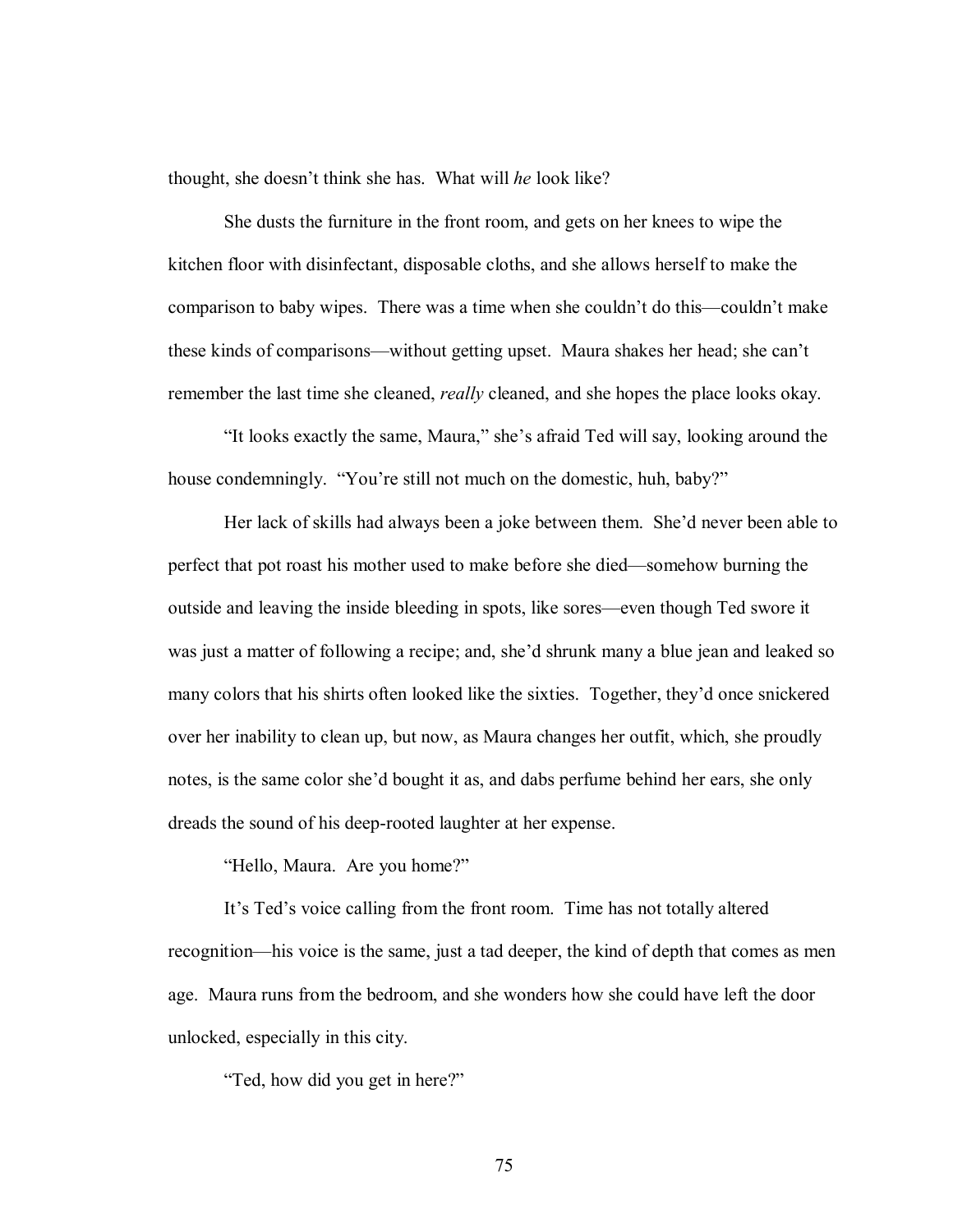thought, she doesn't think she has. What will *he* look like?

She dusts the furniture in the front room, and gets on her knees to wipe the kitchen floor with disinfectant, disposable cloths, and she allows herself to make the comparison to baby wipes. There was a time when she couldn't do this—couldn't make these kinds of comparisons—without getting upset. Maura shakes her head; she can't remember the last time she cleaned, *really* cleaned, and she hopes the place looks okay.

"It looks exactly the same, Maura," she's afraid Ted will say, looking around the house condemningly. "You're still not much on the domestic, huh, baby?"

Her lack of skills had always been a joke between them. She'd never been able to perfect that pot roast his mother used to make before she died—somehow burning the outside and leaving the inside bleeding in spots, like sores—even though Ted swore it was just a matter of following a recipe; and, she'd shrunk many a blue jean and leaked so many colors that his shirts often looked like the sixties. Together, they'd once snickered over her inability to clean up, but now, as Maura changes her outfit, which, she proudly notes, is the same color she'd bought it as, and dabs perfume behind her ears, she only dreads the sound of his deep-rooted laughter at her expense.

"Hello, Maura. Are you home?"

It's Ted's voice calling from the front room. Time has not totally altered recognition—his voice is the same, just a tad deeper, the kind of depth that comes as men age. Maura runs from the bedroom, and she wonders how she could have left the door unlocked, especially in this city.

"Ted, how did you get in here?"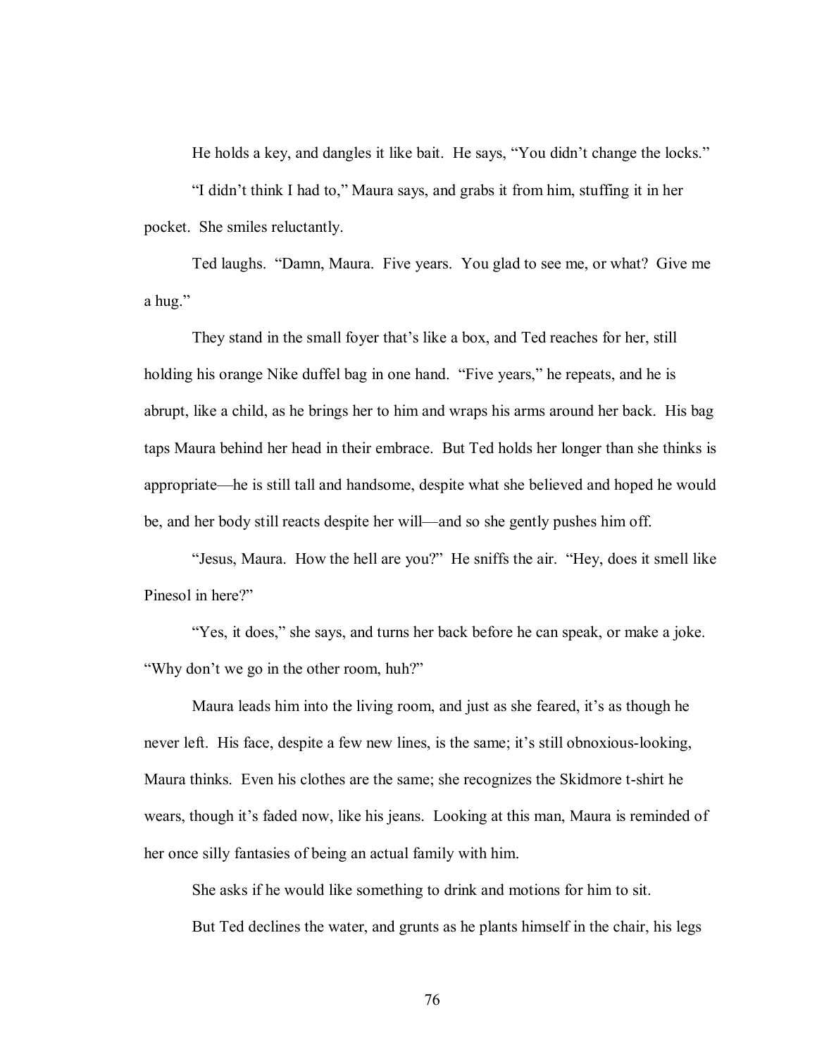He holds a key, and dangles it like bait. He says, "You didn't change the locks."

"I didn't think I had to," Maura says, and grabs it from him, stuffing it in her pocket. She smiles reluctantly.

Ted laughs. "Damn, Maura. Five years. You glad to see me, or what? Give me a hug."

They stand in the small foyer that's like a box, and Ted reaches for her, still holding his orange Nike duffel bag in one hand. "Five years," he repeats, and he is abrupt, like a child, as he brings her to him and wraps his arms around her back. His bag taps Maura behind her head in their embrace. But Ted holds her longer than she thinks is appropriate—he is still tall and handsome, despite what she believed and hoped he would be, and her body still reacts despite her will—and so she gently pushes him off.

"Jesus, Maura. How the hell are you?" He sniffs the air. "Hey, does it smell like Pinesol in here?"

"Yes, it does," she says, and turns her back before he can speak, or make a joke. "Why don't we go in the other room, huh?"

Maura leads him into the living room, and just as she feared, it's as though he never left. His face, despite a few new lines, is the same; it's still obnoxious-looking, Maura thinks. Even his clothes are the same; she recognizes the Skidmore t-shirt he wears, though it's faded now, like his jeans. Looking at this man, Maura is reminded of her once silly fantasies of being an actual family with him.

She asks if he would like something to drink and motions for him to sit.

But Ted declines the water, and grunts as he plants himself in the chair, his legs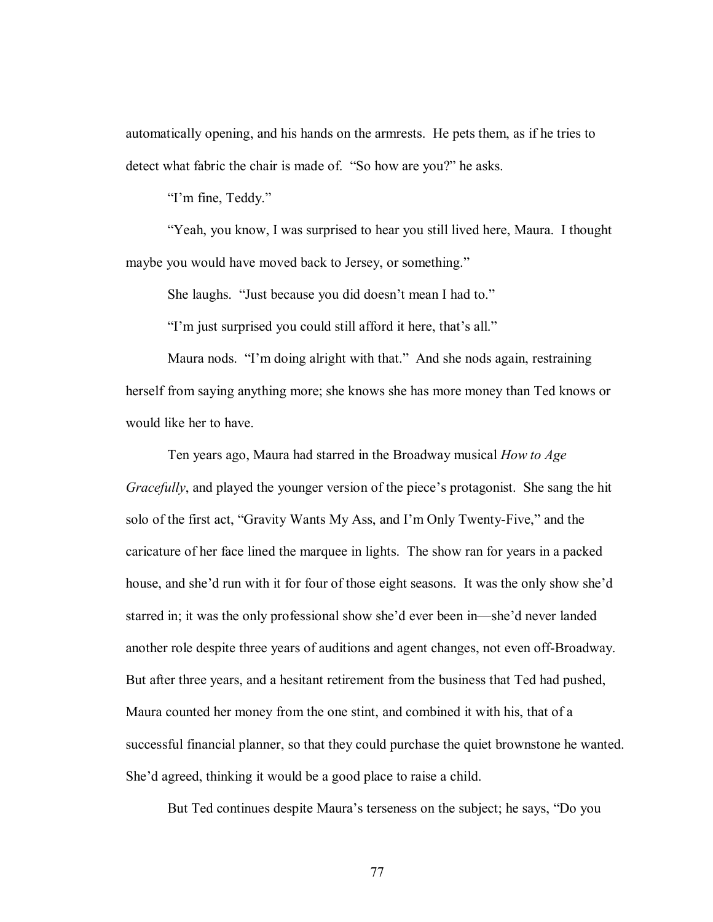automatically opening, and his hands on the armrests. He pets them, as if he tries to detect what fabric the chair is made of. "So how are you?" he asks.

"I'm fine, Teddy."

"Yeah, you know, I was surprised to hear you still lived here, Maura. I thought maybe you would have moved back to Jersey, or something."

She laughs. "Just because you did doesn't mean I had to."

"I'm just surprised you could still afford it here, that's all."

Maura nods. "I'm doing alright with that." And she nods again, restraining herself from saying anything more; she knows she has more money than Ted knows or would like her to have.

Ten years ago, Maura had starred in the Broadway musical *How to Age Gracefully*, and played the younger version of the piece's protagonist. She sang the hit solo of the first act, "Gravity Wants My Ass, and I'm Only Twenty-Five," and the caricature of her face lined the marquee in lights. The show ran for years in a packed house, and she'd run with it for four of those eight seasons. It was the only show she'd starred in; it was the only professional show she'd ever been in—she'd never landed another role despite three years of auditions and agent changes, not even off-Broadway. But after three years, and a hesitant retirement from the business that Ted had pushed, Maura counted her money from the one stint, and combined it with his, that of a successful financial planner, so that they could purchase the quiet brownstone he wanted. She'd agreed, thinking it would be a good place to raise a child.

But Ted continues despite Maura's terseness on the subject; he says, "Do you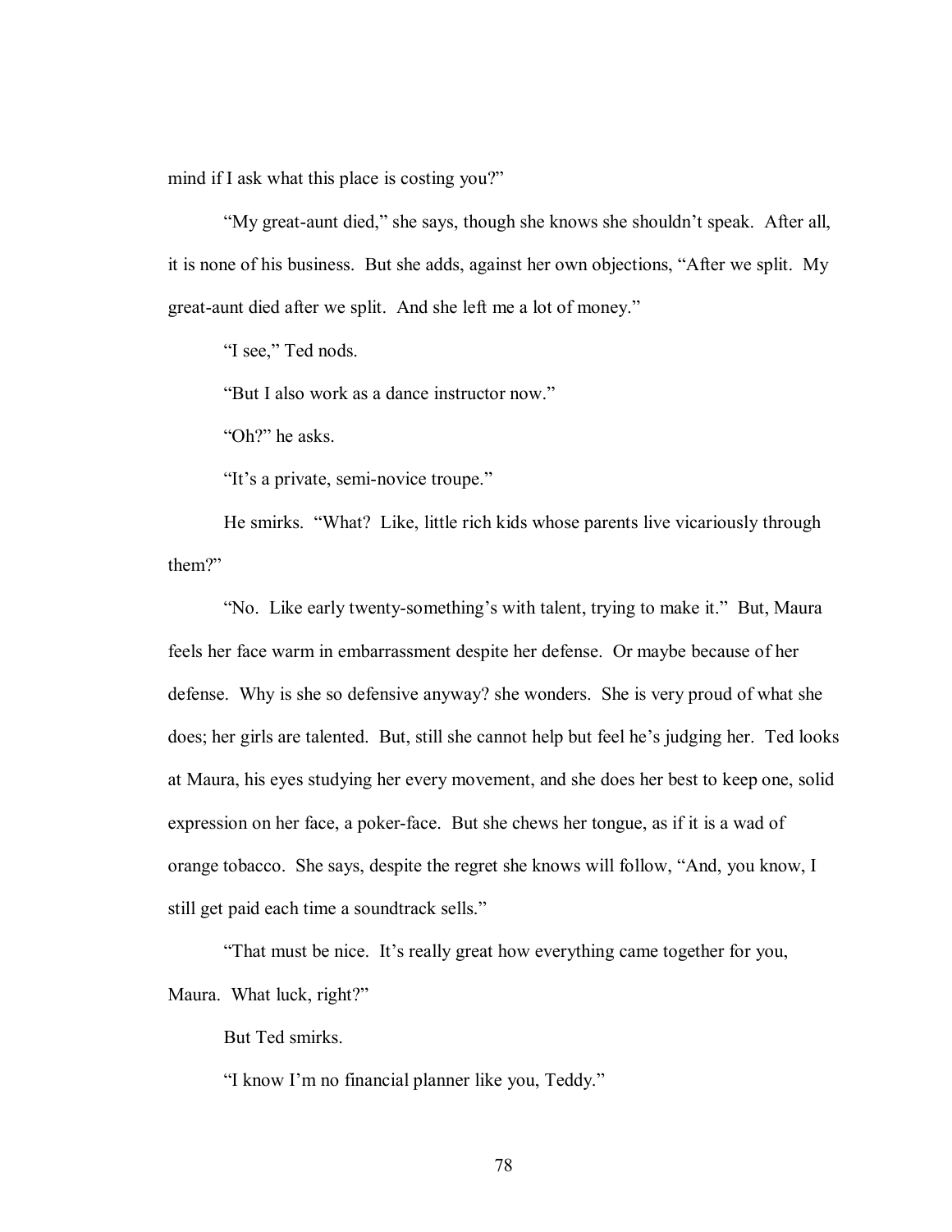mind if I ask what this place is costing you?"

"My great-aunt died," she says, though she knows she shouldn't speak. After all, it is none of his business. But she adds, against her own objections, "After we split. My great-aunt died after we split. And she left me a lot of money."

"I see," Ted nods.

"But I also work as a dance instructor now."

"Oh?" he asks.

"It's a private, semi-novice troupe."

He smirks. "What? Like, little rich kids whose parents live vicariously through them?"

"No. Like early twenty-something's with talent, trying to make it." But, Maura feels her face warm in embarrassment despite her defense. Or maybe because of her defense. Why is she so defensive anyway? she wonders. She is very proud of what she does; her girls are talented. But, still she cannot help but feel he's judging her. Ted looks at Maura, his eyes studying her every movement, and she does her best to keep one, solid expression on her face, a poker-face. But she chews her tongue, as if it is a wad of orange tobacco. She says, despite the regret she knows will follow, "And, you know, I still get paid each time a soundtrack sells."

"That must be nice. It's really great how everything came together for you, Maura. What luck, right?"

But Ted smirks.

"I know I'm no financial planner like you, Teddy."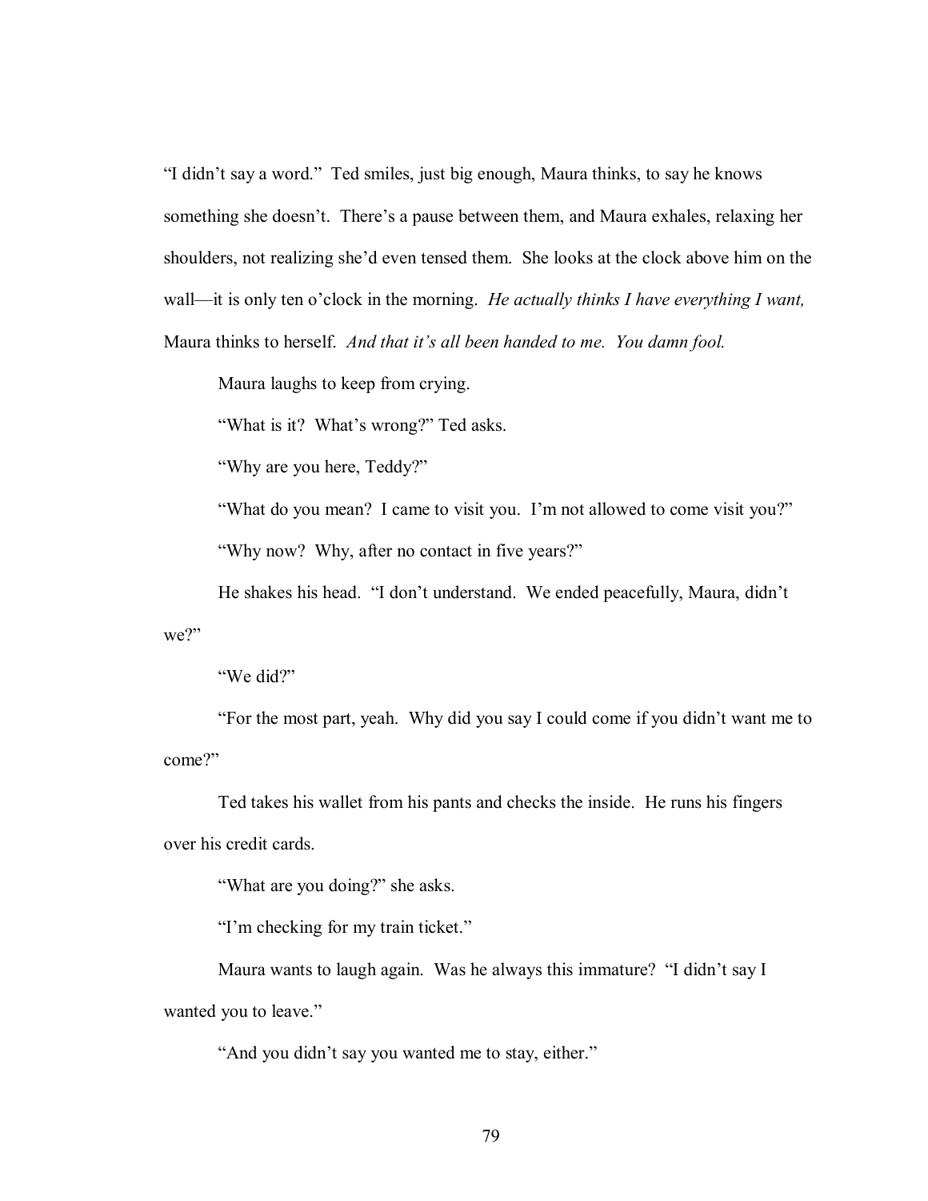"I didn't say a word." Ted smiles, just big enough, Maura thinks, to say he knows something she doesn't. There's a pause between them, and Maura exhales, relaxing her shoulders, not realizing she'd even tensed them. She looks at the clock above him on the wall—it is only ten o'clock in the morning. *He actually thinks I have everything I want,* Maura thinks to herself. *And that it's all been handed to me. You damn fool.*

Maura laughs to keep from crying.

"What is it? What's wrong?" Ted asks.

"Why are you here, Teddy?"

"What do you mean? I came to visit you. I'm not allowed to come visit you?"

"Why now? Why, after no contact in five years?"

He shakes his head. "I don't understand. We ended peacefully, Maura, didn't we?"

"We did?"

"For the most part, yeah. Why did you say I could come if you didn't want me to come?"

Ted takes his wallet from his pants and checks the inside. He runs his fingers over his credit cards.

"What are you doing?" she asks.

"I'm checking for my train ticket."

Maura wants to laugh again. Was he always this immature? "I didn't say I wanted you to leave."

"And you didn't say you wanted me to stay, either."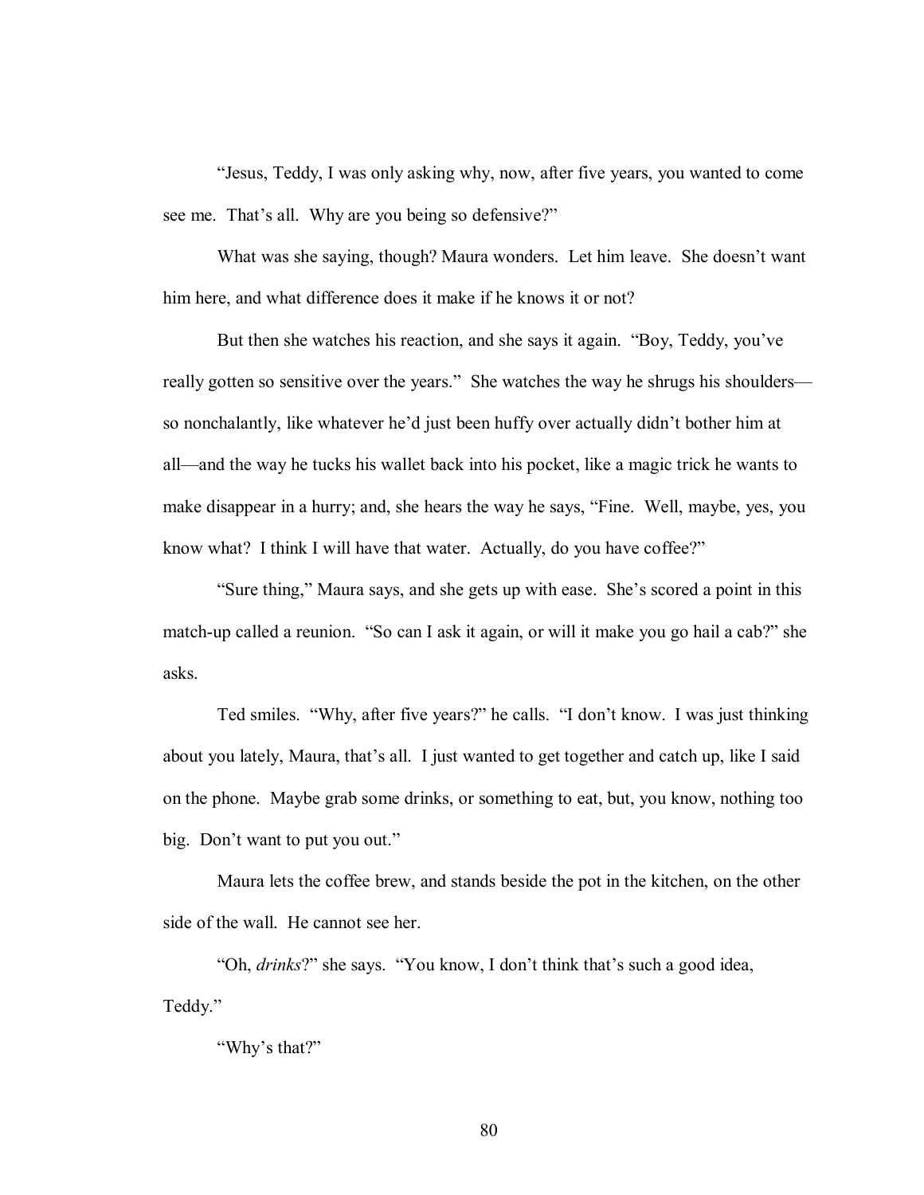"Jesus, Teddy, I was only asking why, now, after five years, you wanted to come see me. That's all. Why are you being so defensive?"

What was she saying, though? Maura wonders. Let him leave. She doesn't want him here, and what difference does it make if he knows it or not?

But then she watches his reaction, and she says it again. "Boy, Teddy, you've really gotten so sensitive over the years." She watches the way he shrugs his shoulders—so nonchalantly, like whatever he'd just been huffy over actually didn't bother him at all—and the way he tucks his wallet back into his pocket, like a magic trick he wants to make disappear in a hurry; and, she hears the way he says, "Fine. Well, maybe, yes, you know what? I think I will have that water. Actually, do you have coffee?"

"Sure thing," Maura says, and she gets up with ease. She's scored a point in this match-up called a reunion. "So can I ask it again, or will it make you go hail a cab?" she asks.

Ted smiles. "Why, after five years?" he calls. "I don't know. I was just thinking about you lately, Maura, that's all. I just wanted to get together and catch up, like I said on the phone. Maybe grab some drinks, or something to eat, but, you know, nothing too big. Don't want to put you out."

Maura lets the coffee brew, and stands beside the pot in the kitchen, on the other side of the wall. He cannot see her.

"Oh, *drinks*?" she says. "You know, I don't think that's such a good idea, Teddy."

"Why's that?"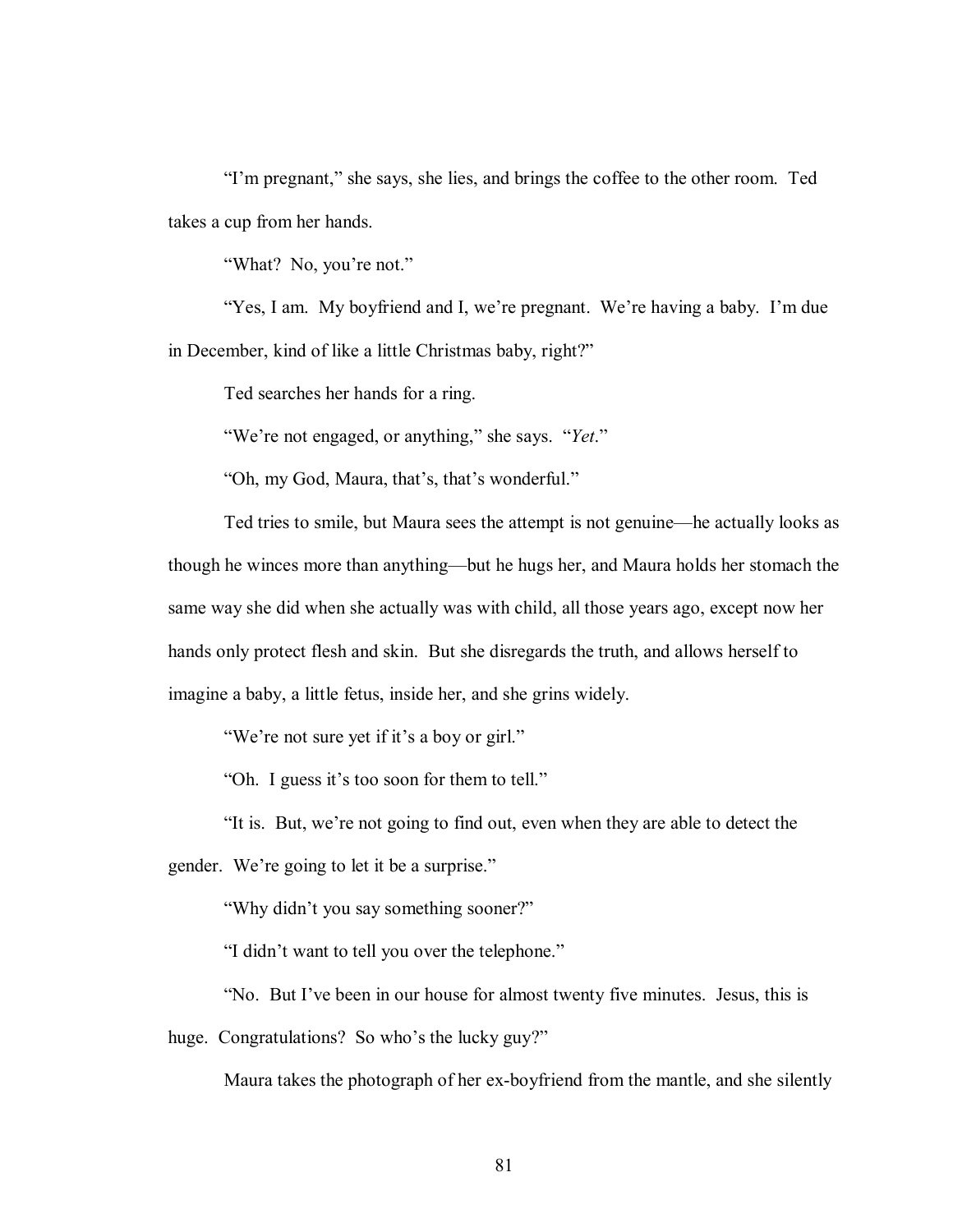"I'm pregnant," she says, she lies, and brings the coffee to the other room. Ted takes a cup from her hands.

"What? No, you're not."

"Yes, I am. My boyfriend and I, we're pregnant. We're having a baby. I'm due in December, kind of like a little Christmas baby, right?"

Ted searches her hands for a ring.

"We're not engaged, or anything," she says. "*Yet*."

"Oh, my God, Maura, that's, that's wonderful."

Ted tries to smile, but Maura sees the attempt is not genuine—he actually looks as though he winces more than anything—but he hugs her, and Maura holds her stomach the same way she did when she actually was with child, all those years ago, except now her hands only protect flesh and skin. But she disregards the truth, and allows herself to imagine a baby, a little fetus, inside her, and she grins widely.

"We're not sure yet if it's a boy or girl."

"Oh. I guess it's too soon for them to tell."

"It is. But, we're not going to find out, even when they are able to detect the gender. We're going to let it be a surprise."

"Why didn't you say something sooner?"

"I didn't want to tell you over the telephone."

"No. But I've been in our house for almost twenty five minutes. Jesus, this is huge. Congratulations? So who's the lucky guy?"

Maura takes the photograph of her ex-boyfriend from the mantle, and she silently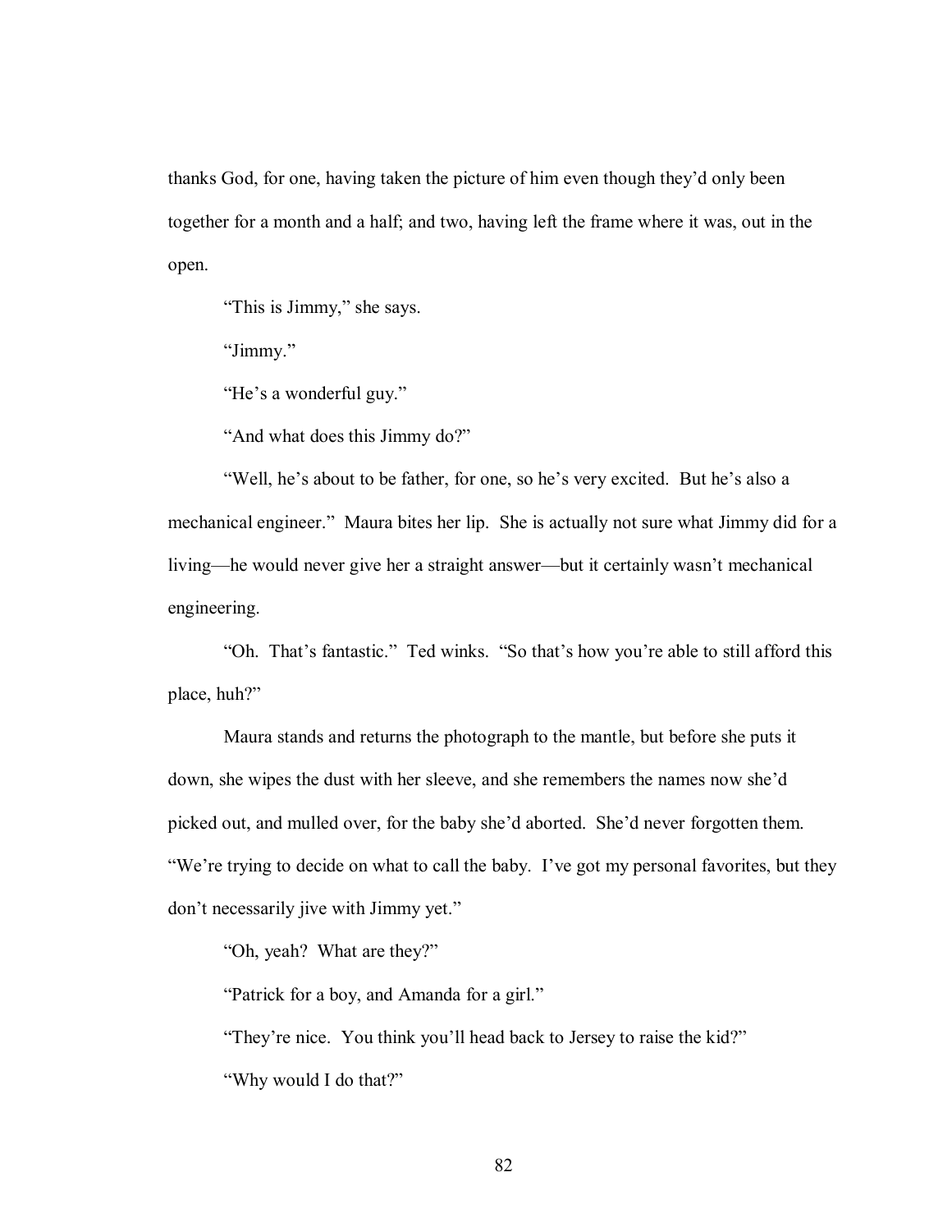thanks God, for one, having taken the picture of him even though they'd only been together for a month and a half; and two, having left the frame where it was, out in the open.

"This is Jimmy," she says.

"Jimmy."

"He's a wonderful guy."

"And what does this Jimmy do?"

"Well, he's about to be father, for one, so he's very excited. But he's also a mechanical engineer." Maura bites her lip. She is actually not sure what Jimmy did for a living—he would never give her a straight answer—but it certainly wasn't mechanical engineering.

"Oh. That's fantastic." Ted winks. "So that's how you're able to still afford this place, huh?"

Maura stands and returns the photograph to the mantle, but before she puts it down, she wipes the dust with her sleeve, and she remembers the names now she'd picked out, and mulled over, for the baby she'd aborted. She'd never forgotten them. "We're trying to decide on what to call the baby. I've got my personal favorites, but they don't necessarily jive with Jimmy yet."

"Oh, yeah? What are they?"

"Patrick for a boy, and Amanda for a girl."

"They're nice. You think you'll head back to Jersey to raise the kid?"

"Why would I do that?"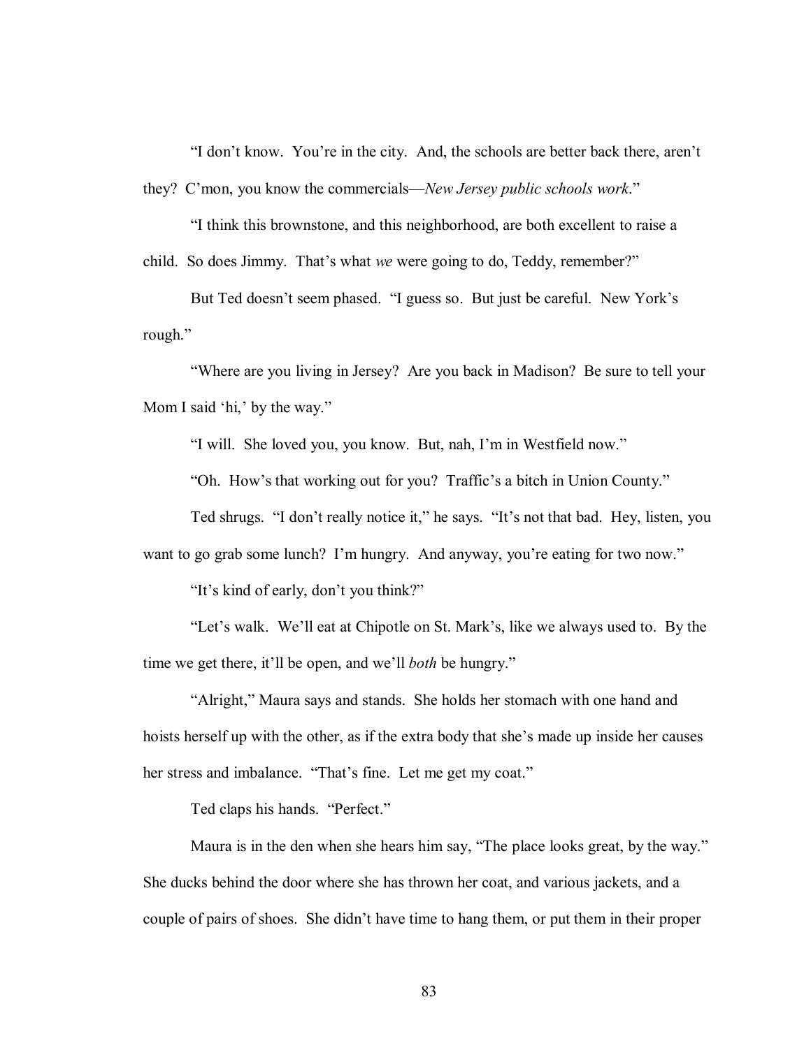"I don't know. You're in the city. And, the schools are better back there, aren't they? C'mon, you know the commercials—*New Jersey public schools work*."

"I think this brownstone, and this neighborhood, are both excellent to raise a child. So does Jimmy. That's what *we* were going to do, Teddy, remember?"

But Ted doesn't seem phased. "I guess so. But just be careful. New York's rough."

"Where are you living in Jersey? Are you back in Madison? Be sure to tell your Mom I said 'hi,' by the way."

"I will. She loved you, you know. But, nah, I'm in Westfield now."

"Oh. How's that working out for you? Traffic's a bitch in Union County."

Ted shrugs. "I don't really notice it," he says. "It's not that bad. Hey, listen, you want to go grab some lunch? I'm hungry. And anyway, you're eating for two now."

"It's kind of early, don't you think?"

"Let's walk. We'll eat at Chipotle on St. Mark's, like we always used to. By the time we get there, it'll be open, and we'll *both* be hungry."

"Alright," Maura says and stands. She holds her stomach with one hand and hoists herself up with the other, as if the extra body that she's made up inside her causes her stress and imbalance. "That's fine. Let me get my coat."

Ted claps his hands. "Perfect."

Maura is in the den when she hears him say, "The place looks great, by the way." She ducks behind the door where she has thrown her coat, and various jackets, and a couple of pairs of shoes. She didn't have time to hang them, or put them in their proper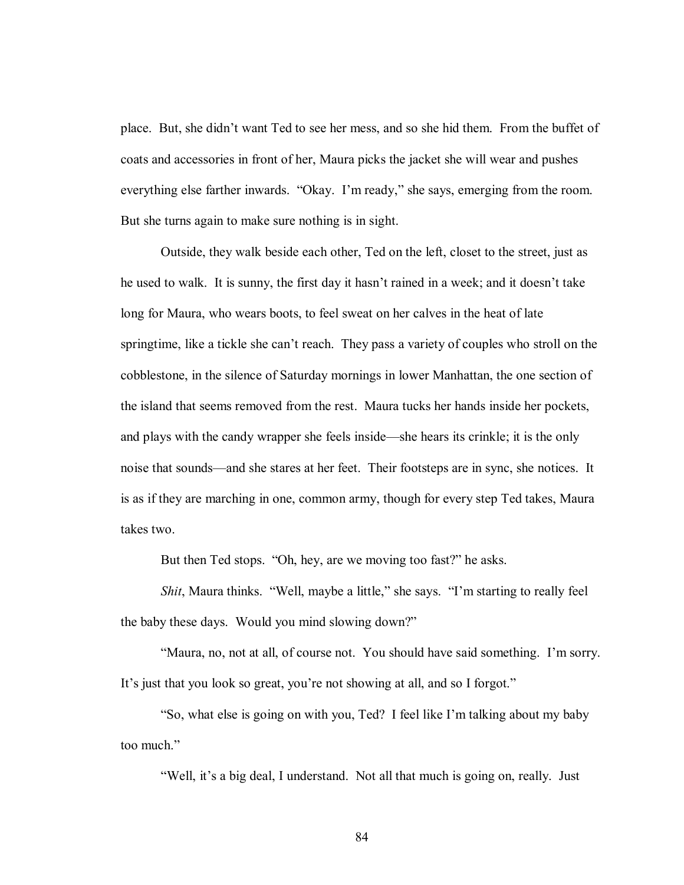place. But, she didn't want Ted to see her mess, and so she hid them. From the buffet of coats and accessories in front of her, Maura picks the jacket she will wear and pushes everything else farther inwards. "Okay. I'm ready," she says, emerging from the room. But she turns again to make sure nothing is in sight.

Outside, they walk beside each other, Ted on the left, closet to the street, just as he used to walk. It is sunny, the first day it hasn't rained in a week; and it doesn't take long for Maura, who wears boots, to feel sweat on her calves in the heat of late springtime, like a tickle she can't reach. They pass a variety of couples who stroll on the cobblestone, in the silence of Saturday mornings in lower Manhattan, the one section of the island that seems removed from the rest. Maura tucks her hands inside her pockets, and plays with the candy wrapper she feels inside—she hears its crinkle; it is the only noise that sounds—and she stares at her feet. Their footsteps are in sync, she notices. It is as if they are marching in one, common army, though for every step Ted takes, Maura takes two.

But then Ted stops. "Oh, hey, are we moving too fast?" he asks.

*Shit*, Maura thinks. "Well, maybe a little," she says. "I'm starting to really feel the baby these days. Would you mind slowing down?"

"Maura, no, not at all, of course not. You should have said something. I'm sorry. It's just that you look so great, you're not showing at all, and so I forgot."

"So, what else is going on with you, Ted? I feel like I'm talking about my baby too much."

"Well, it's a big deal, I understand. Not all that much is going on, really. Just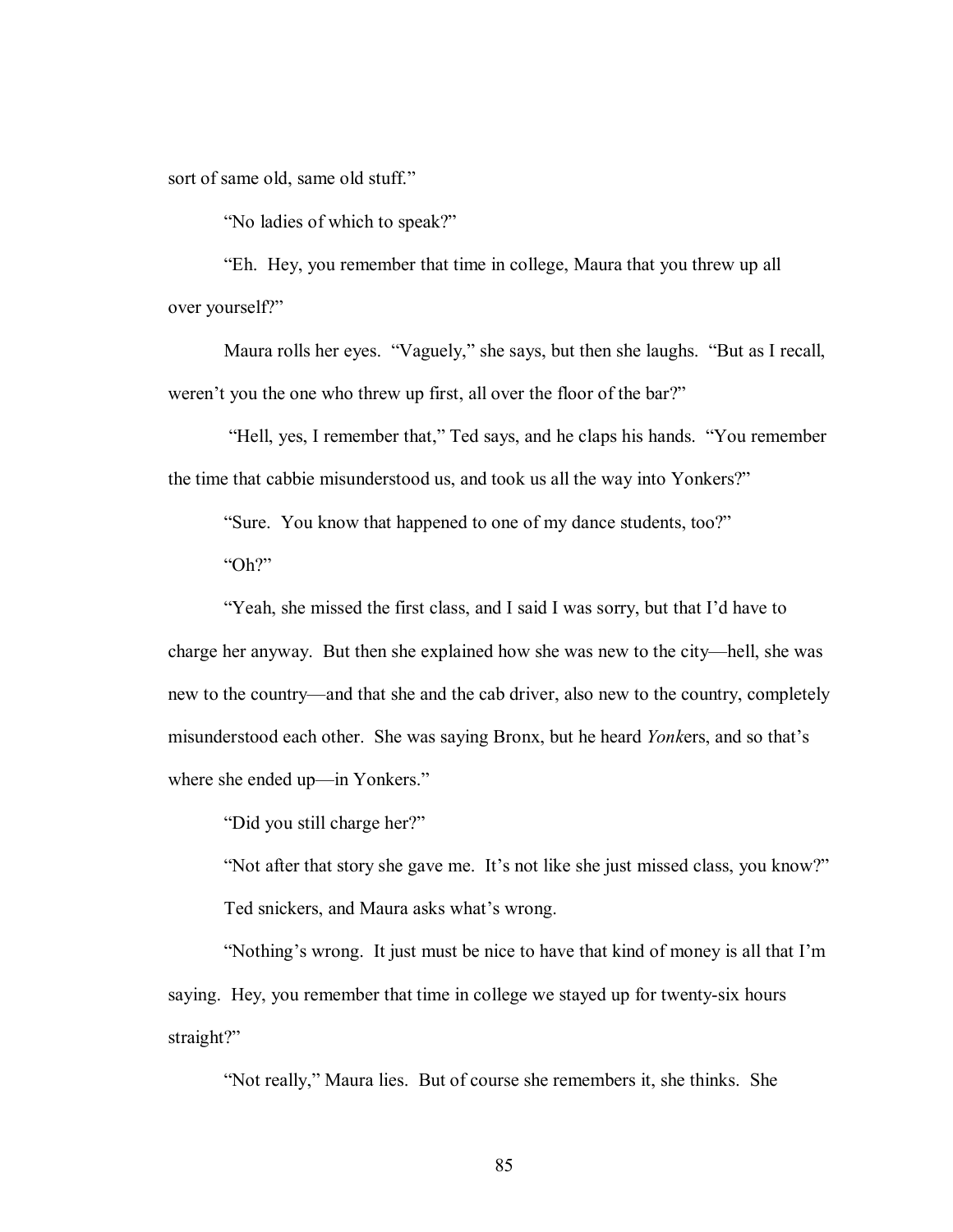sort of same old, same old stuff."

"No ladies of which to speak?"

"Eh. Hey, you remember that time in college, Maura that you threw up all over yourself?"

Maura rolls her eyes. "Vaguely," she says, but then she laughs. "But as I recall, weren't you the one who threw up first, all over the floor of the bar?"

"Hell, yes, I remember that," Ted says, and he claps his hands. "You remember the time that cabbie misunderstood us, and took us all the way into Yonkers?"

"Sure. You know that happened to one of my dance students, too?"

"Oh?"

"Yeah, she missed the first class, and I said I was sorry, but that I'd have to charge her anyway. But then she explained how she was new to the city—hell, she was new to the country—and that she and the cab driver, also new to the country, completely misunderstood each other. She was saying Bronx, but he heard *Yonk*ers, and so that's where she ended up—in Yonkers."

"Did you still charge her?"

"Not after that story she gave me. It's not like she just missed class, you know?"

Ted snickers, and Maura asks what's wrong.

"Nothing's wrong. It just must be nice to have that kind of money is all that I'm saying. Hey, you remember that time in college we stayed up for twenty-six hours straight?"

"Not really," Maura lies. But of course she remembers it, she thinks. She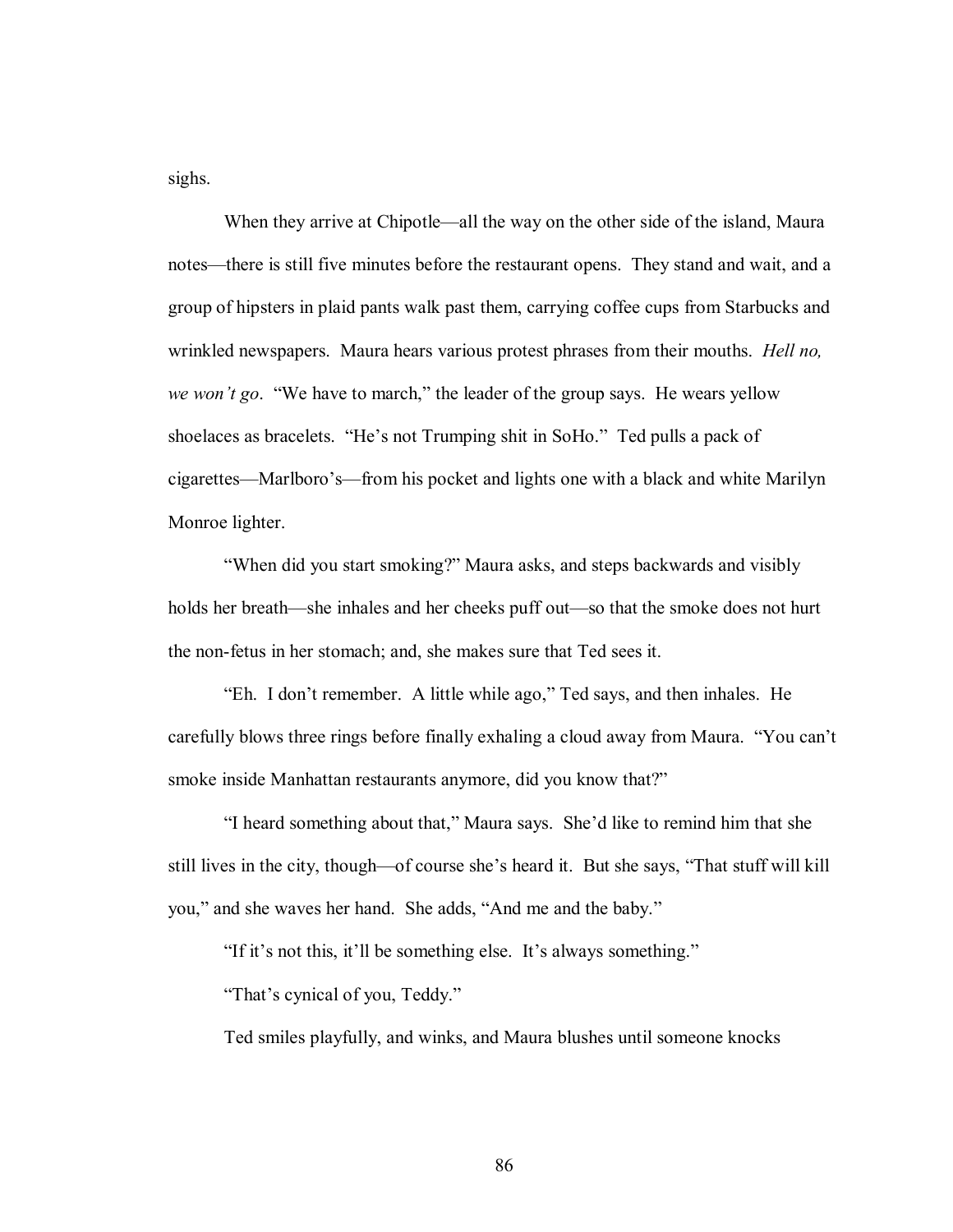sighs.

When they arrive at Chipotle—all the way on the other side of the island, Maura notes—there is still five minutes before the restaurant opens. They stand and wait, and a group of hipsters in plaid pants walk past them, carrying coffee cups from Starbucks and wrinkled newspapers. Maura hears various protest phrases from their mouths. *Hell no, we won't go*. "We have to march," the leader of the group says. He wears yellow shoelaces as bracelets. "He's not Trumping shit in SoHo." Ted pulls a pack of cigarettes—Marlboro's—from his pocket and lights one with a black and white Marilyn Monroe lighter.

"When did you start smoking?" Maura asks, and steps backwards and visibly holds her breath—she inhales and her cheeks puff out—so that the smoke does not hurt the non-fetus in her stomach; and, she makes sure that Ted sees it.

"Eh. I don't remember. A little while ago," Ted says, and then inhales. He carefully blows three rings before finally exhaling a cloud away from Maura. "You can't smoke inside Manhattan restaurants anymore, did you know that?"

"I heard something about that," Maura says. She'd like to remind him that she still lives in the city, though—of course she's heard it. But she says, "That stuff will kill you," and she waves her hand. She adds, "And me and the baby."

"If it's not this, it'll be something else. It's always something."

"That's cynical of you, Teddy."

Ted smiles playfully, and winks, and Maura blushes until someone knocks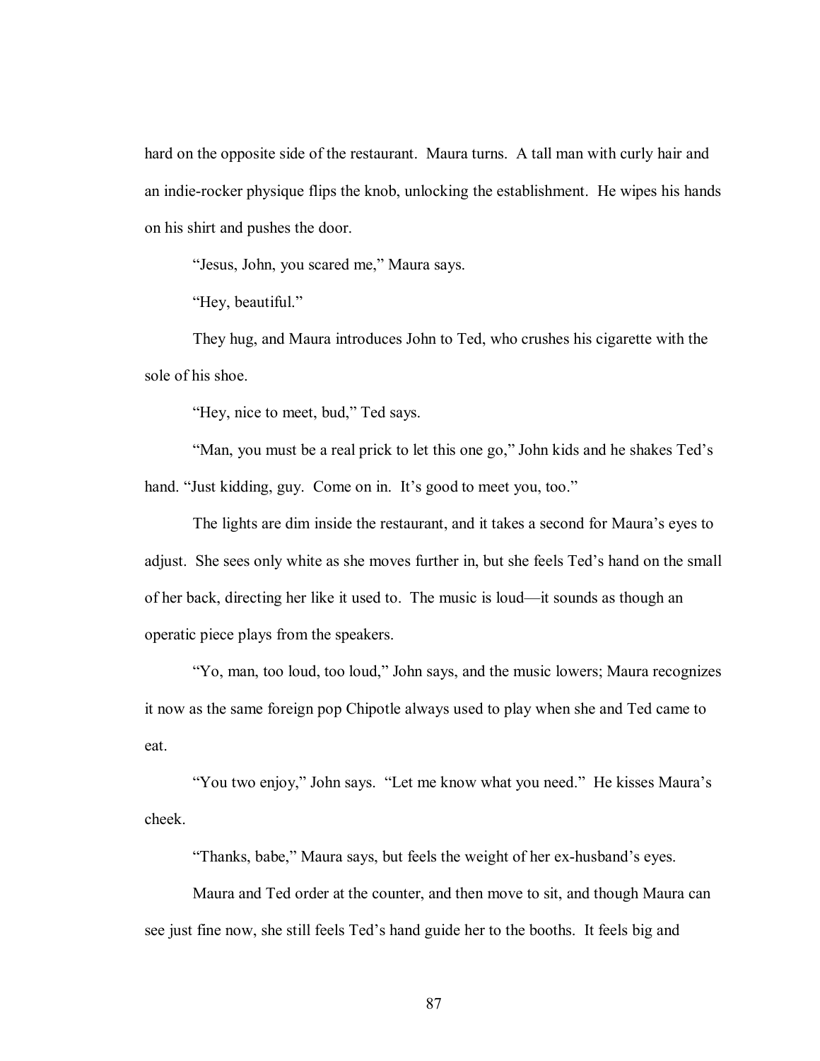hard on the opposite side of the restaurant. Maura turns. A tall man with curly hair and an indie-rocker physique flips the knob, unlocking the establishment. He wipes his hands on his shirt and pushes the door.

"Jesus, John, you scared me," Maura says.

"Hey, beautiful."

They hug, and Maura introduces John to Ted, who crushes his cigarette with the sole of his shoe.

"Hey, nice to meet, bud," Ted says.

"Man, you must be a real prick to let this one go," John kids and he shakes Ted's hand. "Just kidding, guy. Come on in. It's good to meet you, too."

The lights are dim inside the restaurant, and it takes a second for Maura's eyes to adjust. She sees only white as she moves further in, but she feels Ted's hand on the small of her back, directing her like it used to. The music is loud—it sounds as though an operatic piece plays from the speakers.

"Yo, man, too loud, too loud," John says, and the music lowers; Maura recognizes it now as the same foreign pop Chipotle always used to play when she and Ted came to eat.

"You two enjoy," John says. "Let me know what you need." He kisses Maura's cheek.

"Thanks, babe," Maura says, but feels the weight of her ex-husband's eyes.

Maura and Ted order at the counter, and then move to sit, and though Maura can see just fine now, she still feels Ted's hand guide her to the booths. It feels big and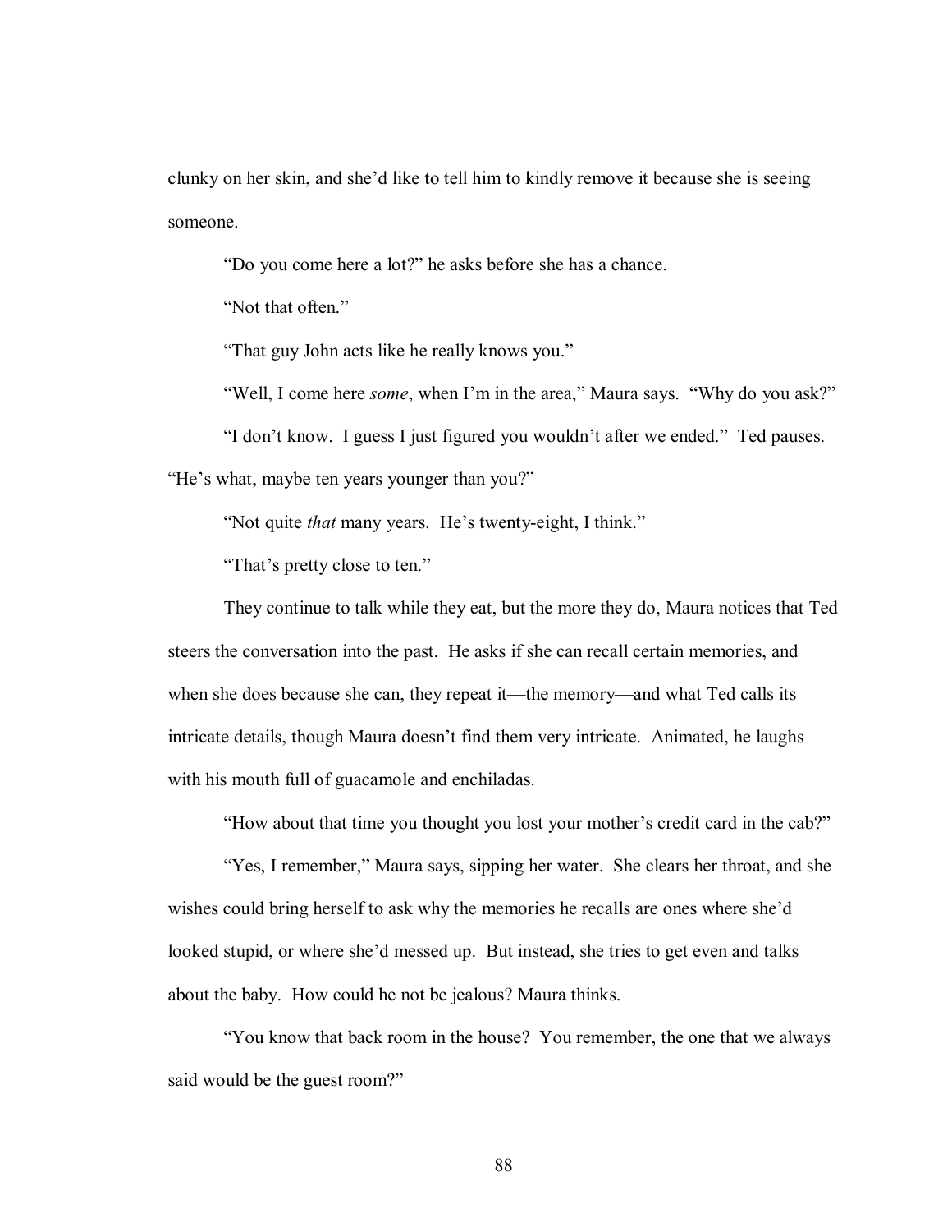clunky on her skin, and she'd like to tell him to kindly remove it because she is seeing someone.

"Do you come here a lot?" he asks before she has a chance.

"Not that often."

"That guy John acts like he really knows you."

"Well, I come here *some*, when I'm in the area," Maura says. "Why do you ask?"

"I don't know. I guess I just figured you wouldn't after we ended." Ted pauses. "He's what, maybe ten years younger than you?"

"Not quite *that* many years. He's twenty-eight, I think."

"That's pretty close to ten."

They continue to talk while they eat, but the more they do, Maura notices that Ted steers the conversation into the past. He asks if she can recall certain memories, and when she does because she can, they repeat it—the memory—and what Ted calls its intricate details, though Maura doesn't find them very intricate. Animated, he laughs with his mouth full of guacamole and enchiladas.

"How about that time you thought you lost your mother's credit card in the cab?"

"Yes, I remember," Maura says, sipping her water. She clears her throat, and she wishes could bring herself to ask why the memories he recalls are ones where she'd looked stupid, or where she'd messed up. But instead, she tries to get even and talks about the baby. How could he not be jealous? Maura thinks.

"You know that back room in the house? You remember, the one that we always said would be the guest room?"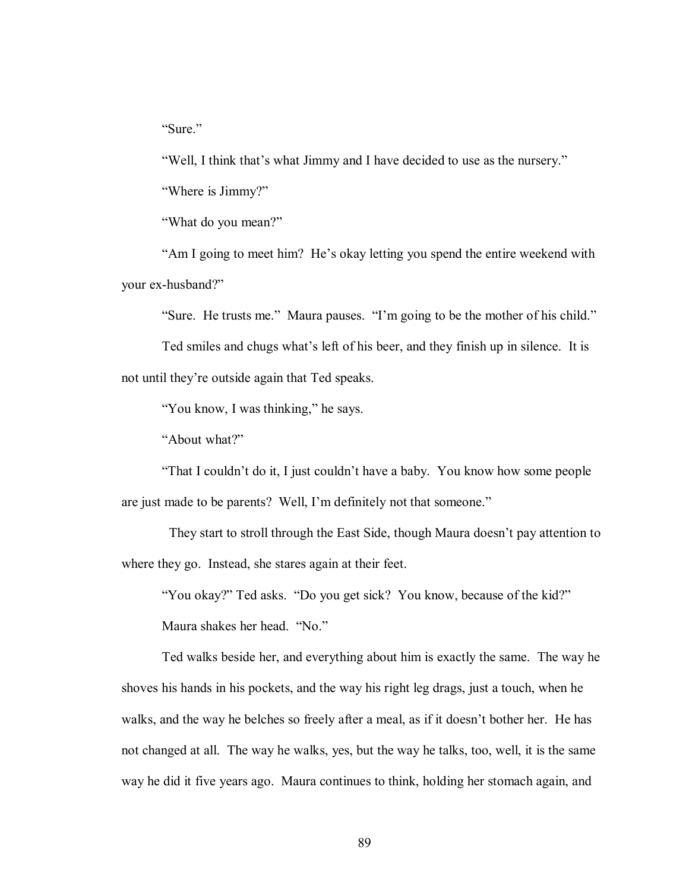"Sure."

"Well, I think that's what Jimmy and I have decided to use as the nursery."

"Where is Jimmy?"

"What do you mean?"

"Am I going to meet him? He's okay letting you spend the entire weekend with your ex-husband?"

"Sure. He trusts me." Maura pauses. "I'm going to be the mother of his child."

Ted smiles and chugs what's left of his beer, and they finish up in silence. It is not until they're outside again that Ted speaks.

"You know, I was thinking," he says.

"About what?"

"That I couldn't do it, I just couldn't have a baby. You know how some people are just made to be parents? Well, I'm definitely not that someone."

They start to stroll through the East Side, though Maura doesn't pay attention to where they go. Instead, she stares again at their feet.

"You okay?" Ted asks. "Do you get sick? You know, because of the kid?"

Maura shakes her head. "No."

Ted walks beside her, and everything about him is exactly the same. The way he shoves his hands in his pockets, and the way his right leg drags, just a touch, when he walks, and the way he belches so freely after a meal, as if it doesn't bother her. He has not changed at all. The way he walks, yes, but the way he talks, too, well, it is the same way he did it five years ago. Maura continues to think, holding her stomach again, and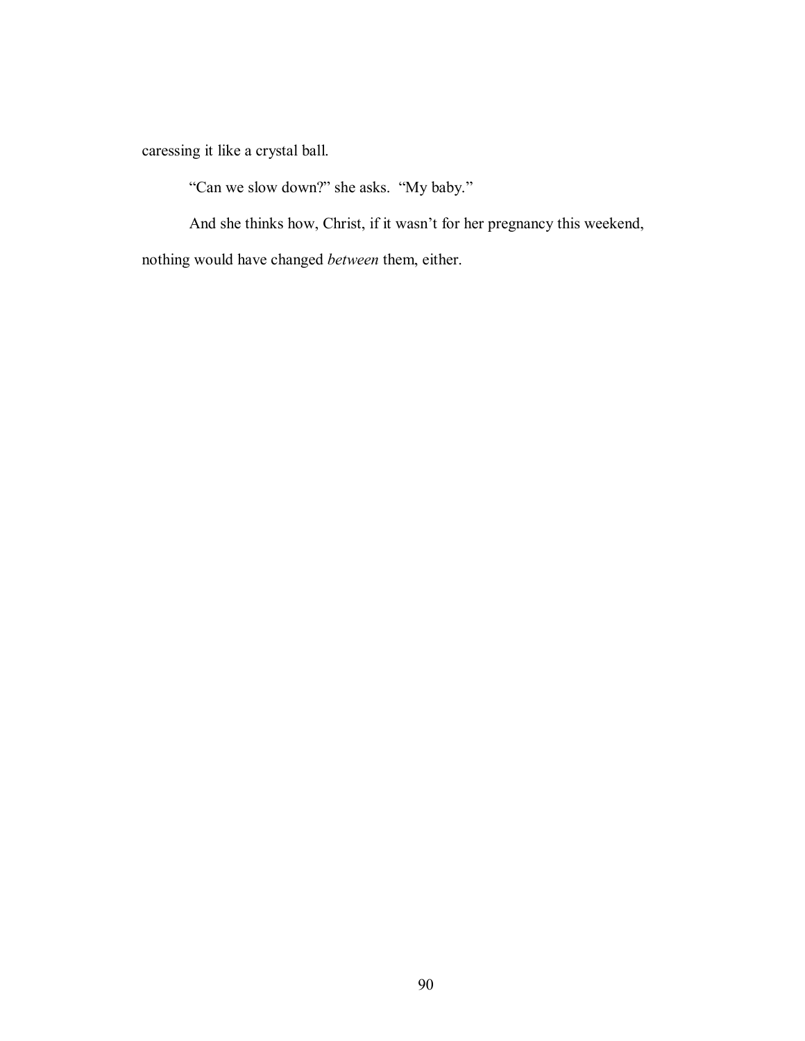caressing it like a crystal ball.

"Can we slow down?" she asks. "My baby."

And she thinks how, Christ, if it wasn't for her pregnancy this weekend, nothing would have changed *between* them, either.